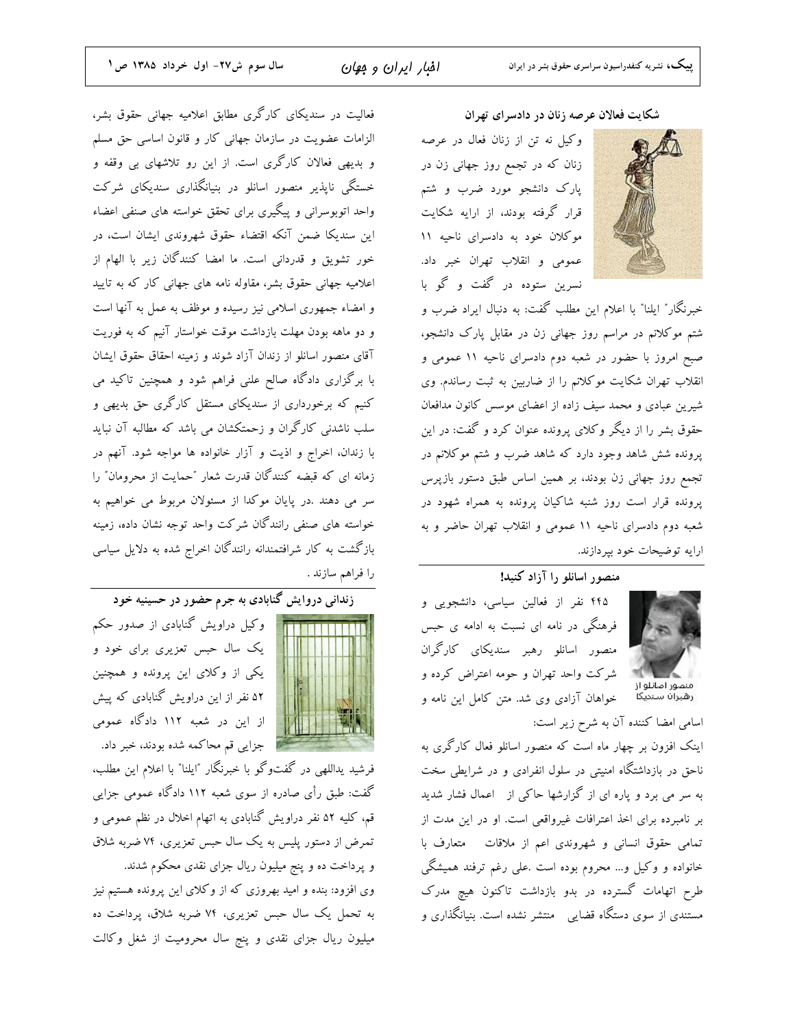## شکایت فعالان عرصه زنان در دادسرای تهران

وکیل نه تن از زنان فعال در عرصه زنان که در تجمع روز جهانی زن در پارک دانشجو مورد ضرب و شتم قرار گرفته بودند، از ارایه شکایت موکلان خود به دادسرای ناحیه ۱۱ عمومی و انقلاب تهران خبر داد. نسرین ستوده در گفت و گو با خبرنگار" ایلنا" با اعلام این مطلب گفت: به دنبال ایراد ضرب و شتم موکلانم در مراسم روز جهانی زن در مقابل پارک دانشجو، صبح امروز با حضور در شعبه دوم دادسرای ناحیه ۱۱ عمومی و انقلاب تهران شکایت موکلانم را از ضاربین به ثبت رساندم. وی شیرین عبادی و محمد سیف زاده از اعضای موسس کانون مدافعان حقوق بشر را از دیگر وکلای پرونده عنوان کرد و گفت: در این پرونده شش شاهد وجود دارد که شاهد ضرب و شتم موکلانم در تجمع روز جهانی زن بودند، بر همین اساس طبق دستور بازپرس پرونده قرار است روز شنبه شاکیان پرونده به همراه شهود در شعبه دوم دادسرای ناحیه ۱۱ عمومی و انقلاب تهران حاضر و به ارایه توضیحات خود بپردازند.

## منصور اسانلو را آزاد کنید!

منصور اسانلو از رهبران سندیکا

۴۴۵ نفر از فعالین سیاسی، دانشجویی و فرهنگی در نامه ای نسبت به ادامه ی حبس منصور اسانلو رهبر سندیکای کارگران شرکت واحد تهران و حومه اعتراض کرده و خواهان آزادی وی شد. متن کامل این نامه و اسامی امضا کننده آن به شرح زیر است:

اینک افزون بر چهار ماه است که منصور اسانلو فعال کارگری به ناحق در بازداشتگاه امنیتی در سلول انفرادی و در شرایطی سخت به سر می برد و پاره ای از گزارشها حاکی از اعمال فشار شدید بر نامبرده برای اخذ اعترافات غیرواقعی است. او در این مدت از تمامی حقوق انسانی و شهروندی اعم از ملاقات متعارف با خانواده و وکیل و... محروم بوده است .علی رغم ترفند همیشگی طرح اتهامات گسترده در بدو بازداشت تاکنون هیچ مدرک مستندی از سوی دستگاه قضایی منتشر نشده است. بنیانگذاری و فعالیت در سندیکای کارگری مطابق اعلامیه جهانی حقوق بشر، الزامات عضویت در سازمان جهانی کار و قانون اساسی حق مسلم و بدیهی فعالان کارگری است. از این رو تلاشهای بی وقفه و خستگی ناپذیر منصور اسانلو در بنیانگذاری سندیکای شرکت واحد اتوبوسرانی و پیگیری برای تحقق خواسته های صنفی اعضاء این سندیکا ضمن آنکه اقتضاء حقوق شهروندی ایشان است، در خور تشویق و قدردانی است. ما امضا کنندگان زیر با الهام از اعلامیه جهانی حقوق بشر، مقاوله نامه های جهانی کار که به تایید و امضاء جمهوری اسلامی نیز رسیده و موظف به عمل به آنها است و دو ماهه بودن مهلت بازداشت موقت خواستار آنیم که به فوریت آقای منصور اسانلو از زندان آزاد شوند و زمینه احقاق حقوق ایشان با برگزاری دادگاه صالح علنی فراهم شود و همچنین تاکید می کنیم که برخورداری از سندیکای مستقل کارگری حق بدیهی و سلب ناشدنی کارگران و زحمتکشان می باشد که مطالبه آن نباید با زندان، اخراج و اذیت و آزار خانواده ها مواجه شود. آنهم در زمانه ای که قبضه کنندگان قدرت شعار "حمایت از محرومان" را سر می دهند .در پایان موکدا از مسئولان مربوط می خواهیم به خواسته های صنفی رانندگان شرکت واحد توجه نشان داده، زمینه بازگشت به کار شرافتمندانه رانندگان اخراج شده به دلایل سیاسی را فراهم سازند .

## زندانی درویش گنابادی به جرم حضور در حسینیه خود

وکیل دراویش گنابادی از صدور حکم یک سال حبس تعزیری برای خود و یکی از وکلای این پرونده و همچنین ۵۲ نفر از این دراویش گنابادی که پیش از این در شعبه ۱۱۲ دادگاه عمومی جزایی قم محاکمه شده بودند، خبر داد.

فرشید یداللهی در گفت‌وگو با خبرنگار "ایلنا" با اعلام این مطلب، گفت: طبق رأی صادره از سوی شعبه ۱۱۲ دادگاه عمومی جزایی قم، کلیه ۵۲ نفر دراویش گنابادی به اتهام اخلال در نظم عمومی و تمرض از دستور پلیس به یک سال حبس تعزیری، ۷۴ ضربه شلاق و پرداخت ده و پنج میلیون ریال جزای نقدی محکوم شدند.

وی افزود: بنده و امید بهروزی که از وکلای این پرونده هستیم نیز به تحمل یک سال حبس تعزیری، ۷۴ ضربه شلاق، پرداخت ده میلیون ریال جزای نقدی و پنج سال محرومیت از شغل وکالت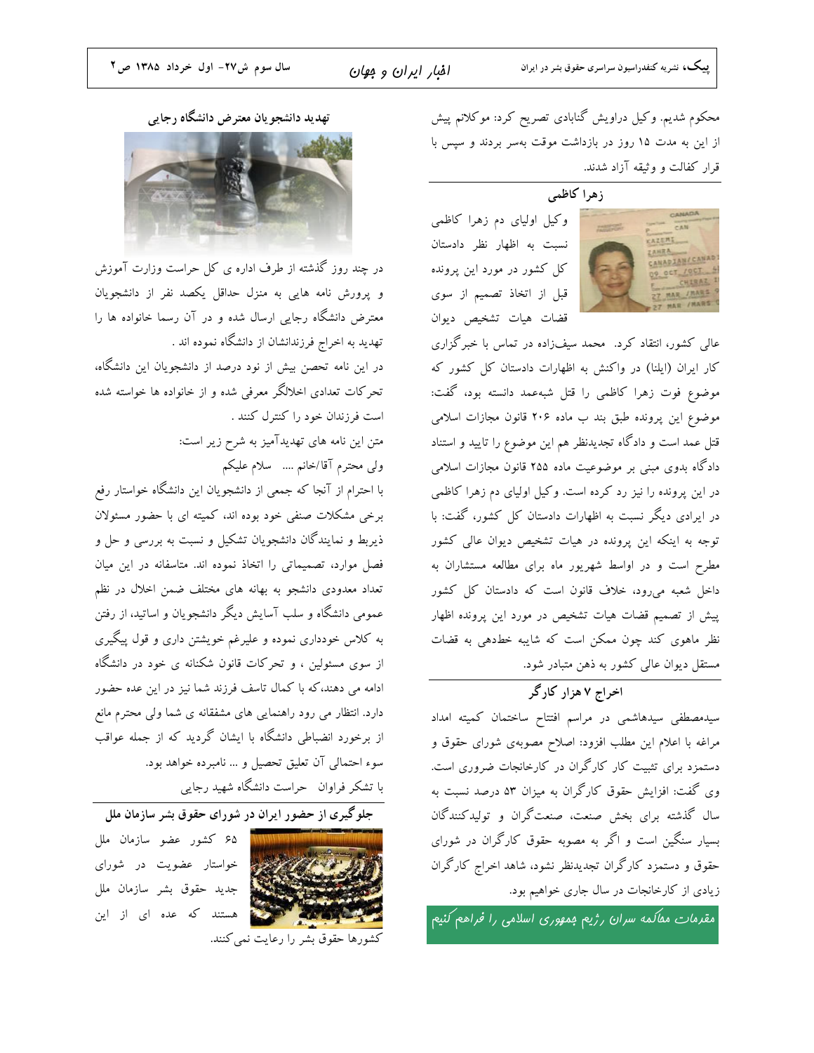محکوم شدیم. وکیل دراویش گنابادی تصریح کرد: موکلانم پیش از این به مدت ۱۵ روز در بازداشت موقت به‌سر بردند و سپس با قرار کفالت و وثیقه آزاد شدند.

### زهرا کاظمی

وکیل اولیای دم زهرا کاظمی نسبت به اظهار نظر دادستان کل کشور در مورد این پرونده قبل از اتخاذ تصمیم از سوی قضات هیات تشخیص دیوان عالی کشور، انتقاد کرد. محمد سیف‌زاده در تماس با خبرگزاری کار ایران (ایلنا) در واکنش به اظهارات دادستان کل کشور که موضوع فوت زهرا کاظمی را قتل شبه‌عمد دانسته بود، گفت: موضوع این پرونده طبق بند ب ماده ۲۰۶ قانون مجازات اسلامی قتل عمد است و دادگاه تجدیدنظر هم این موضوع را تایید و استناد دادگاه بدوی مبنی بر موضوعیت ماده ۲۵۵ قانون مجازات اسلامی در این پرونده را نیز رد کرده است. وکیل اولیای دم زهرا کاظمی در ایرادی دیگر نسبت به اظهارات دادستان کل کشور، گفت: با توجه به اینکه این پرونده در هیات تشخیص دیوان عالی کشور مطرح است و در اواسط شهریور ماه برای مطالعه مستشاران به داخل شعبه می‌رود، خلاف قانون است که دادستان کل کشور پیش از تصمیم قضات هیات تشخیص در مورد این پرونده اظهار نظر ماهوی کند چون ممکن است که شایبه خطده‌ی به قضات مستقل دیوان عالی کشور به ذهن متبادر شود.

### اخراج ۷ هزار کارگر

سیدمصطفی سیدهاشمی در مراسم افتتاح ساختمان کمیته امداد مراغه با اعلام این مطلب افزود: اصلاح مصوبه‌ی شورای حقوق و دستمزد برای تثبیت کار کارگران در کارخانجات ضروری است. وی گفت: افزایش حقوق کارگران به میزان ۵۳ درصد نسبت به سال گذشته برای بخش صنعت، صنعت‌گران و تولیدکنندگان بسیار سنگین است و اگر به مصوبه حقوق کارگران در شورای حقوق و دستمزد کارگران تجدیدنظر نشود، شاهد اخراج کارگران زیادی از کارخانجات در سال جاری خواهیم بود.

*مقدمات محاکمه سران رژیم جمهوری اسلامی را فراهم کنیم*

### تهدید دانشجویان معترض دانشگاه رجایی

در چند روز گذشته از طرف اداره ی کل حراست وزارت آموزش و پرورش نامه هایی به منزل حداقل یکصد نفر از دانشجویان معترض دانشگاه رجایی ارسال شده و در آن رسما خانواده ها را تهدید به اخراج فرزندانشان از دانشگاه نموده اند .

در این نامه تحصن بیش از نود درصد از دانشجویان این دانشگاه، تحرکات تعدادی اخلالگر معرفی شده و از خانواده ها خواسته شده است فرزندان خود را کنترل کنند .

متن این نامه های تهدیدآمیز به شرح زیر است:

ولی محترم آقا/خانم .... سلام علیکم

با احترام از آنجا که جمعی از دانشجویان این دانشگاه خواستار رفع برخی مشکلات صنفی خود بوده اند، کمیته ای با حضور مسئولان ذیربط و نمایندگان دانشجویان تشکیل و نسبت به بررسی و حل و فصل موارد، تصمیماتی را اتخاذ نموده اند. متاسفانه در این میان تعداد معدودی دانشجو به بهانه های مختلف ضمن اخلال در نظم عمومی دانشگاه و سلب آسایش دیگر دانشجویان و اساتید، از رفتن به کلاس خودداری نموده و علیرغم خویشتن داری و قول پیگیری از سوی مسئولین ، و تحرکات قانون شکنانه ی خود در دانشگاه ادامه می دهند،که با کمال تاسف فرزند شما نیز در این عده حضور دارد. انتظار می رود راهنمایی های مشفقانه ی شما ولی محترم مانع از برخورد انضباطی دانشگاه با ایشان گردید که از جمله عواقب سوء احتمالی آن تعلیق تحصیل و ... نامبرده خواهد بود.

با تشکر فراوان  حراست دانشگاه شهید رجایی

### جلوگیری از حضور ایران در شورای حقوق بشر سازمان ملل

۶۵ کشور عضو سازمان ملل خواستار عضویت در شورای جدید حقوق بشر سازمان ملل هستند که عده ای از این کشورها حقوق بشر را رعایت نمی‌کنند.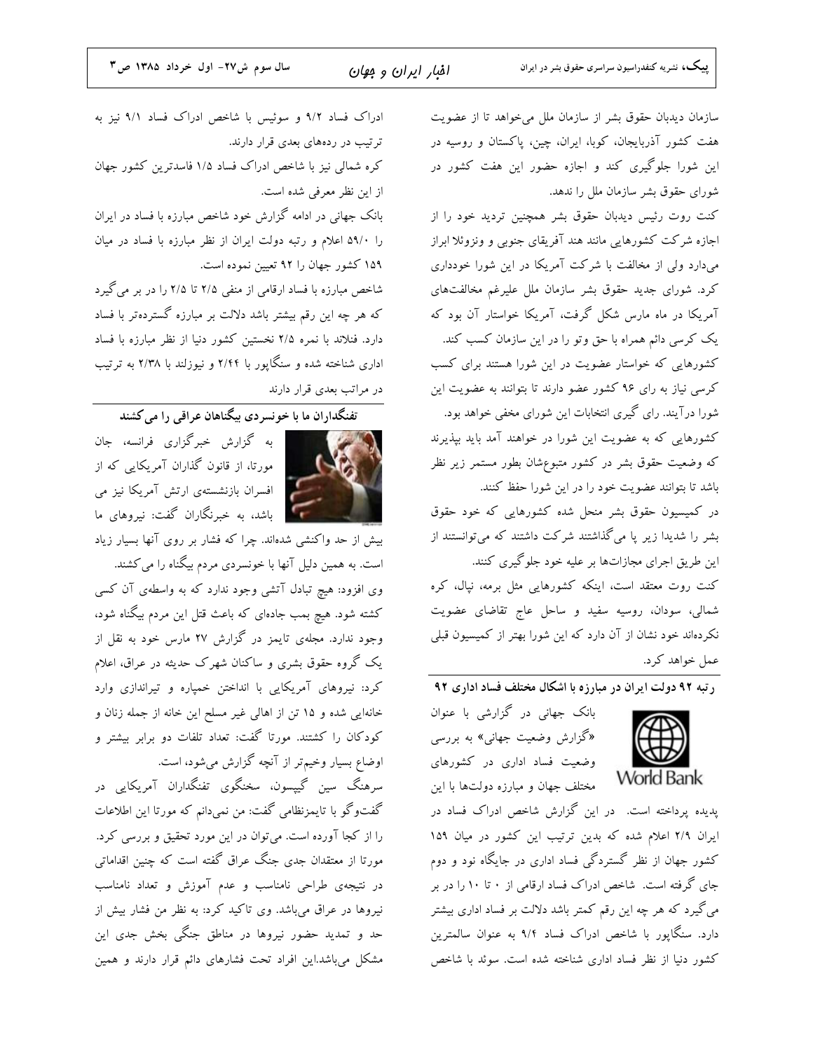سازمان دیدبان حقوق بشر از سازمان ملل می‌خواهد تا از عضویت هفت کشور آذربایجان، کوبا، ایران، چین، پاکستان و روسیه در این شورا جلوگیری کند و اجازه حضور این هفت کشور در شورای حقوق بشر سازمان ملل را ندهد.

کنت روت رئیس دیدبان حقوق بشر همچنین تردید خود را از اجازه شرکت کشورهایی مانند هند آفریقای جنوبی و ونزوئلا ابراز می‌دارد ولی از مخالفت با شرکت آمریکا در این شورا خودداری کرد. شورای جدید حقوق بشر سازمان ملل علیرغم مخالفت‌های آمریکا در ماه مارس شکل گرفت، آمریکا خواستار آن بود که یک کرسی دائم همراه با حق وتو را در این سازمان کسب کند.

کشورهایی که خواستار عضویت در این شورا هستند برای کسب کرسی نیاز به رای ۹۶ کشور عضو دارند تا بتوانند به عضویت این شورا درآیند. رای گیری انتخابات این شورای مخفی خواهد بود.

کشورهایی که به عضویت این شورا در خواهند آمد باید بپذیرند که وضعیت حقوق بشر در کشور متبوع‌شان بطور مستمر زیر نظر باشد تا بتوانند عضویت خود را در این شورا حفظ کنند.

در کمیسیون حقوق بشر منحل شده کشورهایی که خود حقوق بشر را شدیدا زیر پا می‌گذاشتند شرکت داشتند که می‌توانستند از این طریق اجرای مجازات‌ها بر علیه خود جلوگیری کنند.

کنت روت معتقد است، اینکه کشورهایی مثل برمه، نپال، کره شمالی، سودان، روسیه سفید و ساحل عاج تقاضای عضویت نکرده‌اند خود نشان از آن دارد که این شورا بهتر از کمیسیون قبلی عمل خواهد کرد.

**رتبه ۹۲ دولت ایران در مبارزه با اشکال مختلف فساد اداری ۹۲**

بانک جهانی در گزارشی با عنوان «گزارش وضعیت جهانی» به بررسی وضعیت فساد اداری در کشورهای مختلف جهان و مبارزه دولت‌ها با این پدیده پرداخته است. در این گزارش شاخص ادراک فساد در ایران ۲/۹ اعلام شده که بدین ترتیب این کشور در میان ۱۵۹ کشور جهان از نظر گستردگی فساد اداری در جایگاه نود و دوم جای گرفته است. شاخص ادراک فساد ارقامی از ۰ تا ۱۰ را در بر می‌گیرد که هر چه این رقم کمتر باشد دلالت بر فساد اداری بیشتر دارد. سنگاپور با شاخص ادراک فساد ۹/۴ به عنوان سالمترین کشور دنیا از نظر فساد اداری شناخته شده است. سوئد با شاخص ادراک فساد ۹/۲ و سوئیس با شاخص ادراک فساد ۹/۱ نیز به ترتیب در رده‌های بعدی قرار دارند.

کره شمالی نیز با شاخص ادراک فساد ۱/۵ فاسدترین کشور جهان از این نظر معرفی شده است.

بانک جهانی در ادامه گزارش خود شاخص مبارزه با فساد در ایران را ۵۹/۰ اعلام و رتبه دولت ایران از نظر مبارزه با فساد در میان ۱۵۹ کشور جهان را ۹۲ تعیین نموده است.

شاخص مبارزه با فساد ارقامی از منفی ۲/۵ تا ۲/۵ را در بر می‌گیرد که هر چه این رقم بیشتر باشد دلالت بر مبارزه گسترده‌تر با فساد دارد. فنلاند با نمره ۲/۵ نخستین کشور دنیا از نظر مبارزه با فساد اداری شناخته شده و سنگاپور با ۲/۴۴ و نیوزلند با ۲/۳۸ به ترتیب در مراتب بعدی قرار دارند

**تفنگداران ما با خونسردی بیگناهان عراقی را می‌کشند**

به گزارش خبرگزاری فرانسه، جان مورتا، از قانون گذاران آمریکایی که از افسران بازنشسته‌ی ارتش آمریکا نیز می باشد، به خبرنگاران گفت: نیروهای ما بیش از حد واکنشی شده‌اند. چرا که فشار بر روی آنها بسیار زیاد است. به همین دلیل آنها با خونسردی مردم بیگناه را می‌کشند.

وی افزود: هیچ تبادل آتشی وجود ندارد که به واسطه‌ی آن کسی کشته شود. هیچ بمب جاده‌ای که باعث قتل این مردم بیگناه شود، وجود ندارد. مجله‌ی تایمز در گزارش ۲۷ مارس خود به نقل از یک گروه حقوق بشری و ساکنان شهرک حدیثه در عراق، اعلام کرد: نیروهای آمریکایی با انداختن خمپاره و تیراندازی وارد خانه‌ایی شده و ۱۵ تن از اهالی غیر مسلح این خانه از جمله زنان و کودکان را کشتند. مورتا گفت: تعداد تلفات دو برابر بیشتر و اوضاع بسیار وخیم‌تر از آنچه گزارش می‌شود، است.

سرهنگ سین گیبسون، سخنگوی تفنگداران آمریکایی در گفت‌وگو با تایم‌زنظامی گفت: من نمی‌دانم که مورتا این اطلاعات را از کجا آورده است. می‌توان در این مورد تحقیق و بررسی کرد. مورتا از معتقدان جدی جنگ عراق گفته است که چنین اقداماتی در نتیجه‌ی طراحی نامناسب و عدم آموزش و تعداد نامناسب نیروها در عراق می‌باشد. وی تاکید کرد: به نظر من فشار بیش از حد و تمدید حضور نیروها در مناطق جنگی بخش جدی این مشکل می‌باشد.این افراد تحت فشارهای دائم قرار دارند و همین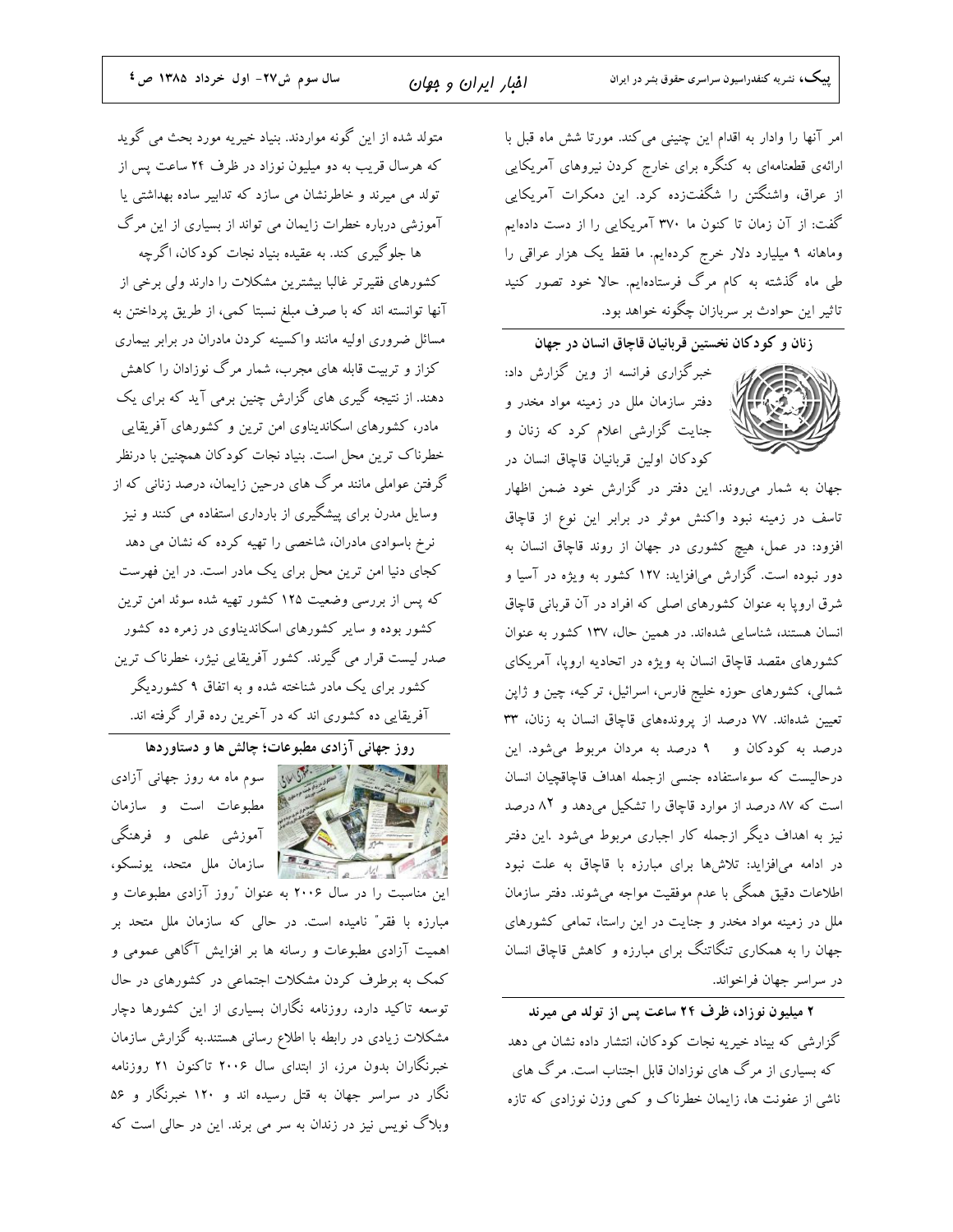امر آنها را وادار به اقدام این چنینی می‌کند. مورتا شش ماه قبل با ارائه‌ی قطعنامه‌ای به کنگره برای خارج کردن نیروهای آمریکایی از عراق، واشنگتن را شگفت‌زده کرد. این دمکرات آمریکایی گفت: از آن زمان تا کنون ما ۳۷۰ آمریکایی را از دست داده‌ایم وماهانه ۹ میلیارد دلار خرج کرده‌ایم. ما فقط یک هزار عراقی را طی ماه گذشته به کام مرگ فرستاده‌ایم. حالا خود تصور کنید تاثیر این حوادث بر سربازان چگونه خواهد بود.

### زنان و کودکان نخستین قربانیان قاچاق انسان در جهان

خبرگزاری فرانسه از وین گزارش داد: دفتر سازمان ملل در زمینه مواد مخدر و جنایت گزارشی اعلام کرد که زنان و کودکان اولین قربانیان قاچاق انسان در جهان به شمار می‌روند. این دفتر در گزارش خود ضمن اظهار تاسف در زمینه نبود واکنش موثر در برابر این نوع از قاچاق افزود: در عمل، هیچ کشوری در جهان از روند قاچاق انسان به دور نبوده است. گزارش می‌افزاید: ۱۲۷ کشور به ویژه در آسیا و شرق اروپا به عنوان کشورهای اصلی که افراد در آن قربانی قاچاق انسان هستند، شناسایی شده‌اند. در همین حال، ۱۳۷ کشور به عنوان کشورهای مقصد قاچاق انسان به ویژه در اتحادیه اروپا، آمریکای شمالی، کشورهای حوزه خلیج فارس، اسرائیل، ترکیه، چین و ژاپن تعیین شده‌اند. ۷۷ درصد از پرونده‌های قاچاق انسان به زنان، ۳۳ درصد به کودکان و ۹ درصد به مردان مربوط می‌شود. این درحالیست که سوءاستفاده جنسی ازجمله اهداف قاچاقچیان انسان است که ۸۷ درصد از موارد قاچاق را تشکیل می‌دهد و ۸۲ درصد نیز به اهداف دیگر ازجمله کار اجباری مربوط می‌شود .این دفتر در ادامه می‌افزاید: تلاش‌ها برای مبارزه با قاچاق به علت نبود اطلاعات دقیق همگی با عدم موفقیت مواجه می‌شوند. دفتر سازمان ملل در زمینه مواد مخدر و جنایت در این راستا، تمامی کشورهای جهان را به همکاری تنگاتنگ برای مبارزه و کاهش قاچاق انسان در سراسر جهان فراخواند.

### ۲ میلیون نوزاد، ظرف ۲۴ ساعت پس از تولد می میرند

گزارشی که بیناد خیریه نجات کودکان، انتشار داده نشان می دهد که بسیاری از مرگ های نوزادان قابل اجتناب است. مرگ های ناشی از عفونت ها، زایمان خطرناک و کمی وزن نوزادی که تازه متولد شده از این گونه مواردند. بنیاد خیریه مورد بحث می گوید که هرسال قریب به دو میلیون نوزاد در ظرف ۲۴ ساعت پس از تولد می میرند و خاطرنشان می سازد که تدابیر ساده بهداشتی یا آموزشی درباره خطرات زایمان می تواند از بسیاری از این مرگ ها جلوگیری کند. به عقیده بنیاد نجات کودکان، اگرچه کشورهای فقیرتر غالبا بیشترین مشکلات را دارند ولی برخی از آنها توانسته اند که با صرف مبلغ نسبتا کمی، از طریق پرداختن به مسائل ضروری اولیه مانند واکسینه کردن مادران در برابر بیماری کزاز و تربیت قابله های مجرب، شمار مرگ نوزادان را کاهش دهند. از نتیجه گیری های گزارش چنین برمی آید که برای یک مادر، کشورهای اسکاندیناوی امن ترین و کشورهای آفریقایی خطرناک ترین محل است. بنیاد نجات کودکان همچنین با درنظر گرفتن عواملی مانند مرگ های درحین زایمان، درصد زنانی که از وسایل مدرن برای پیشگیری از بارداری استفاده می کنند و نیز نرخ باسوادی مادران، شاخصی را تهیه کرده که نشان می دهد کجای دنیا امن ترین محل برای یک مادر است. در این فهرست که پس از بررسی وضعیت ۱۲۵ کشور تهیه شده سوئد امن ترین کشور بوده و سایر کشورهای اسکاندیناوی در زمره ده کشور صدر لیست قرار می گیرند. کشور آفریقایی نیژر، خطرناک ترین کشور برای یک مادر شناخته شده و به اتفاق ۹ کشوردیگر آفریقایی ده کشوری اند که در آخرین رده قرار گرفته اند.

### روز جهانی آزادی مطبوعات؛ چالش ها و دستاوردها

سوم ماه مه روز جهانی آزادی مطبوعات است و سازمان آموزشی علمی و فرهنگی سازمان ملل متحد، یونسکو، این مناسبت را در سال ۲۰۰۶ به عنوان "روز آزادی مطبوعات و مبارزه با فقر" نامیده است. در حالی که سازمان ملل متحد بر اهمیت آزادی مطبوعات و رسانه ها بر افزایش آگاهی عمومی و کمک به برطرف کردن مشکلات اجتماعی در کشورهای در حال توسعه تاکید دارد، روزنامه نگاران بسیاری از این کشورها دچار مشکلات زیادی در رابطه با اطلاع رسانی هستند.به گزارش سازمان خبرنگاران بدون مرز، از ابتدای سال ۲۰۰۶ تاکنون ۲۱ روزنامه نگار در سراسر جهان به قتل رسیده اند و ۱۲۰ خبرنگار و ۵۶ وبلاگ نویس نیز در زندان به سر می برند. این در حالی است که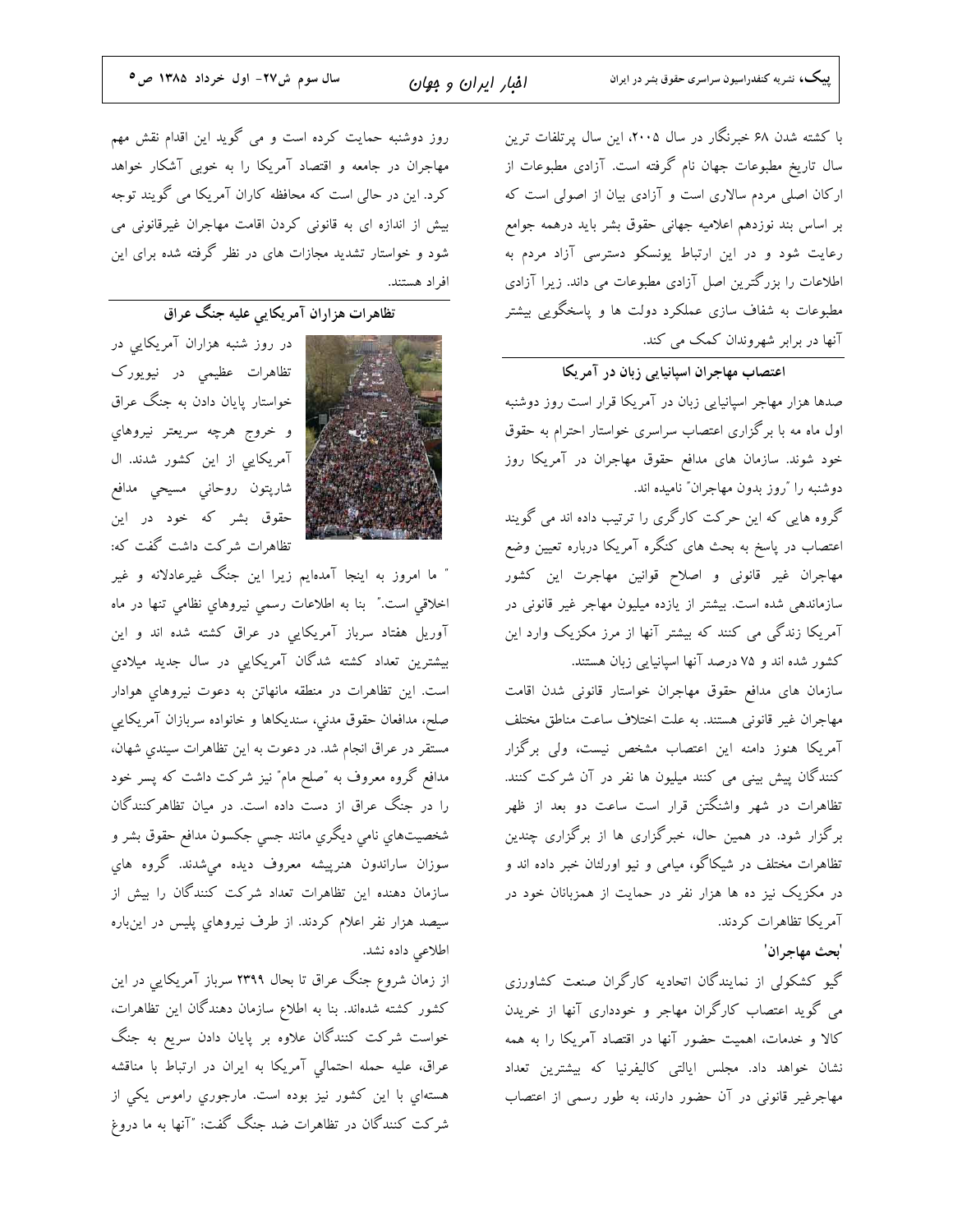با کشته شدن ۶۸ خبرنگار در سال ۲۰۰۵، این سال پرتلفات ترین سال تاریخ مطبوعات جهان نام گرفته است. آزادی مطبوعات از ارکان اصلی مردم سالاری است و آزادی بیان از اصولی است که بر اساس بند نوزدهم اعلامیه جهانی حقوق بشر باید درهمه جوامع رعایت شود و در این ارتباط یونسکو دسترسی آزاد مردم به اطلاعات را بزرگترین اصل آزادی مطبوعات می داند. زیرا آزادی مطبوعات به شفاف سازی عملکرد دولت ها و پاسخگویی بیشتر آنها در برابر شهروندان کمک می کند.

### اعتصاب مهاجران اسپانیایی زبان در آمریکا

صدها هزار مهاجر اسپانیایی زبان در آمریکا قرار است روز دوشنبه اول ماه مه با برگزاری اعتصاب سراسری خواستار احترام به حقوق خود شوند. سازمان های مدافع حقوق مهاجران در آمریکا روز دوشنبه را "روز بدون مهاجران" نامیده اند.

گروه هایی که این حرکت کارگری را ترتیب داده اند می گویند اعتصاب در پاسخ به بحث های کنگره آمریکا درباره تعیین وضع مهاجران غیر قانونی و اصلاح قوانین مهاجرت این کشور سازماندهی شده است. بیشتر از یازده میلیون مهاجر غیر قانونی در آمریکا زندگی می کنند که بیشتر آنها از مرز مکزیک وارد این کشور شده اند و ۷۵ درصد آنها اسپانیایی زبان هستند.

سازمان های مدافع حقوق مهاجران خواستار قانونی شدن اقامت مهاجران غیر قانونی هستند. به علت اختلاف ساعت مناطق مختلف آمریکا هنوز دامنه این اعتصاب مشخص نیست، ولی برگزار کنندگان پیش بینی می کنند میلیون ها نفر در آن شرکت کنند. تظاهرات در شهر واشنگتن قرار است ساعت دو بعد از ظهر برگزار شود. در همین حال، خبرگزاری ها از برگزاری چندین تظاهرات مختلف در شیکاگو، میامی و نیو اورلئان خبر داده اند و در مکزیک نیز ده ها هزار نفر در حمایت از همزبانان خود در آمریکا تظاهرات کردند.

**'بحث مهاجران'**

گیو کشکولی از نمایندگان اتحادیه کارگران صنعت کشاورزی می گوید اعتصاب کارگران مهاجر و خودداری آنها از خریدن کالا و خدمات، اهمیت حضور آنها در اقتصاد آمریکا را به همه نشان خواهد داد. مجلس ایالتی کالیفرنیا که بیشترین تعداد مهاجرغیر قانونی در آن حضور دارند، به طور رسمی از اعتصاب روز دوشنبه حمایت کرده است و می گوید این اقدام نقش مهم مهاجران در جامعه و اقتصاد آمریکا را به خوبی آشکار خواهد کرد. این در حالی است که محافظه کاران آمریکا می گویند توجه بیش از اندازه ای به قانونی کردن اقامت مهاجران غیرقانونی می شود و خواستار تشدید مجازات های در نظر گرفته شده برای این افراد هستند.

### تظاهرات هزاران آمريكايي عليه جنگ عراق

در روز شنبه هزاران آمريكايي در تظاهرات عظيمي در نيويورك خواستار پايان دادن به جنگ عراق و خروج هرچه سريعتر نيروهاي آمريكايي از اين كشور شدند. ال شارپتون روحاني مسيحي مدافع حقوق بشر که خود در این تظاهرات شرکت داشت گفت که:

" ما امروز به اينجا آمده‌ايم زيرا اين جنگ غيرعادلانه و غير اخلاقي است." بنا به اطلاعات رسمي نيروهاي نظامي تنها در ماه آوريل هفتاد سرباز آمريكايي در عراق كشته شده اند و اين بيشترين تعداد كشته شدگان آمريكايي در سال جديد ميلادي است. اين تظاهرات در منطقه مانهاتن به دعوت نيروهاي هوادار صلح، مدافعان حقوق مدني، سنديكاها و خانواده سربازان آمريكايي مستقر در عراق انجام شد. در دعوت به اين تظاهرات سيندي شهان، مدافع گروه معروف به "صلح مام" نيز شركت داشت كه پسر خود را در جنگ عراق از دست داده است. در ميان تظاهركنندگان شخصيت‌هاي نامي ديگري مانند جسي جكسون مدافع حقوق بشر و سوزان ساراندون هنرپيشه معروف ديده مي‌شدند. گروه هاي سازمان دهنده اين تظاهرات تعداد شركت كنندگان را بيش از سيصد هزار نفر اعلام كردند. از طرف نيروهاي پليس در اين‌باره اطلاعي داده نشد.

از زمان شروع جنگ عراق تا بحال ۲۳۹۹ سرباز آمريكايي در اين كشور كشته شده‌اند. بنا به اطلاع سازمان دهندگان اين تظاهرات، خواست شركت كنندگان علاوه بر پايان دادن سريع به جنگ عراق، عليه حمله احتمالي آمريكا به ايران در ارتباط با مناقشه هسته‌اي با اين كشور نيز بوده است. مارجوري راموس يكي از شركت كنندگان در تظاهرات ضد جنگ گفت: "آنها به ما دروغ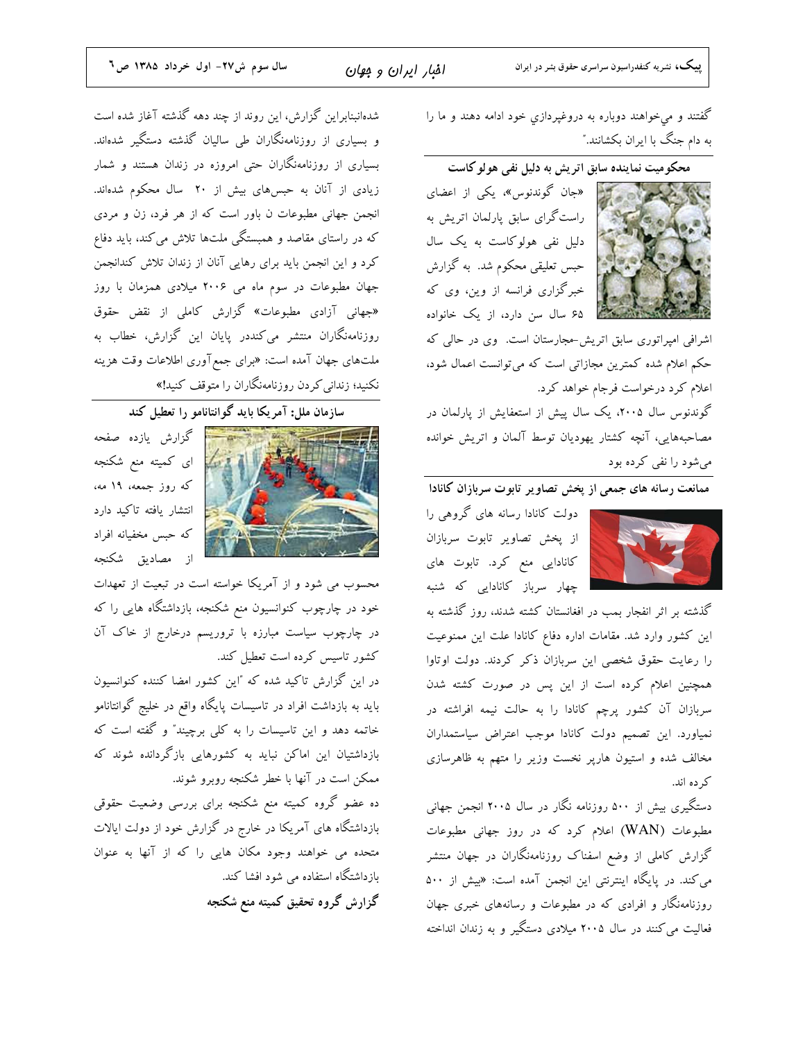گفتند و می‌خواهند دوباره به دروغپردازی خود ادامه دهند و ما را به دام جنگ با ایران بکشانند."

**محکومیت نماینده سابق اتریش به دلیل نفی هولوکاست**

«جان گوندنوس»، یکی از اعضای راست‌گرای سابق پارلمان اتریش به دلیل نفی هولوکاست به یک سال حبس تعلیقی محکوم شد. به گزارش خبرگزاری فرانسه از وین، وی که ۶۵ سال سن دارد، از یک خانواده اشرافی امپراتوری سابق اتریش-مجارستان است. وی در حالی که حکم اعلام شده کمترین مجازاتی است که می‌توانست اعمال شود، اعلام کرد درخواست فرجام خواهد کرد.

گوندنوس سال ۲۰۰۵، یک سال پیش از استعفایش از پارلمان در مصاحبه‌هایی، آنچه کشتار یهودیان توسط آلمان و اتریش خوانده می‌شود را نفی کرده بود

**ممانعت رسانه های جمعی از پخش تصاویر تابوت سربازان کانادا**

دولت کانادا رسانه های گروهی را از پخش تصاویر تابوت سربازان کانادایی منع کرد. تابوت های چهار سرباز کانادایی که شنبه گذشته بر اثر انفجار بمب در افغانستان کشته شدند، روز گذشته به این کشور وارد شد. مقامات اداره دفاع کانادا علت این ممنوعیت را رعایت حقوق شخصی این سربازان ذکر کردند. دولت اوتاوا همچنین اعلام کرده است از این پس در صورت کشته شدن سربازان آن کشور پرچم کانادا را به حالت نیمه افراشته در نمیاورد. این تصمیم دولت کانادا موجب اعتراض سیاستمداران مخالف شده و استیون هارپر نخست وزیر را متهم به ظاهرسازی کرده اند.

دستگیری بیش از ۵۰۰ روزنامه نگار در سال ۲۰۰۵ انجمن جهانی مطبوعات (WAN) اعلام کرد که در روز جهانی مطبوعات گزارش کاملی از وضع اسفناک روزنامه‌نگاران در جهان منتشر می‌کند. در پایگاه اینترنتی این انجمن آمده است: «بیش از ۵۰۰ روزنامه‌نگار و افرادی که در مطبوعات و رسانه‌های خبری جهان فعالیت می‌کنند در سال ۲۰۰۵ میلادی دستگیر و به زندان انداخته شده‌انبنابراین گزارش، این روند از چند دهه گذشته آغاز شده است و بسیاری از روزنامه‌نگاران طی سالیان گذشته دستگیر شده‌اند. بسیاری از روزنامه‌نگاران حتی امروزه در زندان هستند و شمار زیادی از آنان به حبس‌های بیش از ۲۰ سال محکوم شده‌اند. انجمن جهانی مطبوعات ن باور است که از هر فرد، زن و مردی که در راستای مقاصد و همبستگی ملت‌ها تلاش می‌کند، باید دفاع کرد و این انجمن باید برای رهایی آنان از زندان تلاش کندانجمن جهان مطبوعات در سوم ماه می ۲۰۰۶ میلادی همزمان با روز «جهانی آزادی مطبوعات» گزارش کاملی از نقض حقوق روزنامه‌نگاران منتشر می‌کنددر پایان این گزارش، خطاب به ملت‌های جهان آمده است: «برای جمع‌آوری اطلاعات وقت هزینه نکنید؛ زندانی‌کردن روزنامه‌نگاران را متوقف کنید!»

**سازمان ملل: آمریکا باید گوانتانامو را تعطیل کند**

گزارش یازده صفحه ای کمیته منع شکنجه که روز جمعه، ۱۹ مه، انتشار یافته تاکید دارد که حبس مخفیانه افراد از مصادیق شکنجه محسوب می شود و از آمریکا خواسته است در تبعیت از تعهدات خود در چارچوب کنوانسیون منع شکنجه، بازداشتگاه هایی را که در چارچوب سیاست مبارزه با تروریسم درخارج از خاک آن کشور تاسیس کرده است تعطیل کند.

در این گزارش تاکید شده که "این کشور امضا کننده کنوانسیون باید به بازداشت افراد در تاسیسات پایگاه واقع در خلیج گوانتانامو خاتمه دهد و این تاسیسات را به کلی برچیند" و گفته است که بازداشتیان این اماکن نباید به کشورهایی بازگردانده شوند که ممکن است در آنها با خطر شکنجه روبرو شوند.

ده عضو گروه کمیته منع شکنجه برای بررسی وضعیت حقوقی بازداشتگاه های آمریکا در خارج در گزارش خود از دولت ایالات متحده می خواهند وجود مکان هایی را که از آنها به عنوان بازداشتگاه استفاده می شود افشا کند.

**گزارش گروه تحقیق کمیته منع شکنجه**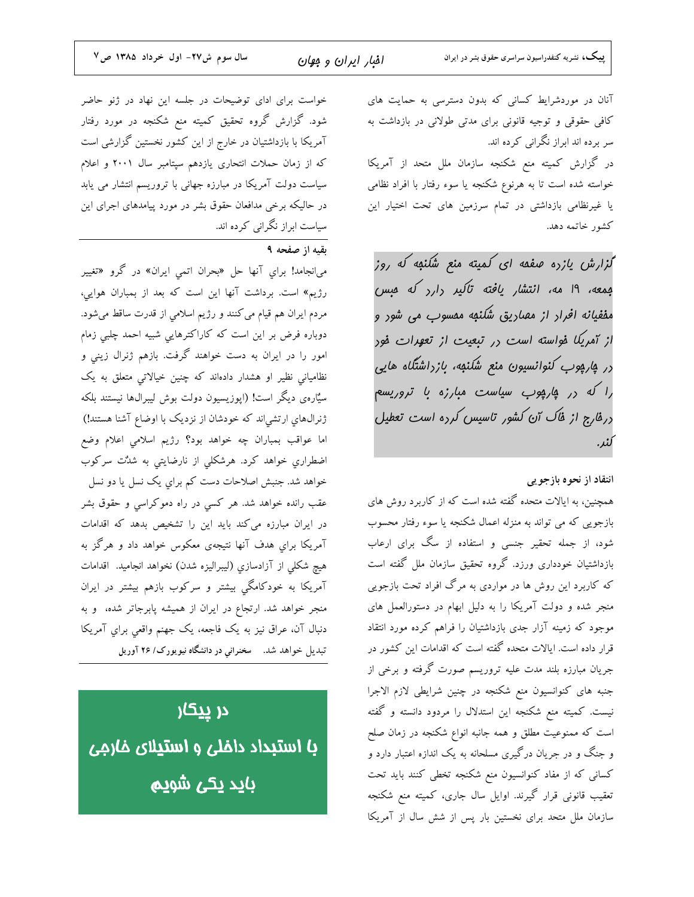آنان در موردشرایط کسانی که بدون دسترسی به حمایت های کافی حقوقی و توجیه قانونی برای مدتی طولانی در بازداشت به سر برده اند ابراز نگرانی کرده اند.

در گزارش کمیته منع شکنجه سازمان ملل متحد از آمریکا خواسته شده است تا به هرنوع شکنجه یا سوء رفتار با افراد نظامی یا غیرنظامی بازداشتی در تمام سرزمین های تحت اختیار این کشور خاتمه دهد.

> *گزارش یازده صفحه ای کمیته منع شکنجه که روز جمعه، ۱۹ مه، انتشار یافته تاکید دارد که حبس مخفیانه افراد از مصادیق شکنجه محسوب می شود و از آمریکا خواسته است در تبعیت از تعهدات خود در چارچوب کنوانسیون منع شکنجه، بازداشتگاه هایی را که در چارچوب سیاست مبارزه با تروریسم درخارج از خاک آن کشور تاسیس کرده است تعطیل کند.*

### انتقاد از نحوه بازجویی

همچنین، به ایالات متحده گفته شده است که از کاربرد روش های بازجویی که می تواند به منزله اعمال شکنجه یا سوء رفتار محسوب شود، از جمله تحقیر جنسی و استفاده از سگ برای ارعاب بازداشتیان خودداری ورزد. گروه تحقیق سازمان ملل گفته است که کاربرد این روش ها در مواردی به مرگ افراد تحت بازجویی منجر شده و دولت آمریکا را به دلیل ابهام در دستورالعمل های موجود که زمینه آزار جدی بازداشتیان را فراهم کرده مورد انتقاد قرار داده است. ایالات متحده گفته است که اقدامات این کشور در جریان مبارزه بلند مدت علیه تروریسم صورت گرفته و برخی از جنبه های کنوانسیون منع شکنجه در چنین شرایطی لازم الاجرا نیست. کمیته منع شکنجه این استدلال را مردود دانسته و گفته است که ممنوعیت مطلق و همه جانبه انواع شکنجه در زمان صلح و جنگ و در جریان درگیری مسلحانه به یک اندازه اعتبار دارد و کسانی که از مفاد کنوانسیون منع شکنجه تخطی کنند باید تحت تعقیب قانونی قرار گیرند. اوایل سال جاری، کمیته منع شکنجه سازمان ملل متحد برای نخستین بار پس از شش سال از آمریکا خواست برای ادای توضیحات در جلسه این نهاد در ژنو حاضر شود. گزارش گروه تحقیق کمیته منع شکنجه در مورد رفتار آمریکا با بازداشتیان در خارج از این کشور نخستین گزارشی است که از زمان حملات انتحاری یازدهم سپتامبر سال ۲۰۰۱ و اعلام سیاست دولت آمریکا در مبارزه جهانی با تروریسم انتشار می یابد در حالیکه برخی مدافعان حقوق بشر در مورد پیامدهای اجرای این سیاست ابراز نگرانی کرده اند.

---

**بقیه از صفحه ۹**

می‌انجامد! براي آنها حل «بحران اتمي ايران» در گرو «تغيير رژيم» است. برداشت آنها اين است که بعد از بمباران هوايي، مردم ايران هم قيام می‌کنند و رژيم اسلامي از قدرت ساقط می‌شود. دوباره فرض بر اين است که کاراکترهايي شبيه احمد چلبي زمام امور را در ايران به دست خواهند گرفت. بازهم ژنرال زيني و نظامياني نظير او هشدار داده‌اند که چنين خيالاتي متعلق به يک سيّاره‌ی ديگر است! (اپوزيسيون دولت بوش ليبرال‌ها نيستند بلکه ژنرال‌هاي ارتشي‌اند که خودشان از نزديک با اوضاع آشنا هستند!) اما عواقب بمباران چه خواهد بود؟ رژيم اسلامي اعلام وضع اضطراري خواهد کرد. هرشکلي از نارضايتي به شدّت سرکوب خواهد شد. جنبش اصلاحات دست کم براي يک نسل يا دو نسل عقب رانده خواهد شد. هر کسي در راه دموکراسي و حقوق بشر در ايران مبارزه می‌کند بايد اين را تشخيص بدهد که اقدامات آمريکا براي هدف آنها نتيجه‌ی معکوس خواهد داد و هرگز به هيچ شکلي از آزادسازي (ليبراليزه شدن) نخواهد انجاميد. اقدامات آمريکا به خودکامگي بيشتر و سرکوب بازهم بيشتر در ايران منجر خواهد شد. ارتجاع در ايران از هميشه پابرجاتر شده، و به دنبال آن، عراق نيز به يک فاجعه، يک جهنم واقعي براي آمريکا تبديل خواهد شد. **سخنراني در دانشگاه نيويورک/ ۲۶ آوريل**

---

**در پیکار**
**با استبداد داخلی و استیلای خارجی**
**باید یکی شویم**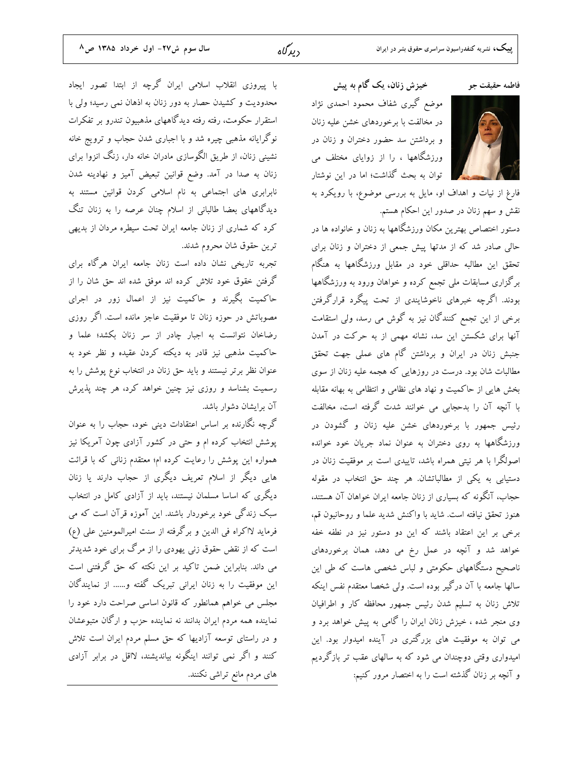فاطمه حقیقت جو

## خیزش زنان، یک گام به پیش

موضع گیری شفاف محمود احمدی نژاد در مخالفت با برخوردهای خشن علیه زنان و برداشتن سد حضور دختران و زنان در ورزشگاهها ، را از زوایای مختلف می توان به بحث گذاشت؛ اما در این نوشتار فارغ از نیات و اهداف او، مایل به بررسی موضوع، با رویکرد به نقش و سهم زنان در صدور این احکام هستم.

دستور اختصاص بهترین مکان ورزشگاهها به زنان و خانواده ها در حالی صادر شد که از مدتها پیش جمعی از دختران و زنان برای تحقق این مطالبه حداقلی خود در مقابل ورزشگاهها به هنگام برگزاری مسابقات ملی تجمع کرده و خواهان ورود به ورزشگاهها بودند. اگرچه خبرهای ناخوشایندی از تحت پیگرد قرارگرفتن برخی از این تجمع کنندگان نیز به گوش می رسد، ولی استقامت آنها برای شکستن این سد، نشانه مهمی از به حرکت در آمدن جنبش زنان در ایران و برداشتن گام های عملی جهت تحقق مطالبات شان بود. درست در روزهایی که هجمه علیه زنان از سوی بخش هایی از حاکمیت و نهاد های نظامی و انتظامی به بهانه مقابله با آنچه آن را بدحجابی می خوانند شدت گرفته است، مخالفت رئیس جمهور با برخوردهای خشن علیه زنان و گشودن در ورزشگاهها به روی دختران به عنوان نماد جریان خود خوانده اصولگرا با هر نیتی همراه باشد، تاییدی است بر موفقیت زنان در دستیابی به یکی از مطالباتشان. هر چند حق انتخاب در مقوله حجاب، آنگونه که بسیاری از زنان جامعه ایران خواهان آن هستند، هنوز تحقق نیافته است. شاید با واکنش شدید علما و روحانیون قم، برخی بر این اعتقاد باشند که این دو دستور نیز در نطفه خفه خواهد شد و آنچه در عمل رخ می دهد، همان برخوردهای ناصحیح دستگاههای حکومتی و لباس شخصی هاست که طی این سالها جامعه با آن درگیر بوده است. ولی شخصا معتقدم نفس اینکه تلاش زنان به تسلیم شدن رئیس جمهور محافظه کار و اطرافیان وی منجر شده ، خیزش زنان ایران را گامی به پیش خواهد برد و می توان به موفقیت های بزرگتری در آینده امیدوار بود. این امیدواری وقتی دوچندان می شود که به سالهای عقب تر بازگردیم و آنچه بر زنان گذشته است را به اختصار مرور کنیم:

با پیروزی انقلاب اسلامی ایران گرچه از ابتدا تصور ایجاد محدودیت و کشیدن حصار به دور زنان به اذهان نمی رسید؛ ولی با استقرار حکومت، رفته رفته دیدگاههای مذهبیون تندرو بر تفکرات نوگرایانه مذهبی چیره شد و با اجباری شدن حجاب و ترویج خانه نشینی زنان، از طریق الگوسازی مادران خانه دار، زنگ انزوا برای زنان به صدا در آمد. وضع قوانین تبعیض آمیز و نهادینه شدن نابرابری های اجتماعی به نام اسلامی کردن قوانین مستند به دیدگاههای بعضا طالبانی از اسلام چنان عرصه را به زنان تنگ کرد که شماری از زنان جامعه ایران تحت سیطره مردان از بدیهی ترین حقوق شان محروم شدند.

تجربه تاریخی نشان داده است زنان جامعه ایران هرگاه برای گرفتن حقوق خود تلاش کرده اند موفق شده اند حق شان را از حاکمیت بگیرند و حاکمیت نیز از اعمال زور در اجرای مصوباتش در حوزه زنان تا موفقیت عاجز مانده است. اگر روزی رضاخان نتوانست به اجبار چادر از سر زنان بکشد؛ علما و حاکمیت مذهبی نیز قادر به دیکته کردن عقیده و نظر خود به عنوان نظر برتر نیستند و باید حق زنان در انتخاب نوع پوشش را به رسمیت بشناسد و روزی نیز چنین خواهد کرد، هر چند پذیرش آن برایشان دشوار باشد.

گرچه نگارنده بر اساس اعتقادات دینی خود، حجاب را به عنوان پوشش انتخاب کرده ام و حتی در کشور آزادی چون آمریکا نیز همواره این پوشش را رعایت کرده ام؛ معتقدم زنانی که با قرائت هایی دیگر از اسلام تعریف دیگری از حجاب دارند یا زنان دیگری که اساسا مسلمان نیستند، باید از آزادی کامل در انتخاب سبک زندگی خود برخوردار باشند. این آموزه قرآن است که می فرماید لااکراه فی الدین و برگرفته از سنت امیرالمومنین علی (ع) است که از نقض حقوق زنی یهودی را از مرگ برای خود شدیدتر می داند. بنابراین ضمن تاکید بر این نکته که حق گرفتنی است این موفقیت را به زنان ایرانی تبریک گفته و...... از نمایندگان مجلس می خواهم همانطور که قانون اساسی صراحت دارد خود را نماینده همه مردم ایران بدانند نه نماینده حزب و ارگان متبوعشان و در راستای توسعه آزادیها که حق مسلم مردم ایران است تلاش کنند و اگر نمی توانند اینگونه بیاندیشند، لااقل در برابر آزادی های مردم مانع تراشی نکنند.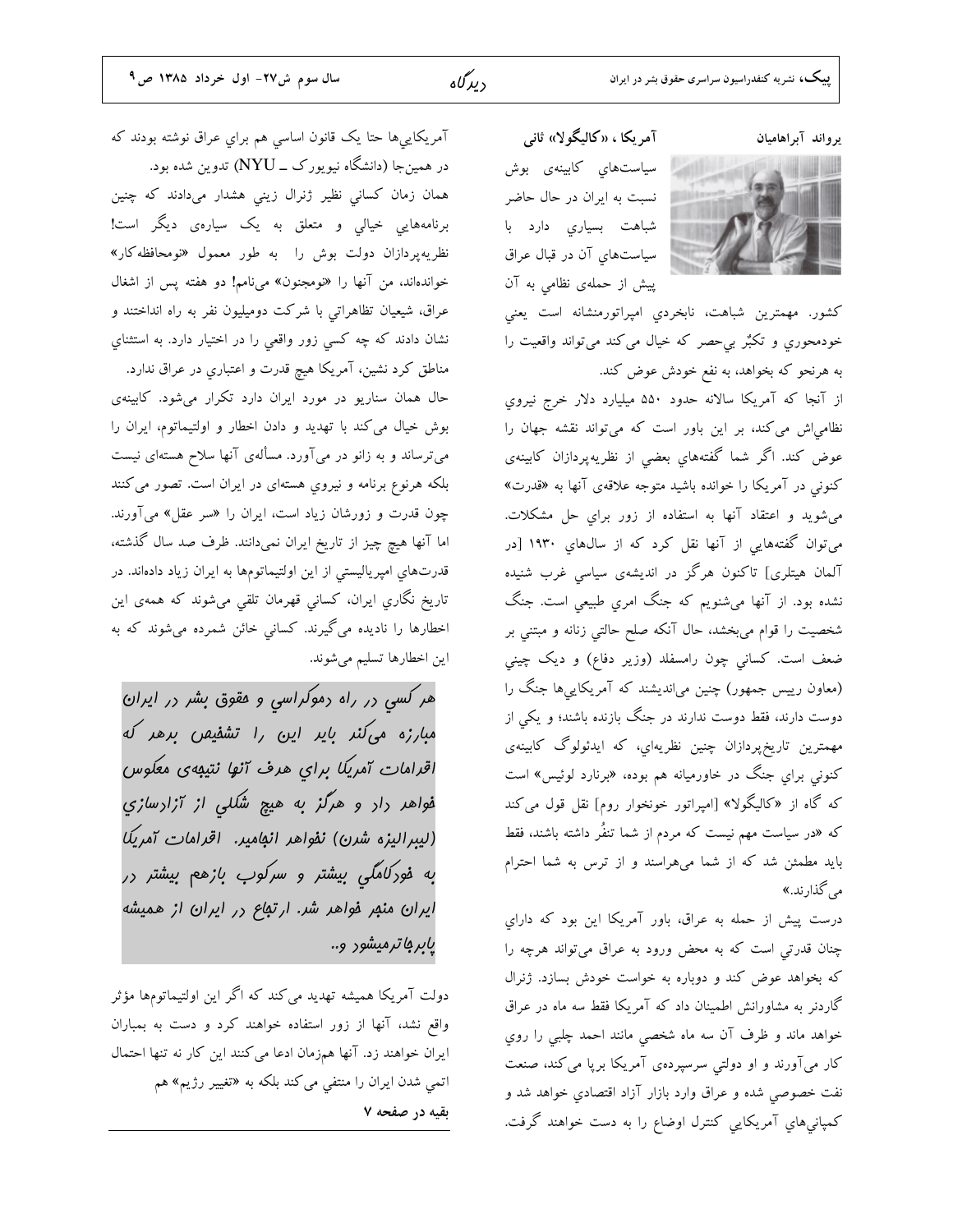یرواند آبراهامیان

## آمریکا، «کالیگولا»، ثانی

سیاست‌هاي کابینه‌ی بوش نسبت به ایران در حال حاضر شباهت بسیاري دارد با سیاست‌هاي آن در قبال عراق پیش از حمله‌ی نظامي به آن کشور. مهمترین شباهت، نابخردي امپراتورمنشانه است یعني خودمحوري و تکبّر بي‌حصر که خیال مي‌کند مي‌تواند واقعیت را به هرنحو که بخواهد، به نفع خودش عوض کند.

از آنجا که آمریکا سالانه حدود ۵۵۰ میلیارد دلار خرج نیروي نظامي‌اش مي‌کند، بر این باور است که مي‌تواند نقشه جهان را عوض کند. اگر شما گفته‌هاي بعضي از نظریه‌پردازان کابینه‌ی کنوني در آمریکا را خوانده باشید متوجه علاقه‌ی آنها به «قدرت» مي‌شوید و اعتقاد آنها به استفاده از زور براي حل مشکلات. مي‌توان گفته‌هایي از آنها نقل کرد که از سال‌هاي ۱۹۳۰ [در آلمان هیتلري] تاکنون هرگز در اندیشه‌ی سیاسي غرب شنیده نشده بود. از آنها مي‌شنویم که جنگ امري طبیعي است. جنگ شخصیت را قوام مي‌بخشد، حال آنکه صلح حالتي زنانه و مبتني بر ضعف است. کساني چون رامسفلد (وزیر دفاع) و دیک چیني (معاون رییس جمهور) چنین مي‌اندیشند که آمریکایي‌ها جنگ را دوست دارند، فقط دوست ندارند در جنگ بازنده باشند؛ و یکي از مهمترین تاریخ‌پردازان چنین نظریه‌اي، که ایدئولوگ کابینه‌ی کنوني براي جنگ در خاورمیانه هم بوده، «برنارد لوئیس» است که گاه از «کالیگولا» [امپراتور خونخوار روم] نقل قول مي‌کند که «در سیاست مهم نیست که مردم از شما تنفُر داشته باشند، فقط باید مطمئن شد که از شما مي‌هراسند و از ترس به شما احترام مي‌گذارند.»

درست پیش از حمله به عراق، باور آمریکا این بود که داراي چنان قدرتي است که به محض ورود به عراق مي‌تواند هرچه را که بخواهد عوض کند و دوباره به خواست خودش بسازد. ژنرال گاردنر به مشاورانش اطمینان داد که آمریکا فقط سه ماه در عراق خواهد ماند و ظرف آن سه ماه شخصي مانند احمد چلبي را روي کار مي‌آورند و او دولتي سرسپرده‌ی آمریکا برپا مي‌کند، صنعت نفت خصوصي شده و عراق وارد بازار آزاد اقتصادي خواهد شد و کمپاني‌هاي آمریکایي کنترل اوضاع را به دست خواهند گرفت. آمریکایي‌ها حتا یک قانون اساسي هم براي عراق نوشته بودند که در همین‌جا (دانشگاه نیویورک ـ NYU) تدوین شده بود.

همان زمان کساني نظیر ژنرال زیني هشدار مي‌دادند که چنین برنامه‌هایي خیالي و متعلق به یک سیاره‌ی دیگر است! نظریه‌پردازان دولت بوش را به طور معمول «نومحافظه‌کار» خوانده‌اند، من آنها را «نومجنون» مي‌نامم! دو هفته پس از اشغال عراق، شیعیان تظاهراتي با شرکت دومیلیون نفر به راه انداختند و نشان دادند که چه کسي زور واقعي را در اختیار دارد. به استثناي مناطق کرد نشین، آمریکا هیچ قدرت و اعتباري در عراق ندارد.

حال همان سناریو در مورد ایران دارد تکرار مي‌شود. کابینه‌ی بوش خیال مي‌کند با تهدید و دادن اخطار و اولتیماتوم، ایران را مي‌ترساند و به زانو در مي‌آورد. مسأله‌ی آنها سلاح هسته‌اي نیست بلکه هرنوع برنامه و نیروي هسته‌اي در ایران است. تصور مي‌کنند چون قدرت و زورشان زیاد است، ایران را «سر عقل» مي‌آورند. اما آنها هیچ چیز از تاریخ ایران نمي‌دانند. ظرف صد سال گذشته، قدرت‌هاي امپریالیستي از این اولتیماتوم‌ها به ایران زیاد داده‌اند. در تاریخ نگاري ایران، کساني قهرمان تلقي مي‌شوند که همه‌ی این اخطارها را نادیده مي‌گیرند. کساني خائن شمرده مي‌شوند که به این اخطارها تسلیم مي‌شوند.

> هر کسي در راه دموکراسي و حقوق بشر در ایران مبارزه مي‌کند باید این را تشخیص بدهد که اقدامات آمریکا براي هدف آنها نتیجه‌ی معکوس خواهد داد و هرگز به هیچ شکلي از آزادسازي (لیبرالیزه شدن) نخواهد انجامید. اقدامات آمریکا به خودکامگي بیشتر و سرکوب بازهم بیشتر در ایران منجر خواهد شد. ارتجاع در ایران از همیشه پابرجاترمیشود و..

دولت آمریکا همیشه تهدید مي‌کند که اگر این اولتیماتوم‌ها مؤثر واقع نشد، آنها از زور استفاده خواهند کرد و دست به بمباران ایران خواهند زد. آنها همزمان ادعا مي‌کنند این کار نه تنها احتمال اتمي شدن ایران را منتفي مي‌کند بلکه به «تغییر رژیم» هم

**بقیه در صفحه ۷**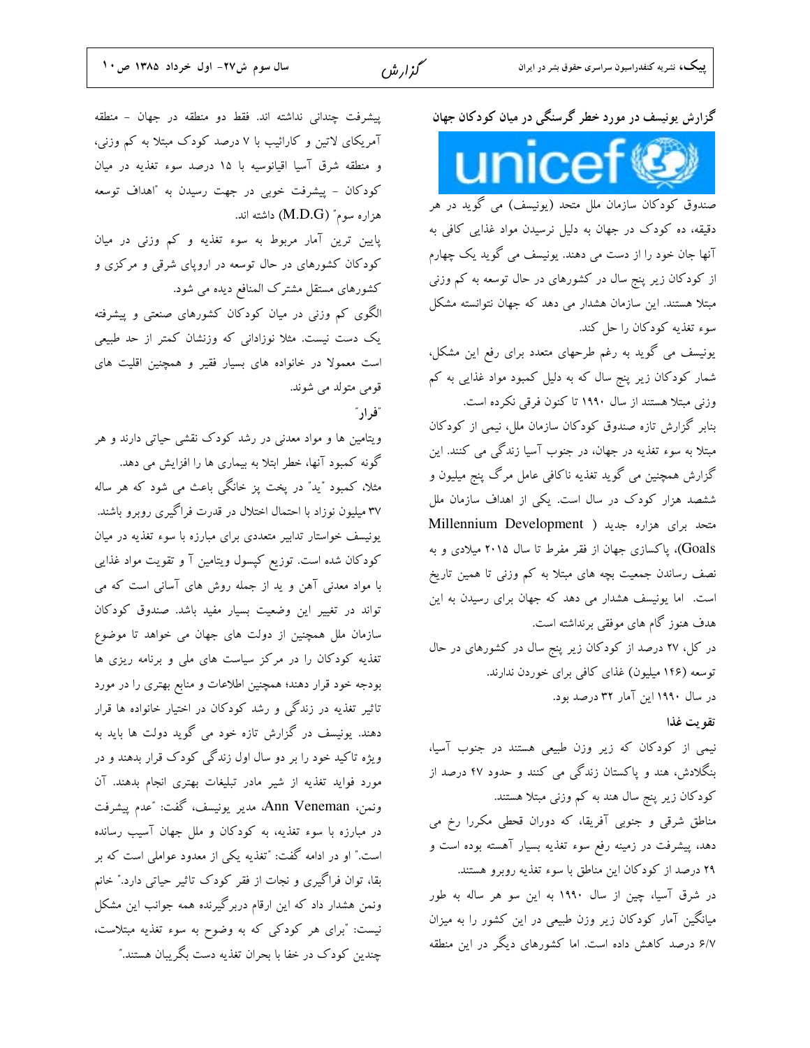## گزارش یونیسف در مورد خطر گرسنگی در میان کودکان جهان

صندوق کودکان سازمان ملل متحد (یونیسف) می گوید در هر دقیقه، ده کودک در جهان به دلیل نرسیدن مواد غذایی کافی به آنها جان خود را از دست می دهند. یونیسف می گوید یک چهارم از کودکان زیر پنج سال در کشورهای در حال توسعه به کم وزنی مبتلا هستند. این سازمان هشدار می دهد که جهان نتوانسته مشکل سوء تغذیه کودکان را حل کند.

یونیسف می گوید به رغم طرحهای متعدد برای رفع این مشکل، شمار کودکان زیر پنج سال که به دلیل کمبود مواد غذایی به کم وزنی مبتلا هستند از سال ۱۹۹۰ تا کنون فرقی نکرده است.

بنابر گزارش تازه صندوق کودکان سازمان ملل، نیمی از کودکان مبتلا به سوء تغذیه در جهان، در جنوب آسیا زندگی می کنند. این گزارش همچنین می گوید تغذیه ناکافی عامل مرگ پنج میلیون و ششصد هزار کودک در سال است. یکی از اهداف سازمان ملل متحد برای هزاره جدید ( Millennium Development Goals)، پاکسازی جهان از فقر مفرط تا سال ۲۰۱۵ میلادی و به نصف رساندن جمعیت بچه های مبتلا به کم وزنی تا همین تاریخ است. اما یونیسف هشدار می دهد که جهان برای رسیدن به این هدف هنوز گام های موفقی برنداشته است.

در کل، ۲۷ درصد از کودکان زیر پنج سال در کشورهای در حال توسعه (۱۴۶ میلیون) غذای کافی برای خوردن ندارند.

در سال ۱۹۹۰ این آمار ۳۲ درصد بود.

### تقویت غذا

نیمی از کودکان که زیر وزن طبیعی هستند در جنوب آسیا، بنگلادش، هند و پاکستان زندگی می کنند و حدود ۴۷ درصد از کودکان زیر پنج سال هند به کم وزنی مبتلا هستند.

مناطق شرقی و جنوبی آفریقا، که دوران قحطی مکررا رخ می دهد، پیشرفت در زمینه رفع سوء تغذیه بسیار آهسته بوده است و ۲۹ درصد از کودکان این مناطق با سوء تغذیه روبرو هستند.

در شرق آسیا، چین از سال ۱۹۹۰ به این سو هر ساله به طور میانگین آمار کودکان زیر وزن طبیعی در این کشور را به میزان ۶/۷ درصد کاهش داده است. اما کشورهای دیگر در این منطقه پیشرفت چندانی نداشته اند. فقط دو منطقه در جهان - منطقه آمریکای لاتین و کارائیب با ۷ درصد کودک مبتلا به کم وزنی، و منطقه شرق آسیا اقیانوسیه با ۱۵ درصد سوء تغذیه در میان کودکان - پیشرفت خوبی در جهت رسیدن به "اهداف توسعه هزاره سوم" (M.D.G) داشته اند.

پایین ترین آمار مربوط به سوء تغذیه و کم وزنی در میان کودکان کشورهای در حال توسعه در اروپای شرقی و مرکزی و کشورهای مستقل مشترک المنافع دیده می شود.

الگوی کم وزنی در میان کودکان کشورهای صنعتی و پیشرفته یک دست نیست. مثلا نوزادانی که وزنشان کمتر از حد طبیعی است معمولا در خانواده های بسیار فقیر و همچنین اقلیت های قومی متولد می شوند.

### "فرار"

ویتامین ها و مواد معدنی در رشد کودک نقشی حیاتی دارند و هر گونه کمبود آنها، خطر ابتلا به بیماری ها را افزایش می دهد.

مثلا، کمبود "ید" در پخت پز خانگی باعث می شود که هر ساله ۳۷ میلیون نوزاد با احتمال اختلال در قدرت فراگیری روبرو باشند. یونیسف خواستار تدابیر متعددی برای مبارزه با سوء تغذیه در میان کودکان شده است. توزیع کپسول ویتامین آ و تقویت مواد غذایی با مواد معدنی آهن و ید از جمله روش های آسانی است که می تواند در تغییر این وضعیت بسیار مفید باشد. صندوق کودکان سازمان ملل همچنین از دولت های جهان می خواهد تا موضوع تغذیه کودکان را در مرکز سیاست های ملی و برنامه ریزی ها بودجه خود قرار دهند؛ همچنین اطلاعات و منابع بهتری را در مورد تاثیر تغذیه در زندگی و رشد کودکان در اختیار خانواده ها قرار دهند. یونیسف در گزارش تازه خود می گوید دولت ها باید به ویژه تاکید خود را بر دو سال اول زندگی کودک قرار بدهند و در مورد فواید تغذیه از شیر مادر تبلیغات بهتری انجام بدهند. آن ونمن، Ann Veneman، مدیر یونیسف، گفت: "عدم پیشرفت در مبارزه با سوء تغذیه، به کودکان و ملل جهان آسیب رسانده است." او در ادامه گفت: "تغذیه یکی از معدود عواملی است که بر بقا، توان فراگیری و نجات از فقر کودک تاثیر حیاتی دارد." خانم ونمن هشدار داد که این ارقام دربرگیرنده همه جوانب این مشکل نیست: "برای هر کودکی که به وضوح به سوء تغذیه مبتلاست، چندین کودک در خفا با بحران تغذیه دست بگریبان هستند."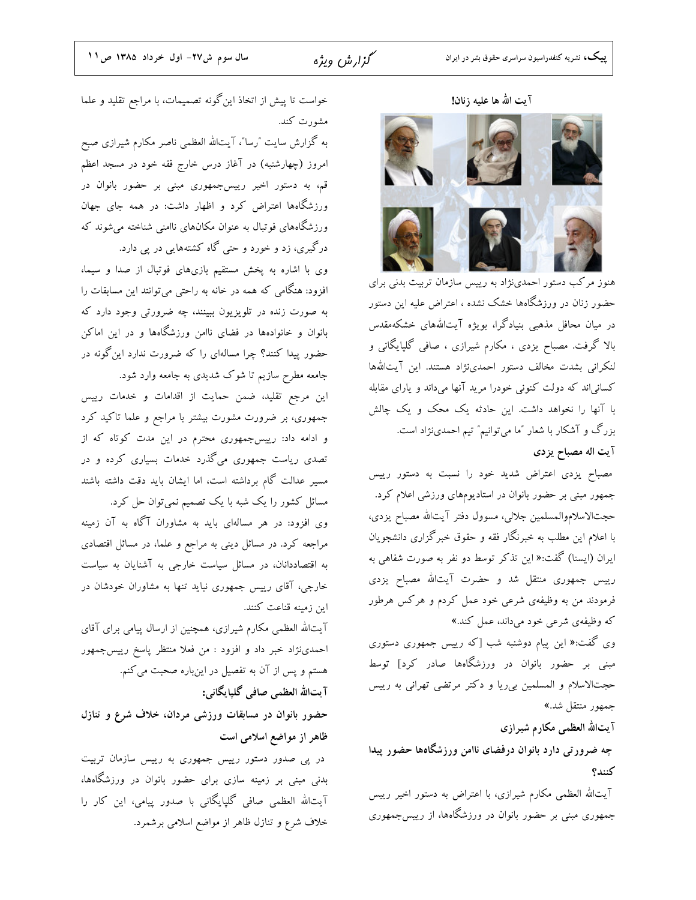## آیت الله ها علیه زنان!

هنوز مرکب دستور احمدی‌نژاد به رییس سازمان تربیت بدنی برای حضور زنان در ورزشگاه‌ها خشک نشده ، اعتراض علیه این دستور در میان محافل مذهبی بنیادگرا، بویژه آیت‌الله‌های خشکه‌مقدس بالا گرفت. مصباح یزدی ، مکارم شیرازی ، صافی گلپایگانی و لنکرانی بشدت مخالف دستور احمدی‌نژاد هستند. این آیت‌الله‌ها کسانی‌اند که دولت کنونی خودرا مرید آنها می‌داند و یارای مقابله با آنها را نخواهد داشت. این حادثه یک محک و یک چالش بزرگ و آشکار با شعار "ما می‌توانیم" تیم احمدی‌نژاد است.

### آیت اله مصباح یزدی

مصباح یزدی اعتراض شدید خود را نسبت به دستور رییس جمهور مبنی بر حضور بانوان در استادیوم‌های ورزشی اعلام کرد. حجت‌الاسلام‌والمسلمین جلالی، مسوول دفتر آیت‌الله مصباح یزدی، با اعلام این مطلب به خبرنگار فقه و حقوق خبرگزاری دانشجویان ایران (ایسنا) گفت:« این تذکر توسط دو نفر به صورت شفاهی به رییس جمهوری منتقل شد و حضرت آیت‌الله مصباح یزدی فرمودند من به وظیفه‌ی شرعی خود عمل کردم و هرکس هرطور که وظیفه‌ی شرعی خود می‌داند، عمل کند.»

وی گفت:« این پیام دوشنبه شب [که رییس جمهوری دستوری مبنی بر حضور بانوان در ورزشگاه‌ها صادر کرد] توسط حجت‌الاسلام و المسلمین بی‌ریا و دکتر مرتضی تهرانی به رییس جمهور منتقل شد.»

### آیت‌الله العظمی مکارم شیرازی

**چه ضرورتی دارد بانوان درفضای ناامن ورزشگاه‌ها حضور پیدا کنند؟**

آیت‌الله العظمی مکارم شیرازی، با اعتراض به دستور اخیر رییس جمهوری مبنی بر حضور بانوان در ورزشگاه‌ها، از رییس‌جمهوری خواست تا پیش از اتخاذ این‌گونه تصمیمات، با مراجع تقلید و علما مشورت کند.

به گزارش سایت "رسا"، آیت‌الله العظمی ناصر مکارم شیرازی صبح امروز (چهارشنبه) در آغاز درس خارج فقه خود در مسجد اعظم قم، به دستور اخیر رییس‌جمهوری مبنی بر حضور بانوان در ورزشگاه‌ها اعتراض کرد و اظهار داشت: در همه جای جهان ورزشگاه‌های فوتبال به عنوان مکان‌های ناامنی شناخته می‌شوند که درگیری، زد و خورد و حتی گاه کشته‌هایی در پی دارد.

وی با اشاره به پخش مستقیم بازی‌های فوتبال از صدا و سیما، افزود: هنگامی که همه در خانه به راحتی می‌توانند این مسابقات را به صورت زنده در تلویزیون ببینند، چه ضرورتی وجود دارد که بانوان و خانواده‌ها در فضای ناامن ورزشگاه‌ها و در این اماکن حضور پیدا کنند؟ چرا مساله‌ای را که ضرورت ندارد این‌گونه در جامعه مطرح سازیم تا شوک شدیدی به جامعه وارد شود.

این مرجع تقلید، ضمن حمایت از اقدامات و خدمات رییس جمهوری، بر ضرورت مشورت بیشتر با مراجع و علما تاکید کرد و ادامه داد: رییس‌جمهوری محترم در این مدت کوتاه که از تصدی ریاست جمهوری می‌گذرد خدمات بسیاری کرده و در مسیر عدالت گام برداشته است، اما ایشان باید دقت داشته باشند مسائل کشور را یک شبه با یک تصمیم نمی‌توان حل کرد.

وی افزود: در هر مساله‌ای باید به مشاوران آگاه به آن زمینه مراجعه کرد. در مسائل دینی به مراجع و علما، در مسائل اقتصادی به اقتصاددانان، در مسائل سیاست خارجی به آشنایان به سیاست خارجی، آقای رییس جمهوری نباید تنها به مشاوران خودشان در این زمینه قناعت کنند.

آیت‌الله العظمی مکارم شیرازی، همچنین از ارسال پیامی برای آقای احمدی‌نژاد خبر داد و افزود : من فعلا منتظر پاسخ رییس‌جمهور هستم و پس از آن به تفصیل در این‌باره صحبت می‌کنم.

### آیت‌الله العظمی صافی گلپایگانی:

**حضور بانوان در مسابقات ورزشی مردان، خلاف شرع و تنازل ظاهر از مواضع اسلامی است**

در پی صدور دستور رییس جمهوری به رییس سازمان تربیت بدنی مبنی بر زمینه سازی برای حضور بانوان در ورزشگاه‌ها، آیت‌الله العظمی صافی گلپایگانی با صدور پیامی، این کار را خلاف شرع و تنازل ظاهر از مواضع اسلامی برشمرد.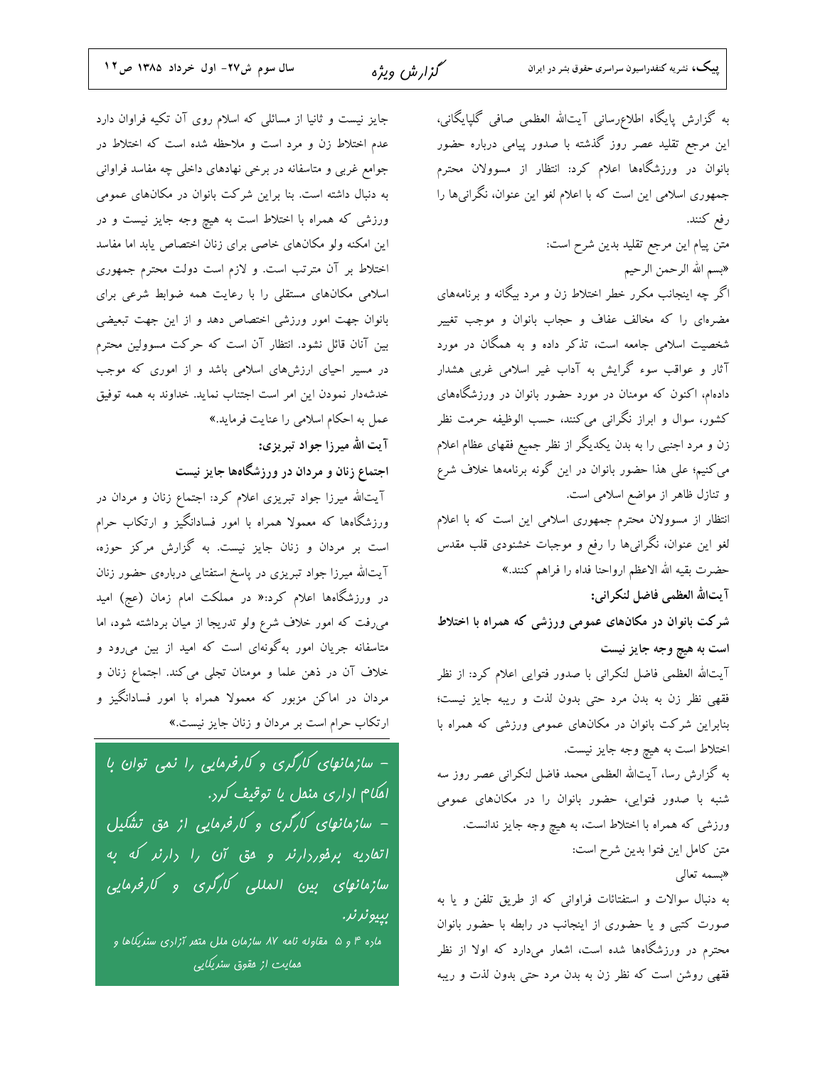به گزارش پایگاه اطلاع‌رسانی آیت‌الله العظمی صافی گلپایگانی، این مرجع تقلید عصر روز گذشته با صدور پیامی درباره حضور بانوان در ورزشگاه‌ها اعلام کرد: انتظار از مسوولان محترم جمهوری اسلامی این است که با اعلام لغو این عنوان، نگرانی‌ها را رفع کنند.

متن پیام این مرجع تقلید بدین شرح است:

«بسم الله الرحمن الرحیم

اگر چه اینجانب مکرر خطر اختلاط زن و مرد بیگانه و برنامه‌های مضره‌ای را که مخالف عفاف و حجاب بانوان و موجب تغییر شخصیت اسلامی جامعه است، تذکر داده و به همگان در مورد آثار و عواقب سوء گرایش به آداب غیر اسلامی غربی هشدار داده‌ام، اکنون که مومنان در مورد حضور بانوان در ورزشگاه‌های کشور، سوال و ابراز نگرانی می‌کنند، حسب الوظیفه حرمت نظر زن و مرد اجنبی را به بدن یکدیگر از نظر جمیع فقهای عظام اعلام می‌کنیم؛ علی هذا حضور بانوان در این گونه برنامه‌ها خلاف شرع و تنازل ظاهر از مواضع اسلامی است.

انتظار از مسوولان محترم جمهوری اسلامی این است که با اعلام لغو این عنوان، نگرانی‌ها را رفع و موجبات خشنودی قلب مقدس حضرت بقیه الله الاعظم ارواحنا فداه را فراهم کنند.»

**آیت‌الله العظمی فاضل لنکرانی:**

**شرکت بانوان در مکان‌های عمومی ورزشی که همراه با اختلاط است به هیچ وجه جایز نیست**

آیت‌الله العظمی فاضل لنکرانی با صدور فتوایی اعلام کرد: از نظر فقهی نظر زن به بدن مرد حتی بدون لذت و ریبه جایز نیست؛ بنابراین شرکت بانوان در مکان‌های عمومی ورزشی که همراه با اختلاط است به هیچ وجه جایز نیست.

به گزارش رسا، آیت‌الله العظمی محمد فاضل لنکرانی عصر روز سه شنبه با صدور فتوایی، حضور بانوان را در مکان‌های عمومی ورزشی که همراه با اختلاط است، به هیچ وجه جایز ندانست.

متن کامل این فتوا بدین شرح است:

«بسمه تعالی

به دنبال سوالات و استفتائات فراوانی که از طریق تلفن و یا به صورت کتبی و یا حضوری از اینجانب در رابطه با حضور بانوان محترم در ورزشگاه‌ها شده است، اشعار می‌دارد که اولا از نظر فقهی روشن است که نظر زن به بدن مرد حتی بدون لذت و ریبه جایز نیست و ثانیا از مسائلی که اسلام روی آن تکیه فراوان دارد عدم اختلاط زن و مرد است و ملاحظه شده است که اختلاط در جوامع غربی و متاسفانه در برخی نهادهای داخلی چه مفاسد فراوانی به دنبال داشته است. بنا براین شرکت بانوان در مکان‌های عمومی ورزشی که همراه با اختلاط است به هیچ وجه جایز نیست و در این امکنه ولو مکان‌های خاصی برای زنان اختصاص یابد اما مفاسد اختلاط بر آن مترتب است. و لازم است دولت محترم جمهوری اسلامی مکان‌های مستقلی را با رعایت همه ضوابط شرعی برای بانوان جهت امور ورزشی اختصاص دهد و از این جهت تبعیضی بین آنان قائل نشود. انتظار آن است که حرکت مسوولین محترم در مسیر احیای ارزش‌های اسلامی باشد و از اموری که موجب خدشه‌دار نمودن این امر است اجتناب نماید. خداوند به همه توفیق عمل به احکام اسلامی را عنایت فرماید.»

**آیت الله میرزا جواد تبریزی:**

**اجتماع زنان و مردان در ورزشگاه‌ها جایز نیست**

آیت‌الله میرزا جواد تبریزی اعلام کرد: اجتماع زنان و مردان در ورزشگاه‌ها که معمولا همراه با امور فسادانگیز و ارتکاب حرام است بر مردان و زنان جایز نیست. به گزارش مرکز حوزه، آیت‌الله میرزا جواد تبریزی در پاسخ استفتایی درباره‌ی حضور زنان در ورزشگاه‌ها اعلام کرد:« در مملکت امام زمان (عج) امید می‌رفت که امور خلاف شرع ولو تدریجا از میان برداشته شود، اما متاسفانه جریان امور به‌گونه‌ای است که امید از بین می‌رود و خلاف آن در ذهن علما و مومنان تجلی می‌کند. اجتماع زنان و مردان در اماکن مزبور که معمولا همراه با امور فسادانگیز و ارتکاب حرام است بر مردان و زنان جایز نیست.»

---

*- سازمانهای کارگری و کارفرمایی را نمی توان با احکام اداری منحل یا توقیف کرد.*

*- سازمانهای کارگری و کارفرمایی از حق تشکیل اتحادیه برخوردارند و حق آن را دارند که به سازمانهای بین المللی کارگری و کارفرمایی بپیوندند.*

*ماده ۴ و ۵ مقاوله نامه ۸۷ سازمان ملل متحد آزادی سندیکاها و حمایت از حقوق سندیکایی*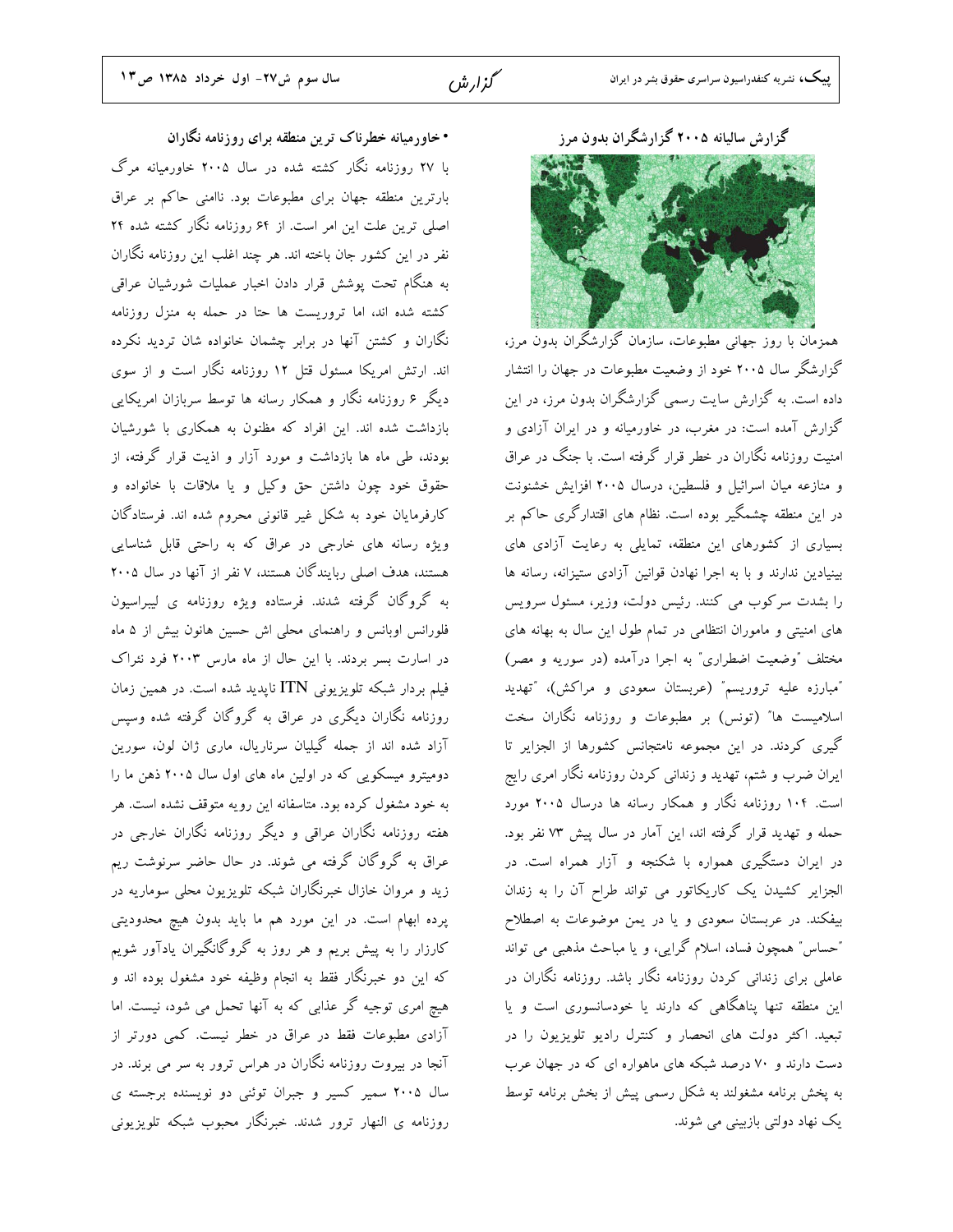## گزارش سالیانه ۲۰۰۵ گزارشگران بدون مرز

همزمان با روز جهانی مطبوعات، سازمان گزارشگران بدون مرز، گزارشگر سال ۲۰۰۵ خود از وضعیت مطبوعات در جهان را انتشار داده است. به گزارش سایت رسمی گزارشگران بدون مرز، در این گزارش آمده است: در مغرب، در خاورمیانه و در ایران آزادی و امنیت روزنامه نگاران در خطر قرار گرفته است. با جنگ در عراق و منازعه میان اسرائیل و فلسطین، درسال ۲۰۰۵ افزایش خشونت در این منطقه چشمگیر بوده است. نظام های اقتدارگری حاکم بر بسیاری از کشورهای این منطقه، تمایلی به رعایت آزادی های بینیادین ندارند و با به اجرا نهادن قوانین آزادی ستیزانه، رسانه ها را بشدت سرکوب می کنند. رئیس دولت، وزیر، مسئول سرویس های امنیتی و ماموران انتظامی در تمام طول این سال به بهانه های مختلف "وضعیت اضطراری" به اجرا درآمده (در سوریه و مصر) "مبارزه علیه تروریسم" (عربستان سعودی و مراکش)، "تهدید اسلامیست ها" (تونس) بر مطبوعات و روزنامه نگاران سخت گیری کردند. در این مجموعه نامتجانس کشورها از الجزایر تا ایران ضرب و شتم، تهدید و زندانی کردن روزنامه نگار امری رایج است. ۱۰۴ روزنامه نگار و همکار رسانه ها درسال ۲۰۰۵ مورد حمله و تهدید قرار گرفته اند، این آمار در سال پیش ۷۳ نفر بود. در ایران دستگیری همواره با شکنجه و آزار همراه است. در الجزایر کشیدن یک کاریکاتور می تواند طراح آن را به زندان بیفکند. در عربستان سعودی و یا در یمن موضوعات به اصطلاح "حساس" همچون فساد، اسلام گرایی، و یا مباحث مذهبی می تواند عاملی برای زندانی کردن روزنامه نگار باشد. روزنامه نگاران در این منطقه تنها پناهگاهی که دارند یا خودسانسوری است و یا تبعید. اکثر دولت های انحصار و کنترل رادیو تلویزیون را در دست دارند و ۷۰ درصد شبکه های ماهواره ای که در جهان عرب به پخش برنامه مشغولند به شکل رسمی پیش از پخش برنامه توسط یک نهاد دولتی بازبینی می شوند.

**• خاورمیانه خطرناک ترین منطقه برای روزنامه نگاران**

با ۲۷ روزنامه نگار کشته شده در سال ۲۰۰۵ خاورمیانه مرگ بارترین منطقه جهان برای مطبوعات بود. ناامنی حاکم بر عراق اصلی ترین علت این امر است. از ۶۴ روزنامه نگار کشته شده ۲۴ نفر در این کشور جان باخته اند. هر چند اغلب این روزنامه نگاران به هنگام تحت پوشش قرار دادن اخبار عملیات شورشیان عراقی کشته شده اند، اما تروریست ها حتا در حمله به منزل روزنامه نگاران و کشتن آنها در برابر چشمان خانواده شان تردید نکرده اند. ارتش امریکا مسئول قتل ۱۲ روزنامه نگار است و از سوی دیگر ۶ روزنامه نگار و همکار رسانه ها توسط سربازان امریکایی بازداشت شده اند. این افراد که مظنون به همکاری با شورشیان بودند، طی ماه ها بازداشت و مورد آزار و اذیت قرار گرفته، از حقوق خود چون داشتن حق وکیل و یا ملاقات با خانواده و کارفرمایان خود به شکل غیر قانونی محروم شده اند. فرستادگان ویژه رسانه های خارجی در عراق که به راحتی قابل شناسایی هستند، هدف اصلی ربایندگان هستند، ۷ نفر از آنها در سال ۲۰۰۵ به گروگان گرفته شدند. فرستاده ویژه روزنامه ی لیبراسیون فلورانس اوبانس و راهنمای محلی اش حسین هانون بیش از ۵ ماه در اسارت بسر بردند. با این حال از ماه مارس ۲۰۰۳ فرد نئراک فیلم بردار شبکه تلویزیونی ITN ناپدید شده است. در همین زمان روزنامه نگاران دیگری در عراق به گروگان گرفته شده وسپس آزاد شده اند از جمله گیلیان سرناریال، ماری ژان لون، سورین دومیترو میسکویی که در اولین ماه های اول سال ۲۰۰۵ ذهن ما را به خود مشغول کرده بود. متاسفانه این رویه متوقف نشده است. هر هفته روزنامه نگاران عراقی و دیگر روزنامه نگاران خارجی در عراق به گروگان گرفته می شوند. در حال حاضر سرنوشت ریم زید و مروان خازال خبرنگاران شبکه تلویزیون محلی سوماریه در پرده ابهام است. در این مورد هم ما باید بدون هیچ محدودیتی کارزار را به پیش بریم و هر روز به گروگانگیران یادآور شویم که این دو خبرنگار فقط به انجام وظیفه خود مشغول بوده اند و هیچ امری توجیه گر عذابی که به آنها تحمل می شود، نیست. اما آزادی مطبوعات فقط در عراق در خطر نیست. کمی دورتر از آنجا در بیروت روزنامه نگاران در هراس ترور به سر می برند. در سال ۲۰۰۵ سمیر کسیر و جبران توئنی دو نویسنده برجسته ی روزنامه ی النهار ترور شدند. خبرنگار محبوب شبکه تلویزیونی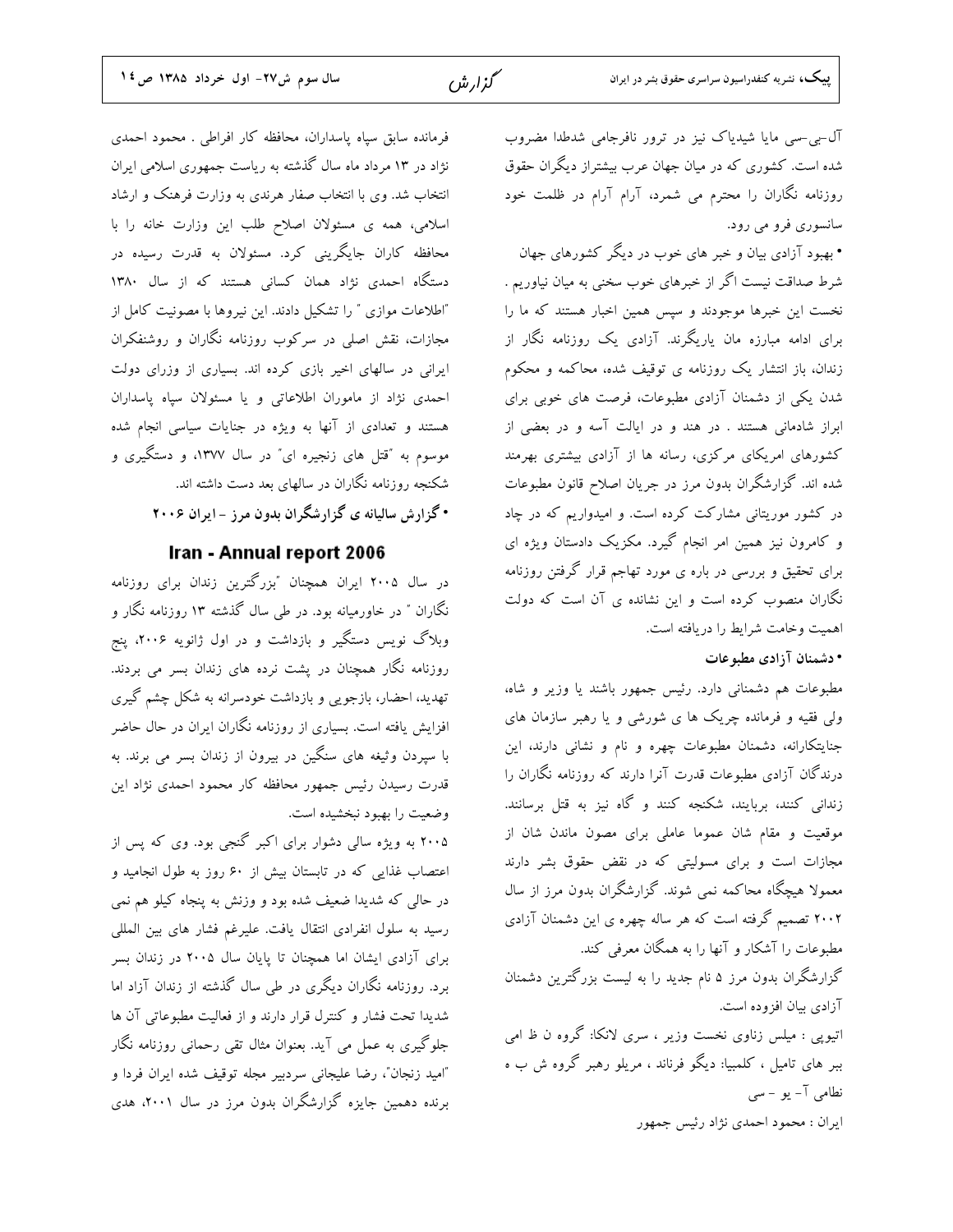آل-بی-سی مایا شیدیاک نیز در ترور نافرجامی شدطا مضروب شده است. کشوری که در میان جهان عرب بیشتراز دیگران حقوق روزنامه نگاران را محترم می شمرد، آرام آرام در ظلمت خود سانسوری فرو می رود.

• بهبود آزادی بیان و خبر های خوب در دیگر کشورهای جهان

شرط صداقت نیست اگر از خبرهای خوب سخنی به میان نیاوریم . نخست این خبرها موجودند و سپس همین اخبار هستند که ما را برای ادامه مبارزه مان یاریگرند. آزادی یک روزنامه نگار از زندان، باز انتشار یک روزنامه ی توقیف شده، محاکمه و محکوم شدن یکی از دشمنان آزادی مطبوعات، فرصت های خوبی برای ابراز شادمانی هستند . در هند و در ایالت آسه و در بعضی از کشورهای امریکای مرکزی، رسانه ها از آزادی بیشتری بهرمند شده اند. گزارشگران بدون مرز در جریان اصلاح قانون مطبوعات در کشور موریتانی مشارکت کرده است. و امیدواریم که در چاد و کامرون نیز همین امر انجام گیرد. مکزیک دادستان ویژه ای برای تحقیق و بررسی در باره ی مورد تهاجم قرار گرفتن روزنامه نگاران منصوب کرده است و این نشانده ی آن است که دولت اهمیت وخامت شرایط را دریافته است.

• دشمنان آزادی مطبوعات

مطبوعات هم دشمنانی دارد. رئیس جمهور باشند یا وزیر و شاه، ولی فقیه و فرمانده چریک ها ی شورشی و یا رهبر سازمان های جنایتکارانه، دشمنان مطبوعات چهره و نام و نشانی دارند، این درندگان آزادی مطبوعات قدرت آنرا دارند که روزنامه نگاران را زندانی کنند، بربایند، شکنجه کنند و گاه نیز به قتل برسانند. موقعیت و مقام شان عموما عاملی برای مصون ماندن شان از مجازات است و برای مسولیتی که در نقض حقوق بشر دارند معمولا هیچگاه محاکمه نمی شوند. گزارشگران بدون مرز از سال ۲۰۰۲ تصمیم گرفته است که هر ساله چهره ی این دشمنان آزادی مطبوعات را آشکار و آنها را به همگان معرفی کند.

گزارشگران بدون مرز ۵ نام جدید را به لیست بزرگترین دشمنان آزادی بیان افزوده است.

اتیوپی : میلس زناوی نخست وزیر ، سری لانکا: گروه ن ظ امی ببر های تامیل ، کلمبیا: دیگو فرناند ، مریلو رهبر گروه ش ب ه نظامی آ- یو - سی

ایران : محمود احمدی نژاد رئیس جمهور

فرمانده سابق سپاه پاسداران، محافظه کار افراطی . محمود احمدی نژاد در ۱۳ مرداد ماه سال گذشته به ریاست جمهوری اسلامی ایران انتخاب شد. وی با انتخاب صفار هرندی به وزارت فرهنگ و ارشاد اسلامی، همه ی مسئولان اصلاح طلب این وزارت خانه را با محافظه کاران جایگرینی کرد. مسئولان به قدرت رسیده در دستگاه احمدی نژاد همان کسانی هستند که از سال ۱۳۸۰ "اطلاعات موازی " را تشکیل دادند. این نیروها با مصونیت کامل از مجازات، نقش اصلی در سرکوب روزنامه نگاران و روشنفکران ایرانی در سالهای اخیر بازی کرده اند. بسیاری از وزرای دولت احمدی نژاد از ماموران اطلاعاتی و یا مسئولان سپاه پاسداران هستند و تعدادی از آنها به ویژه در جنایات سیاسی انجام شده موسوم به "قتل های زنجیره ای" در سال ۱۳۷۷، و دستگیری و شکنجه روزنامه نگاران در سالهای بعد دست داشته اند.

• **گزارش سالیانه ی گزارشگران بدون مرز - ایران ۲۰۰۶**

## Iran - Annual report 2006

در سال ۲۰۰۵ ایران همچنان "بزرگترین زندان برای روزنامه نگاران " در خاورمیانه بود. در طی سال گذشته ۱۳ روزنامه نگار و وبلاگ نویس دستگیر و بازداشت و در اول ژانویه ۲۰۰۶، پنج روزنامه نگار همچنان در پشت نرده های زندان بسر می بردند. تهدید، احضار، بازجویی و بازداشت خودسرانه به شکل چشم گیری افزایش یافته است. بسیاری از روزنامه نگاران ایران در حال حاضر با سپردن وثیغه های سنگین در بیرون از زندان بسر می برند. به قدرت رسیدن رئیس جمهور محافظه کار محمود احمدی نژاد این وضعیت را بهبود نبخشیده است.

۲۰۰۵ به ویژه سالی دشوار برای اکبر گنجی بود. وی که پس از اعتصاب غذایی که در تابستان بیش از ۶۰ روز به طول انجامید و در حالی که شدیدا ضعیف شده بود و وزنش به پنجاه کیلو هم نمی رسید به سلول انفرادی انتقال یافت. علیرغم فشار های بین المللی برای آزادی ایشان اما همچنان تا پایان سال ۲۰۰۵ در زندان بسر برد. روزنامه نگاران دیگری در طی سال گذشته از زندان آزاد اما شدیدا تحت فشار و کنترل قرار دارند و از فعالیت مطبوعاتی آن ها جلوگیری به عمل می آید. بعنوان مثال تقی رحمانی روزنامه نگار "امید زنجان"، رضا علیجانی سردبیر مجله توقیف شده ایران فردا و برنده دهمین جایزه گزارشگران بدون مرز در سال ۲۰۰۱، هدی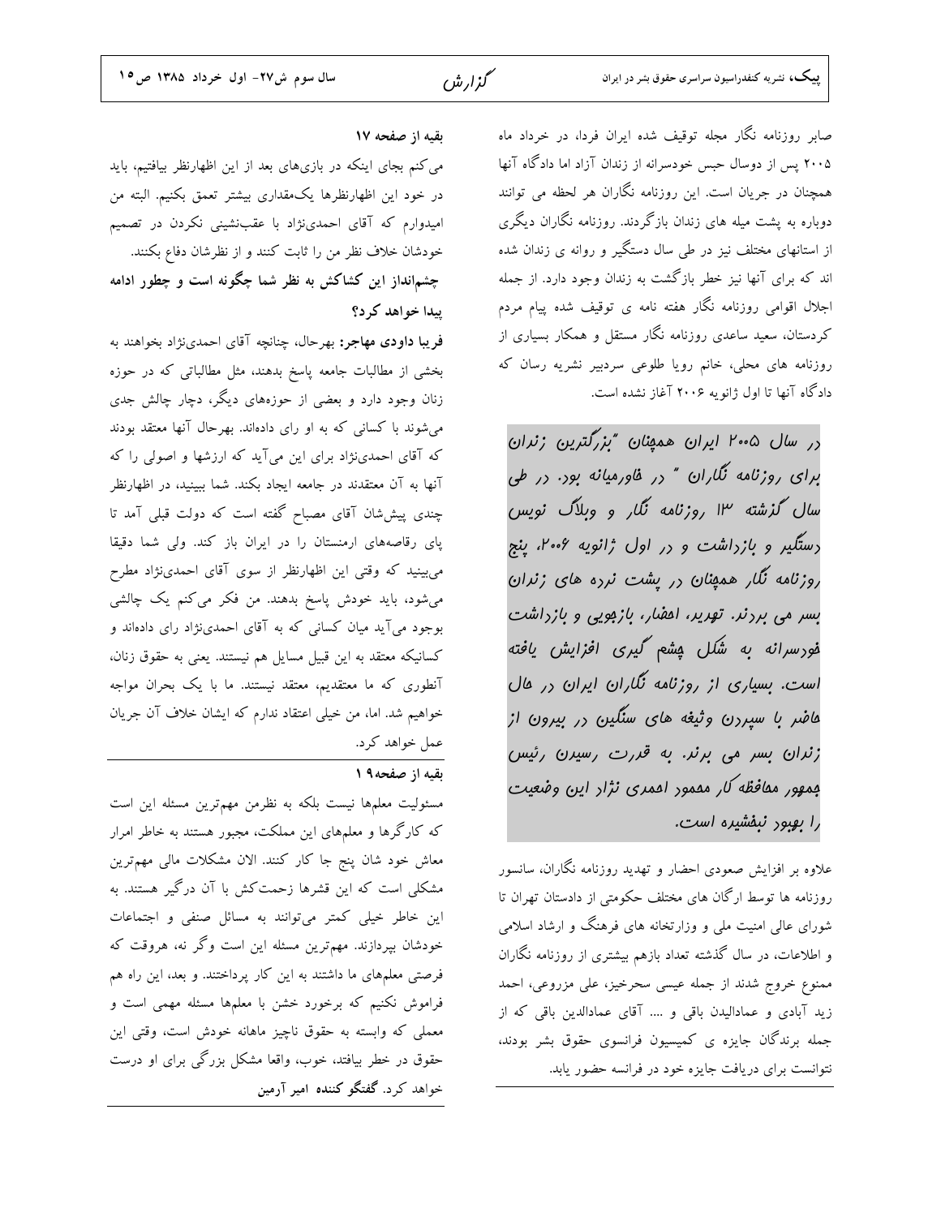صابر روزنامه نگار مجله توقیف شده ایران فردا، در خرداد ماه ۲۰۰۵ پس از دوسال حبس خودسرانه از زندان آزاد اما دادگاه آنها همچنان در جریان است. این روزنامه نگاران هر لحظه می توانند دوباره به پشت میله های زندان بازگردند. روزنامه نگاران دیگری از استانهای مختلف نیز در طی سال دستگیر و روانه ی زندان شده اند که برای آنها نیز خطر بازگشت به زندان وجود دارد. از جمله اجلال اقوامی روزنامه نگار هفته نامه ی توقیف شده پیام مردم کردستان، سعید ساعدی روزنامه نگار مستقل و همکار بسیاری از روزنامه های محلی، خانم رویا طلوعی سردبیر نشریه رسان که دادگاه آنها تا اول ژانویه ۲۰۰۶ آغاز نشده است.

*در سال ۲۰۰۵ ایران همچنان "بزرگترین زندان برای روزنامه نگاران " در خاورمیانه بود. در طی سال گذشته ۱۳ روزنامه نگار و وبلاگ نویس دستگیر و بازداشت و در اول ژانویه ۲۰۰۶، پنج روزنامه نگار همچنان در پشت نرده های زندان بسر می بردند. تهدید، احضار، بازجویی و بازداشت خودسرانه به شکل چشم گیری افزایش یافته است. بسیاری از روزنامه نگاران ایران در حال حاضر با سپردن وثیقه های سنگین در بیرون از زندان بسر می برند. به قدرت رسیدن رئیس جمهور محافظه کار محمود احمدی نژاد این وضعیت را بهبود نبخشیده است.*

علاوه بر افزایش صعودی احضار و تهدید روزنامه نگاران، سانسور روزنامه ها توسط ارگان های مختلف حکومتی از دادستان تهران تا شورای عالی امنیت ملی و وزارتخانه های فرهنگ و ارشاد اسلامی و اطلاعات، در سال گذشته تعداد بازهم بیشتری از روزنامه نگاران ممنوع خروج شدند از جمله عیسی سحرخیز، علی مزروعی، احمد زید آبادی و عمادالدین باقی و .... آقای عمادالدین باقی که از جمله برندگان جایزه ی کمیسیون فرانسوی حقوق بشر بودند، نتوانست برای دریافت جایزه خود در فرانسه حضور یابد.

**بقیه از صفحه ۱۷**

می‌کنم بجای اینکه در بازی‌های بعد از این اظهارنظر بیافتیم، باید در خود این اظهارنظرها یک‌مقداری بیشتر تعمق بکنیم. البته من امیدوارم که آقای احمدی‌نژاد با عقب‌نشینی نکردن در تصمیم خودشان خلاف نظر من را ثابت کنند و از نظرشان دفاع بکنند.

**چشم‌انداز این کشاکش به نظر شما چگونه است و چطور ادامه پیدا خواهد کرد؟**

**فریبا داودی مهاجر:** بهرحال، چنانچه آقای احمدی‌نژاد بخواهند به بخشی از مطالبات جامعه پاسخ بدهند، مثل مطالباتی که در حوزه زنان وجود دارد و بعضی از حوزه‌های دیگر، دچار چالش جدی می‌شوند با کسانی که به او رای داده‌اند. بهرحال آنها معتقد بودند که آقای احمدی‌نژاد برای این می‌آید که ارزشها و اصولی را که آنها به آن معتقدند در جامعه ایجاد بکند. شما ببینید، در اظهارنظر چندی پیش‌شان آقای مصباح گفته است که دولت قبلی آمد تا پای رقاصه‌های ارمنستان را در ایران باز کند. ولی شما دقیقا می‌بینید که وقتی این اظهارنظر از سوی آقای احمدی‌نژاد مطرح می‌شود، باید خودش پاسخ بدهند. من فکر می‌کنم یک چالشی بوجود می‌آید میان کسانی که به آقای احمدی‌نژاد رای داده‌اند و کسانیکه معتقد به این قبیل مسایل هم نیستند. یعنی به حقوق زنان، آنطوری که ما معتقدیم، معتقد نیستند. ما با یک بحران مواجه خواهیم شد. اما، من خیلی اعتقاد ندارم که ایشان خلاف آن جریان عمل خواهد کرد.

---

**بقیه از صفحه۱۹**

مسئولیت معلم‌ها نیست بلکه به نظرمن مهم‌ترین مسئله این است که کارگرها و معلم‌های این مملکت، مجبور هستند به خاطر امرار معاش خود شان پنج جا کار کنند. الان مشکلات مالی مهم‌ترین مشکلی است که این قشرها زحمت‌کش با آن درگیر هستند. به این خاطر خیلی کمتر می‌توانند به مسائل صنفی و اجتماعات خودشان بپردازند. مهم‌ترین مسئله این است وگر نه، هروقت که فرصتی معلم‌های ما داشتند به این کار پرداختند. و بعد، این راه هم فراموش نکنیم که برخورد خشن با معلم‌ها مسئله مهمی است و معلمی که وابسته به حقوق ناچیز ماهانه خودش است، وقتی این حقوق در خطر بیافتد، خوب، واقعا مشکل بزرگی برای او درست خواهد کرد. **گفتگو کننده امیر آرمین**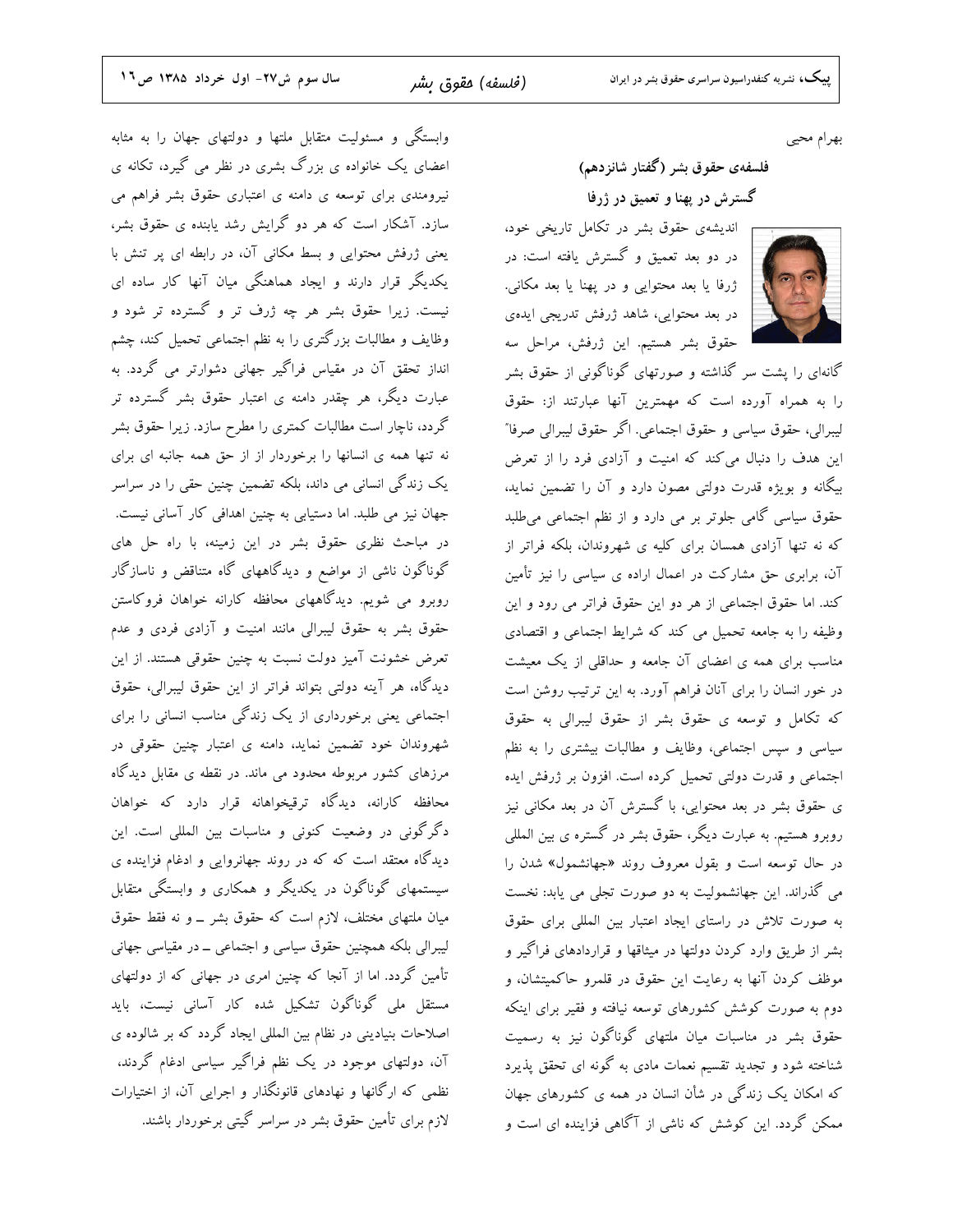بهرام محبی

## فلسفه‌ی حقوق بشر (گفتار شانزدهم)

### گسترش در پهنا و تعمیق در ژرفا

اندیشه‌ی حقوق بشر در تکامل تاریخی خود، در دو بعد تعمیق و گسترش یافته است: در ژرفا یا بعد محتوایی و در پهنا یا بعد مکانی. در بعد محتوایی، شاهد ژرفش تدریجی ایده‌ی حقوق بشر هستیم. این ژرفش، مراحل سه گانه‌ای را پشت سر گذاشته و صورتهای گوناگونی از حقوق بشر را به همراه آورده است که مهمترین آنها عبارتند از: حقوق لیبرالی، حقوق سیاسی و حقوق اجتماعی. اگر حقوق لیبرالی صرفاً این هدف را دنبال می‌کند که امنیت و آزادی فرد را از تعرض بیگانه و بویژه قدرت دولتی مصون دارد و آن را تضمین نماید، حقوق سیاسی گامی جلوتر بر می دارد و از نظم اجتماعی می‌طلبد که نه تنها آزادی همسان برای کلیه ی شهروندان، بلکه فراتر از آن، برابری حق مشارکت در اعمال اراده ی سیاسی را نیز تأمین کند. اما حقوق اجتماعی از هر دو این حقوق فراتر می رود و این وظیفه را به جامعه تحمیل می کند که شرایط اجتماعی و اقتصادی مناسب برای همه ی اعضای آن جامعه و حداقلی از یک معیشت در خور انسان را برای آنان فراهم آورد. به این ترتیب روشن است که تکامل و توسعه ی حقوق بشر از حقوق لیبرالی به حقوق سیاسی و سپس اجتماعی، وظایف و مطالبات بیشتری را به نظم اجتماعی و قدرت دولتی تحمیل کرده است. افزون بر ژرفش ایده ی حقوق بشر در بعد محتوایی، با گسترش آن در بعد مکانی نیز روبرو هستیم. به عبارت دیگر، حقوق بشر در گستره ی بین المللی در حال توسعه است و بقول معروف روند «جهانشمول» شدن را می گذراند. این جهانشمولیت به دو صورت تجلی می یابد: نخست به صورت تلاش در راستای ایجاد اعتبار بین المللی برای حقوق بشر از طریق وارد کردن دولتها در میثاقها و قراردادهای فراگیر و موظف کردن آنها به رعایت این حقوق در قلمرو حاکمیتشان، و دوم به صورت کوشش کشورهای توسعه نیافته و فقیر برای اینکه حقوق بشر در مناسبات میان ملتهای گوناگون نیز به رسمیت شناخته شود و تجدید تقسیم نعمات مادی به گونه ای تحقق پذیرد که امکان یک زندگی در شأن انسان در همه ی کشورهای جهان ممکن گردد. این کوشش که ناشی از آگاهی فزاینده ای است و وابستگی و مسئولیت متقابل ملتها و دولتهای جهان را به مثابه اعضای یک خانواده ی بزرگ بشری در نظر می گیرد، تکانه ی نیرومندی برای توسعه ی دامنه ی اعتباری حقوق بشر فراهم می سازد. آشکار است که هر دو گرایش رشد یابنده ی حقوق بشر، یعنی ژرفش محتوایی و بسط مکانی آن، در رابطه ای پر تنش با یکدیگر قرار دارند و ایجاد هماهنگی میان آنها کار ساده ای نیست. زیرا حقوق بشر هر چه ژرف تر و گسترده تر شود و وظایف و مطالبات بزرگتری را به نظم اجتماعی تحمیل کند، چشم انداز تحقق آن در مقیاس فراگیر جهانی دشوارتر می گردد. به عبارت دیگر، هر چقدر دامنه ی اعتبار حقوق بشر گسترده تر گردد، ناچار است مطالبات کمتری را مطرح سازد. زیرا حقوق بشر نه تنها همه ی انسانها را برخوردار از از حق همه جانبه ای برای یک زندگی انسانی می داند، بلکه تضمین چنین حقی را در سراسر جهان نیز می طلبد. اما دستیابی به چنین اهدافی کار آسانی نیست.

در مباحث نظری حقوق بشر در این زمینه، با راه حل های گوناگون ناشی از مواضع و دیدگاههای گاه متناقض و ناسازگار روبرو می شویم. دیدگاههای محافظه کارانه خواهان فروکاستن حقوق بشر به حقوق لیبرالی مانند امنیت و آزادی فردی و عدم تعرض خشونت آمیز دولت نسبت به چنین حقوقی هستند. از این دیدگاه، هر آینه دولتی بتواند فراتر از این حقوق لیبرالی، حقوق اجتماعی یعنی برخورداری از یک زندگی مناسب انسانی را برای شهروندان خود تضمین نماید، دامنه ی اعتبار چنین حقوقی در مرزهای کشور مربوطه محدود می ماند. در نقطه ی مقابل دیدگاه محافظه کارانه، دیدگاه ترقیخواهانه قرار دارد که خواهان دگرگونی در وضعیت کنونی و مناسبات بین المللی است. این دیدگاه معتقد است که که در روند جهانروایی و ادغام فزاینده ی سیستمهای گوناگون در یکدیگر و همکاری و وابستگی متقابل میان ملتهای مختلف، لازم است که حقوق بشر ــ و نه فقط حقوق لیبرالی بلکه همچنین حقوق سیاسی و اجتماعی ــ در مقیاسی جهانی تأمین گردد. اما از آنجا که چنین امری در جهانی که از دولتهای مستقل ملی گوناگون تشکیل شده کار آسانی نیست، باید اصلاحات بنیادینی در نظام بین المللی ایجاد گردد که بر شالوده ی آن، دولتهای موجود در یک نظم فراگیر سیاسی ادغام گردند، نظمی که ارگانها و نهادهای قانونگذار و اجرایی آن، از اختیارات لازم برای تأمین حقوق بشر در سراسر گیتی برخوردار باشند.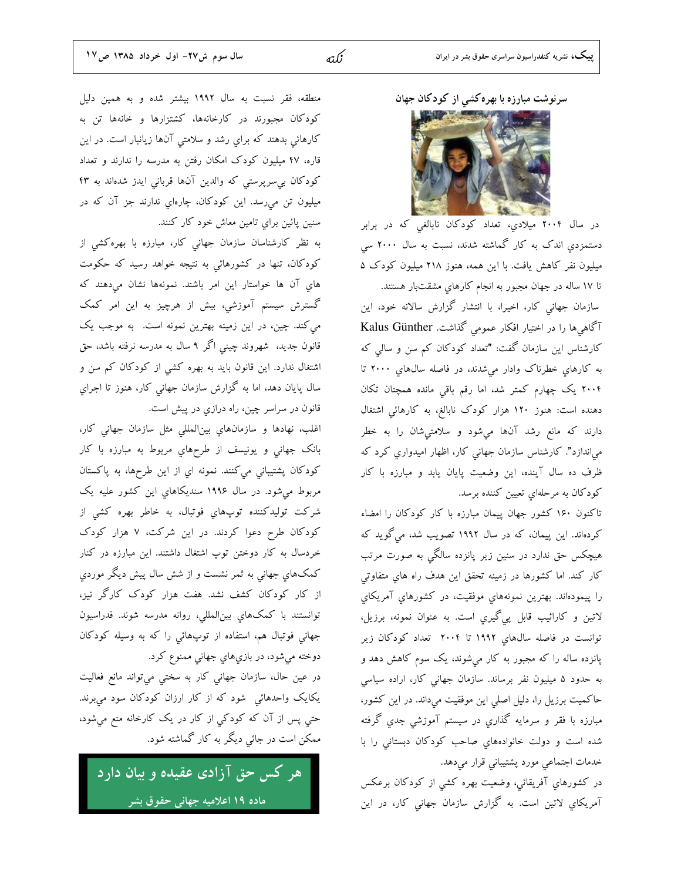## سرنوشت مبارزه با بهره‌کشي از کودکان جهان

در سال ۲۰۰۴ ميلادي، تعداد کودکان نابالغي که در برابر دستمزدي اندک به کار گماشته شدند، نسبت به سال ۲۰۰۰ سي ميليون نفر کاهش يافت. با اين همه، هنوز ۲۱۸ ميليون کودک ۵ تا ۱۷ ساله در جهان مجبور به انجام کارهاي مشقت‌بار هستند.

سازمان جهاني کار، اخيرا، با انتشار گزارش سالانه خود، اين آگاهي‌ها را در اختيار افکار عمومي گذاشت. Kalus Günther کارشناس اين سازمان گفت: "تعداد کودکان کم سن و سالي که به کارهاي خطرناک وادار مي‌شدند، در فاصله سال‌هاي ۲۰۰۰ تا ۲۰۰۴ يک چهارم کمتر شد، اما رقم باقي مانده همچنان تکان دهنده است: هنوز ۱۲۰ هزار کودک نابالغ، به کارهائي اشتغال دارند که مانع رشد آن‌ها مي‌شود و سلامتي‌شان را به خطر مي‌اندازد". کارشناس سازمان جهاني کار، اظهار اميدواري کرد که ظرف ده سال آينده، اين وضعيت پايان يابد و مبارزه با کار کودکان به مرحله‌اي تعيين کننده برسد.

تاکنون ۱۶۰ کشور جهان پيمان مبارزه با کار کودکان را امضاء کرده‌اند. اين پيمان، که در سال ۱۹۹۲ تصويب شد، مي‌گويد که هيچکس حق ندارد در سنين زير پانزده سالگي به صورت مرتب کار کند. اما کشورها در زمينه تحقق اين هدف راه هاي متفاوتي را پيموده‌اند. بهترين نمونه‌هاي موفقيت، در کشورهاي آمريکاي لاتين و کارائيب قابل پي‌گيري است. به عنوان نمونه، برزيل، توانست در فاصله سال‌هاي ۱۹۹۲ تا ۲۰۰۴ تعداد کودکان زير پانزده ساله را که مجبور به کار مي‌شوند، يک سوم کاهش دهد و به حدود ۵ ميليون نفر برساند. سازمان جهاني کار، اراده سياسي حاکميت برزيل را، دليل اصلي اين موفقيت مي‌داند. در اين کشور، مبارزه با فقر و سرمايه گذاري در سيستم آموزشي جدي گرفته شده است و دولت خانواده‌هاي صاحب کودکان دبستاني را با خدمات اجتماعي مورد پشتيباني قرار مي‌دهد.

در کشورهاي آفريقائي، وضعيت بهره کشي از کودکان برعکس آمريکاي لاتين است. به گزارش سازمان جهاني کار، در اين منطقه، فقر نسبت به سال ۱۹۹۲ بيشتر شده و به همين دليل کودکان مجبورند در کارخانه‌ها، کشتزارها و خانه‌ها تن به کارهائي بدهند که براي رشد و سلامتي آن‌ها زيانبار است. در اين قاره، ۴۷ ميليون کودک امکان رفتن به مدرسه را ندارند و تعداد کودکان بي‌سرپرستي که والدين آن‌ها قرباني ايدز شده‌اند به ۴۳ ميليون تن مي‌رسد. اين کودکان، چاره‌اي ندارند جز آن که در سنين پائين براي تامين معاش خود کار کنند.

به نظر کارشناسان سازمان جهاني کار، مبارزه با بهره‌کشي از کودکان، تنها در کشورهائي به نتيجه خواهد رسيد که حکومت هاي آن ها خواستار اين امر باشند. نمونه‌ها نشان مي‌دهند که گسترش سيستم آموزشي، بيش از هرچيز به اين امر کمک مي‌کند. چين، در اين زمينه بهترين نمونه است. به موجب يک قانون جديد، شهروند چيني اگر ۹ سال به مدرسه نرفته باشد، حق اشتغال ندارد. اين قانون بايد به بهره کشي از کودکان کم سن و سال پايان دهد، اما به گزارش سازمان جهاني کار، هنوز تا اجراي قانون در سراسر چين، راه درازي در پيش است.

اغلب، نهادها و سازمان‌هاي بين‌المللي مثل سازمان جهاني کار، بانک جهاني و يونيسف از طرح‌هاي مربوط به مبارزه با کار کودکان پشتيباني مي‌کنند. نمونه اي از اين طرح‌ها، به پاکستان مربوط مي‌شود. در سال ۱۹۹۶ سنديکاهاي اين کشور عليه يک شرکت توليدکننده توپ‌هاي فوتبال، به خاطر بهره کشي از کودکان طرح دعوا کردند. در اين شرکت، ۷ هزار کودک خردسال به کار دوختن توپ اشتغال داشتند. اين مبارزه در کنار کمک‌هاي جهاني به ثمر نشست و از شش سال پيش ديگر موردي از کار کودکان کشف نشد. هفت هزار کودک کارگر نيز، توانستند با کمک‌هاي بين‌المللي، روانه مدرسه شوند. فدراسيون جهاني فوتبال هم، استفاده از توپ‌هائي را که به وسيله کودکان دوخته مي‌شود، در بازي‌هاي جهاني ممنوع کرد.

در عين حال، سازمان جهاني کار به سختي مي‌تواند مانع فعاليت يکايک واحدهائي شود که از کار ارزان کودکان سود مي‌برند. حتي پس از آن که کودکي از کار در يک کارخانه منع مي‌شود، ممکن است در جائي ديگر به کار گماشته شود.

**هر کس حق آزادی عقیده و بیان دارد**

**ماده ۱۹ اعلامیه جهانی حقوق بشر**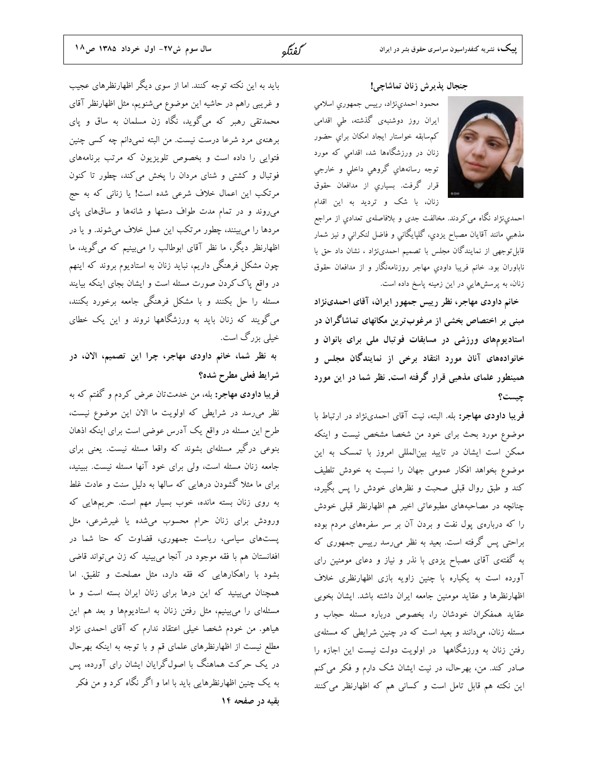## جنجال پذیرش زنان تماشاچی!

محمود احمدي‌نژاد، رييس جمهوري اسلامي ايران روز دوشنبه‌ی گذشته، طي اقدامی کم‌سابقه خواستار ايجاد امکان براي حضور زنان در ورزشگاه‌ها شد، اقدامي که مورد توجه رسانه‌هاي گروهي داخلي و خارجي قرار گرفت. بسياري از مدافعان حقوق زنان، با شک و ترديد به اين اقدام احمدي‌نژاد نگاه می‌کردند. مخالفت جدی و بلافاصله‌ی تعدادي از مراجع مذهبي مانند آقايان مصباح يزدي، گلپايگاني و فاضل لنکراني و نيز شمار قابل‌توجهي از نمايندگان مجلس با تصميم احمدی‌نژاد ، نشان داد حق با ناباوران بود. خانم فريبا داودي مهاجر روزنامه‌نگار و از مدافعان حقوق زنان، به پرسش‌هايي در اين زمينه پاسخ داده است.

**خانم داودی مهاجر، نظر رییس جمهور ایران، آقای احمدی‌نژاد مبنی بر اختصاص بخشی از مرغوب‌ترین مکانهای تماشاگران در استادیوم‌های ورزشی در مسابقات فوتبال ملی برای بانوان و خانواده‌های آنان مورد انتقاد برخی از نمایندگان مجلس و همینطور علمای مذهبی قرار گرفته است. نظر شما در این مورد چیست؟**

**فریبا داودی مهاجر:** بله. البته، نیت آقای احمدی‌نژاد در ارتباط با موضوع مورد بحث برای خود من شخصا مشخص نیست و اینکه ممکن است ایشان در تایید بین‌المللی امروز با تمسک به این موضوع بخواهد افکار عمومی جهان را نسبت به خودش تلطیف کند و طبق روال قبلی صحبت و نظرهای خودش را پس بگیرد، چنانچه در مصاحبه‌های مطبوعاتی اخیر هم اظهارنظر قبلی خودش را که درباره‌ی پول نفت و بردن آن بر سر سفره‌های مردم بوده براحتی پس گرفته است. بعید به نظر می‌رسد رییس جمهوری که به گفته‌ی آقای مصباح یزدی با نذر و نیاز و دعای مومنین رای آورده است به یکباره با چنین زاویه بازی اظهارنظری خلاف اظهارنظرها و عقاید مومنین جامعه ایران داشته باشد. ایشان بخوبی عقاید همفکران خودشان را، بخصوص درباره مسئله حجاب و مسئله زنان، می‌دانند و بعید است که در چنین شرایطی که مسئله‌ی رفتن زنان به ورزشگاهها در اولویت دولت نیست این اجازه را صادر کند. من، بهرحال، در نیت ایشان شک دارم و فکر می‌کنم این نکته هم قابل تامل است و کسانی هم که اظهارنظر می‌کنند باید به این نکته توجه کنند. اما از سوی دیگر اظهارنظرهای عجیب و غریبی راهم در حاشیه این موضوع می‌شنویم، مثل اظهارنظر آقای محمدتقی رهبر که می‌گوید، نگاه زن مسلمان به ساق و پای برهنه‌ی مرد شرعا درست نیست. من البته نمی‌دانم چه کسی چنین فتوایی را داده است و بخصوص تلویزیون که مرتب برنامه‌های فوتبال و کشتی و شنای مردان را پخش می‌کند، چطور تا کنون مرتکب این اعمال خلاف شرعی شده است! یا زنانی که به حج می‌روند و در تمام مدت طواف دستها و شانه‌ها و ساقهای پای مردها را می‌بینند، چطور مرتکب این عمل خلاف می‌شوند. و یا در اظهارنظر دیگر، ما نظر آقای ابوطالب را می‌بینیم که می‌گوید، ما چون مشکل فرهنگی داریم، نباید زنان به استادیوم بروند که اینهم در واقع پاک‌کردن صورت مسئله است و ایشان بجای اینکه بیایند مسئله را حل بکنند و با مشکل فرهنگی جامعه برخورد بکنند، می‌گویند که زنان باید به ورزشگاهها نروند و این یک خطای خیلی بزرگ است.

**به نظر شما، خانم داودی مهاجر، چرا این تصمیم، الان، در شرایط فعلی مطرح شده؟**

**فریبا داودی مهاجر:** بله، من خدمت‌تان عرض کردم و گفتم که به نظر می‌رسد در شرایطی که اولویت ما الان این موضوع نیست، طرح این مسئله در واقع یک آدرس عوضی است برای اینکه اذهان بنوعی درگیر مسئله‌ای بشوند که واقعا مسئله نیست. یعنی برای جامعه زنان مسئله است، ولی برای خود آنها مسئله نیست. ببینید، برای ما مثلا گشودن درهایی که سالها به دلیل سنت و عادت غلط به روی زنان بسته مانده، خوب بسیار مهم است. حریم‌هایی که ورودش برای زنان حرام محسوب می‌شده یا غیرشرعی، مثل پست‌های سیاسی، ریاست جمهوری، قضاوت که حتا شما در افغانستان هم با فقه موجود در آنجا می‌بینید که زن می‌تواند قاضی بشود با راهکارهایی که فقه دارد، مثل مصلحت و تلفیق. اما همچنان می‌بینید که این درها برای زنان ایران بسته است و ما مسئله‌ای را می‌بینیم، مثل رفتن زنان به استادیوم‌ها و بعد هم این هیاهو. من خودم شخصا خیلی اعتقاد ندارم که آقای احمدی نژاد مطلع نیست از اظهارنظرهای علمای قم و با توجه به اینکه بهرحال در یک حرکت هماهنگ با اصولگرایان ایشان رای آورده، پس به یک چنین اظهارنظرهایی باید با اما و اگر نگاه کرد و من فکر

**بقیه در صفحه ۱۴**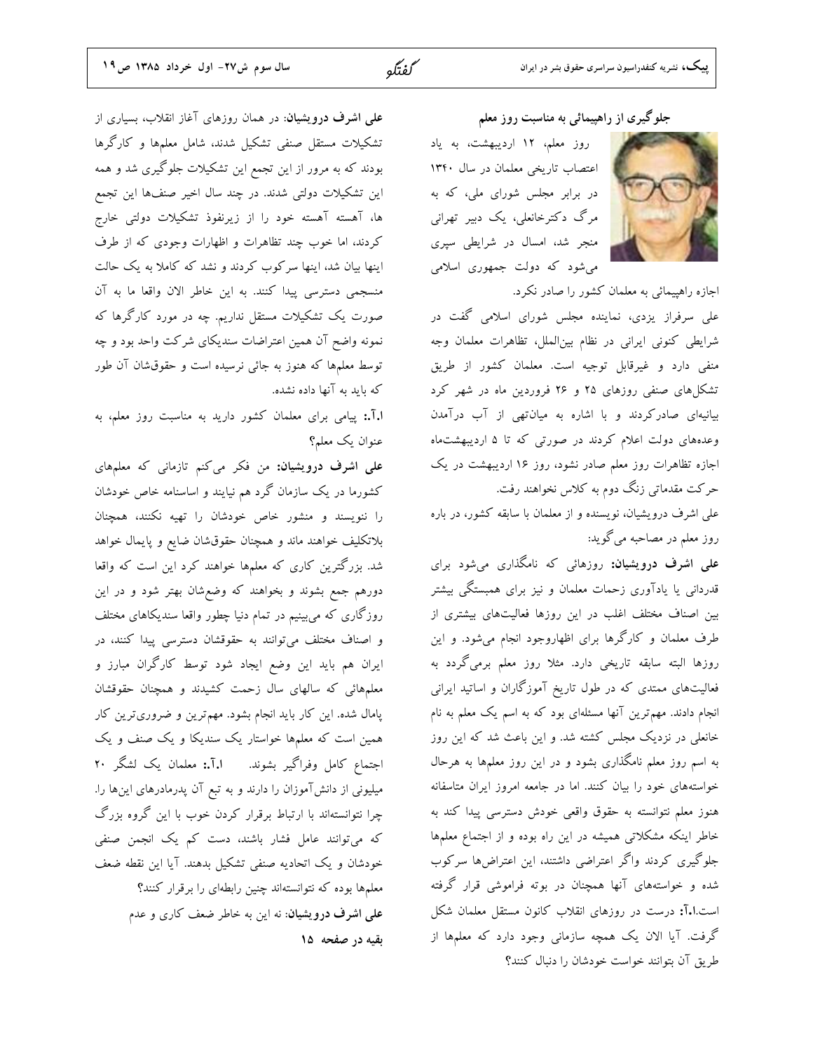## جلوگیری از راهپیمائی به مناسبت روز معلم

روز معلم، ۱۲ اردیبهشت، به یاد اعتصاب تاریخی معلمان در سال ۱۳۴۰ در برابر مجلس شورای ملی، که به مرگ دکترخانعلی، یک دبیر تهرانی منجر شد، امسال در شرایطی سپری می‌شود که دولت جمهوری اسلامی اجازه راهپیمائی به معلمان کشور را صادر نکرد.

علی سرفراز یزدی، نماینده مجلس شورای اسلامی گفت در شرایطی کنونی ایرانی در نظام بین‌الملل، تظاهرات معلمان وجه منفی دارد و غیرقابل توجیه است. معلمان کشور از طریق تشکل‌های صنفی روزهای ۲۵ و ۲۶ فروردین ماه در شهر کرد بیانیه‌ای صادرکردند و با اشاره به میان‌تهی از آب درآمدن وعده‌های دولت اعلام کردند در صورتی که تا ۵ اردیبهشت‌ماه اجازه تظاهرات روز معلم صادر نشود، روز ۱۶ اردیبهشت در یک حرکت مقدماتی زنگ دوم به کلاس نخواهند رفت.

علی اشرف درویشیان، نویسنده و از معلمان با سابقه کشور، در باره روز معلم در مصاحبه می‌گوید:

**علی اشرف درویشیان:** روزهائی که نامگذاری می‌شود برای قدردانی یا یادآوری زحمات معلمان و نیز برای همبستگی بیشتر بین اصناف مختلف اغلب در این روزها فعالیت‌های بیشتری از طرف معلمان و کارگرها برای اظهاروجود انجام می‌شود. و این روزها البته سابقه تاریخی دارد. مثلا روز معلم برمی‌گردد به فعالیت‌های ممتدی که در طول تاریخ آموزگاران و اساتید ایرانی انجام دادند. مهم‌ترین آنها مسئله‌ای بود که به اسم یک معلم به نام خانعلی در نزدیک مجلس کشته شد. و این باعث شد که این روز به اسم روز معلم نامگذاری بشود و در این روز معلم‌ها به هرحال خواسته‌های خود را بیان کنند. اما در جامعه امروز ایران متاسفانه هنوز معلم نتوانسته به حقوق واقعی خودش دسترسی پیدا کند به خاطر اینکه مشکلاتی همیشه در این راه بوده و از اجتماع معلمها جلوگیری کردند واگر اعتراضی داشتند، این اعتراض‌ها سرکوب شده و خواسته‌های آنها همچنان در بوته فراموشی قرار گرفته است.

**ا.آ:** درست در روزهای انقلاب کانون مستقل معلمان شکل گرفت. آیا الان یک همچه سازمانی وجود دارد که معلمها از طریق آن بتوانند خواست خودشان را دنبال کنند؟

**علی اشرف درویشیان:** در همان روزهای آغاز انقلاب، بسیاری از تشکیلات مستقل صنفی تشکیل شدند، شامل معلمها و کارگرها بودند که به مرور از این تجمع این تشکیلات جلوگیری شد و همه این تشکیلات دولتی شدند. در چند سال اخیر صنف‌ها این تجمع ها، آهسته آهسته خود را از زیرنفوذ تشکیلات دولتی خارج کردند، اما خوب چند تظاهرات و اظهارات وجودی که از طرف اینها بیان شد، اینها سرکوب کردند و نشد که کاملا به یک حالت منسجمی دسترسی پیدا کنند. به این خاطر الان واقعا ما به آن صورت یک تشکیلات مستقل نداریم. چه در مورد کارگرها که نمونه واضح آن همین اعتراضات سندیکای شرکت واحد بود و چه توسط معلمها که هنوز به جائی نرسیده است و حقوق‌شان آن طور که باید به آنها داده نشده.

**ا.آ.:** پیامی برای معلمان کشور دارید به مناسبت روز معلم، به عنوان یک معلم؟

**علی اشرف درویشیان:** من فکر می‌کنم تازمانی که معلم‌های کشورما در یک سازمان گرد هم نیایند و اساسنامه خاص خودشان را ننویسند و منشور خاص خودشان را تهیه نکنند، همچنان بلاتکلیف خواهند ماند و همچنان حقوق‌شان ضایع و پایمال خواهد شد. بزرگترین کاری که معلمها خواهند کرد این است که واقعا دورهم جمع بشوند و بخواهند که وضع‌شان بهتر شود و در این روزگاری که می‌بینیم در تمام دنیا چطور واقعا سندیکاهای مختلف و اصناف مختلف می‌توانند به حقوقشان دسترسی پیدا کنند، در ایران هم باید این وضع ایجاد شود توسط کارگران مبارز و معلم‌هائی که سالهای سال زحمت کشیدند و همچنان حقوقشان پامال شده. این کار باید انجام بشود. مهم‌ترین و ضروری‌ترین کار همین است که معلمها خواستار یک سندیکا و یک صنف و یک اجتماع کامل وفراگیر بشوند.

**ا.آ.:** معلمان یک لشگر ۲۰ میلیونی از دانش‌آموزان را دارند و به تبع آن پدرمادرهای این‌ها را. چرا نتوانسته‌اند با ارتباط برقرار کردن خوب با این گروه بزرگ که می‌توانند عامل فشار باشند، دست کم یک انجمن صنفی خودشان و یک اتحادیه صنفی تشکیل بدهند. آیا این نقطه ضعف معلمها بوده که نتوانسته‌اند چنین رابطه‌ای را برقرار کنند؟

**علی اشرف درویشیان:** نه این به خاطر ضعف کاری و عدم

**بقیه در صفحه ۱۵**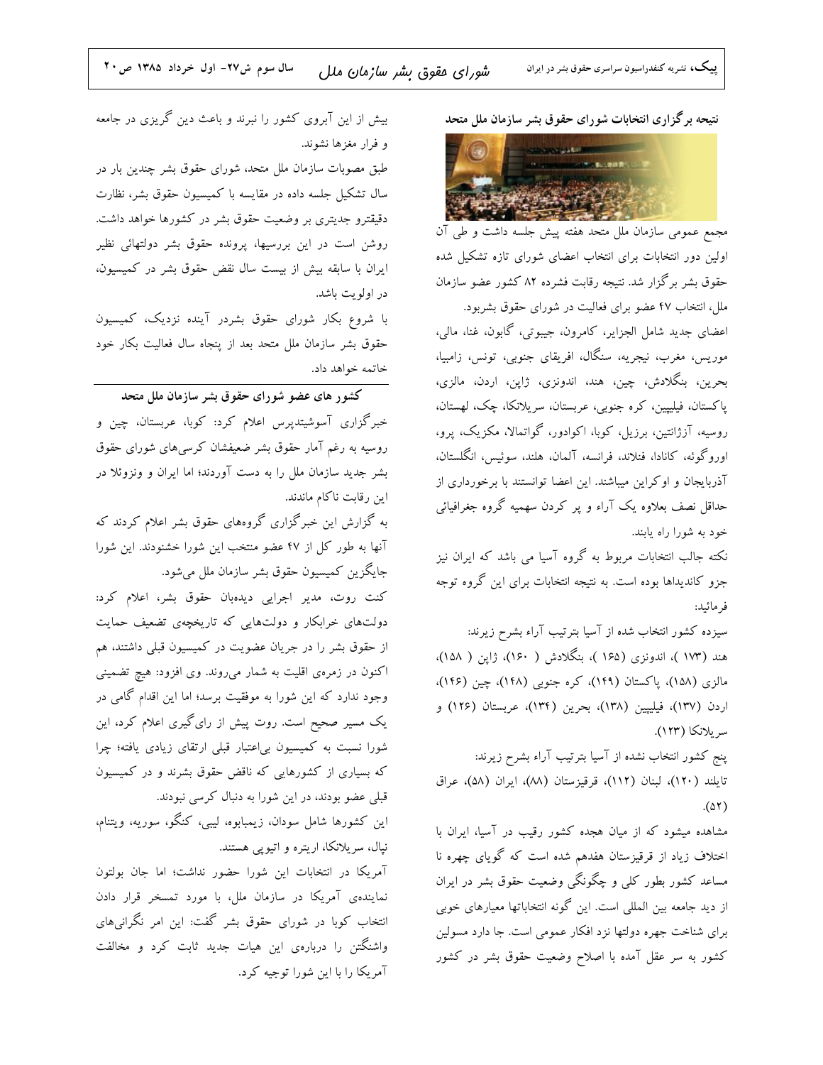## نتیجه برگزاری انتخابات شورای حقوق بشر سازمان ملل متحد

مجمع عمومی سازمان ملل متحد هفته پیش جلسه داشت و طی آن اولین دور انتخابات برای انتخاب اعضای شورای تازه تشکیل شده حقوق بشر برگزار شد. نتیجه رقابت فشرده ۸۲ کشور عضو سازمان ملل، انتخاب ۴۷ عضو برای فعالیت در شورای حقوق بشربود.

اعضای جدید شامل الجزایر، کامرون، جیبوتی، گابون، غنا، مالی، موریس، مغرب، نیجریه، سنگال، افریقای جنوبی، تونس، زامبیا، بحرین، بنگلادش، چین، هند، اندونزی، ژاپن، اردن، مالزی، پاکستان، فیلیپین، کره جنوبی، عربستان، سریلانکا، چک، لهستان، روسیه، آرژانتین، برزیل، کوبا، اکوادور، گواتمالا، مکزیک، پرو، اوروگوئه، کانادا، فنلاند، فرانسه، آلمان، هلند، سوئیس، انگلستان، آذربایجان و اوکراین میباشند. این اعضا توانستند با برخورداری از حداقل نصف بعلاوه یک آراء و پر کردن سهمیه گروه جغرافیائی خود به شورا راه یابند.

نکته جالب انتخابات مربوط به گروه آسیا می باشد که ایران نیز جزو کاندیداها بوده است. به نتیجه انتخابات برای این گروه توجه فرمائید:

سیزده کشور انتخاب شده از آسیا بترتیب آراء بشرح زیرند:
هند (۱۷۳ )، اندونزی (۱۶۵ )، بنگلادش ( ۱۶۰)، ژاپن ( ۱۵۸)، مالزی (۱۵۸)، پاکستان (۱۴۹)، کره جنوبی (۱۴۸)، چین (۱۴۶)، اردن (۱۳۷)، فیلیپین (۱۳۸)، بحرین (۱۳۴)، عربستان (۱۲۶) و سریلانکا (۱۲۳).

پنج کشور انتخاب نشده از آسیا بترتیب آراء بشرح زیرند:
تایلند (۱۲۰)، لبنان (۱۱۲)، قرقیزستان (۸۸)، ایران (۵۸)، عراق (۵۲).

مشاهده میشود که از میان هجده کشور رقیب در آسیا، ایران با اختلاف زیاد از قرقیزستان هفدهم شده است که گویای چهره نا مساعد کشور بطور کلی و چگونگی وضعیت حقوق بشر در ایران از دید جامعه بین المللی است. این گونه انتخاباتها معیارهای خوبی برای شناخت جهره دولتها نزد افکار عمومی است. جا دارد مسولین کشور به سر عقل آمده با اصلاح وضعیت حقوق بشر در کشور بیش از این آبروی کشور را نبرند و باعث دین گریزی در جامعه و فرار مغزها نشوند.

طبق مصوبات سازمان ملل متحد، شورای حقوق بشر چندین بار در سال تشکیل جلسه داده در مقایسه با کمیسیون حقوق بشر، نظارت دقیقترو جدیتری بر وضعیت حقوق بشر در کشورها خواهد داشت. روشن است در این بررسیها، پرونده حقوق بشر دولتهائی نظیر ایران با سابقه بیش از بیست سال نقض حقوق بشر در کمیسیون، در اولویت باشد.

با شروع بکار شورای حقوق بشردر آینده نزدیک، کمیسیون حقوق بشر سازمان ملل متحد بعد از پنجاه سال فعالیت بکار خود خاتمه خواهد داد.

## کشور های عضو شورای حقوق بشر سازمان ملل متحد

خبرگزاری آسوشیتدپرس اعلام کرد: کوبا، عربستان، چین و روسیه به رغم آمار حقوق بشر ضعیفشان کرسی‌های شورای حقوق بشر جدید سازمان ملل را به دست آوردند؛ اما ایران و ونزوئلا در این رقابت ناکام ماندند.

به گزارش این خبرگزاری گروههای حقوق بشر اعلام کردند که آنها به طور کل از ۴۷ عضو منتخب این شورا خشنودند. این شورا جایگزین کمیسیون حقوق بشر سازمان ملل می‌شود.

کنت روت، مدیر اجرایی دیده‌بان حقوق بشر، اعلام کرد: دولت‌های خرابکار و دولت‌هایی که تاریخچه‌ی تضعیف حمایت از حقوق بشر را در جریان عضویت در کمیسیون قبلی داشتند، هم اکنون در زمره‌ی اقلیت به شمار می‌روند. وی افزود: هیچ تضمینی وجود ندارد که این شورا به موفقیت برسد؛ اما این اقدام گامی در یک مسیر صحیح است. روت پیش از رای‌گیری اعلام کرد، این شورا نسبت به کمیسیون بی‌اعتبار قبلی ارتقای زیادی یافته؛ چرا که بسیاری از کشورهایی که ناقض حقوق بشرند و در کمیسیون قبلی عضو بودند، در این شورا به دنبال کرسی نبودند.

این کشورها شامل سودان، زیمبابوه، لیبی، کنگو، سوریه، ویتنام، نپال، سریلانکا، اریتره و اتیوپی هستند.

آمریکا در انتخابات این شورا حضور نداشت؛ اما جان بولتون نماینده‌ی آمریکا در سازمان ملل، با مورد تمسخر قرار دادن انتخاب کوبا در شورای حقوق بشر گفت: این امر نگرانی‌های واشنگتن را درباره‌ی این هیات جدید ثابت کرد و مخالفت آمریکا را با این شورا توجیه کرد.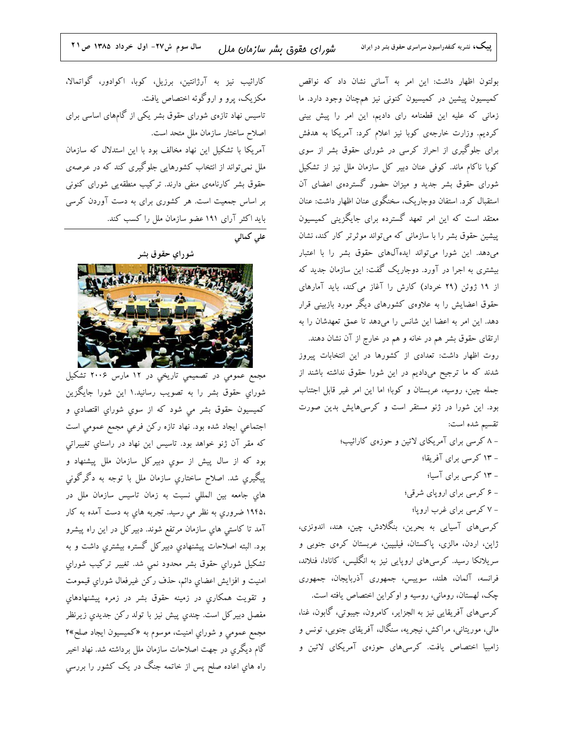بولتون اظهار داشت: این امر به آسانی نشان داد که نواقص کمیسیون پیشین در کمیسیون کنونی نیز همچنان وجود دارد. ما زمانی که علیه این قطعنامه رای دادیم، این امر را پیش بینی کردیم. وزارت خارجه‌ی کوبا نیز اعلام کرد: آمریکا به هدفش برای جلوگیری از احراز کرسی در شورای حقوق بشر از سوی کوبا ناکام ماند. کوفی عنان دبیر کل سازمان ملل نیز از تشکیل شورای حقوق بشر جدید و میزان حضور گسترده‌ی اعضای آن استقبال کرد. استفان دوجاریک، سخنگوی عنان اظهار داشت: عنان معتقد است که این امر تعهد گسترده برای جایگزینی کمیسیون پیشین حقوق بشر را با سازمانی که می‌تواند موثرتر کار کند، نشان می‌دهد. این شورا می‌تواند ایده‌آل‌های حقوق بشر را با اعتبار بیشتری به اجرا در آورد. دوجاریک گفت: این سازمان جدید که از ۱۹ ژوئن (۲۹ خرداد) کارش را آغاز می‌کند، باید آمارهای حقوق اعضایش را به علاوه‌ی کشورهای دیگر مورد بازبینی قرار دهد. این امر به اعضا این شانس را می‌دهد تا عمق تعهدشان را به ارتقای حقوق بشر هم در خانه و هم در خارج از آن نشان دهند.

روت اظهار داشت: تعدادی از کشورها در این انتخابات پیروز شدند که ما ترجیح می‌دادیم در این شورا حقوق نداشته باشند از جمله چین، روسیه، عربستان و کوبا؛ اما این امر غیر قابل اجتناب بود. این شورا در ژنو مستقر است و کرسی‌هایش بدین صورت تقسیم شده است:

- ۸ کرسی برای آمریکای لاتین و حوزه‌ی کارائیب؛
- ۱۳ کرسی برای آفریقا؛
- ۱۳ کرسی برای آسیا؛
- ۶ کرسی برای اروپای شرقی؛
- ۷ کرسی برای غرب اروپا؛

کرسی‌های آسیایی به بحرین، بنگلادش، چین، هند، اندونزی، ژاپن، اردن، مالزی، پاکستان، فیلیپین، عربستان کره‌ی جنوبی و سریلانکا رسید. کرسی‌های اروپایی نیز به انگلیس، کانادا، فنلاند، فرانسه، آلمان، هلند، سوییس، جمهوری آذربایجان، جمهوری چک، لهستان، رومانی، روسیه و اوکراین اختصاص یافته است.

کرسی‌های آفریقایی نیز به الجزایر، کامرون، جیبوتی، گابون، غنا، مالی، موریتانی، مراکش، نیجریه، سنگال، آفریقای جنوبی، تونس و زامبیا اختصاص یافت. کرسی‌های حوزه‌ی آمریکای لاتین و کارائیب نیز به آرژانتین، برزیل، کوبا، اکوادور، گواتمالا، مکزیک، پرو و اروگوئه اختصاص یافت.

تاسیس نهاد تازه‌ی شورای حقوق بشر یکی از گام‌های اساسی برای اصلاح ساختار سازمان ملل متحد است.

آمریکا با تشکیل این نهاد مخالف بود با این استدلال که سازمان ملل نمی‌تواند از انتخاب کشورهایی جلوگیری کند که در عرصه‌ی حقوق بشر کارنامه‌ی منفی دارند. ترکیب منطقه‌یی شورای کنونی بر اساس جمعیت است. هر کشوری برای به دست آوردن کرسی باید اکثر آرای ۱۹۱ عضو سازمان ملل را کسب کند.

**علي كمالي**

## شوراي حقوق بشر

مجمع عمومي در تصميمي تاريخي در ۱۲ مارس ۲۰۰۶ تشكيل شوراي حقوق بشر را به تصويب رسانيد.۱ اين شورا جايگزين كميسيون حقوق بشر مي شود كه از سوي شوراي اقتصادي و اجتماعي ايجاد شده بود. نهاد تازه ركن فرعي مجمع عمومي است كه مقر آن ژنو خواهد بود. تاسيس اين نهاد در راستاي تغييراتي بود كه از سال پيش از سوي دبيركل سازمان ملل پيشنهاد و پيگيري شد. اصلاح ساختاري سازمان ملل با توجه به دگرگوني هاي جامعه بين المللي نسبت به زمان تاسيس سازمان ملل در ۱۹۴۵، ضروري به نظر مي رسيد. تجربه هاي به دست آمده به كار آمد تا كاستي هاي سازمان مرتفع شوند. دبيركل در اين راه پيشرو بود. البته اصلاحات پيشنهادي دبيركل گستره بيشتري داشت و به تشكيل شوراي حقوق بشر محدود نمي شد. تغيير تركيب شوراي امنيت و افزايش اعضاي دائم، حذف ركن غيرفعال شوراي قيمومت و تقويت همكاري در زمينه حقوق بشر در زمره پيشنهادهاي مفصل دبيركل است. چندي پيش نيز با تولد ركن جديدي زيرنظر مجمع عمومي و شوراي امنيت، موسوم به «كميسيون ايجاد صلح»۲ گام ديگري در جهت اصلاحات سازمان ملل برداشته شد. نهاد اخير راه هاي اعاده صلح پس از خاتمه جنگ در يک كشور را بررسي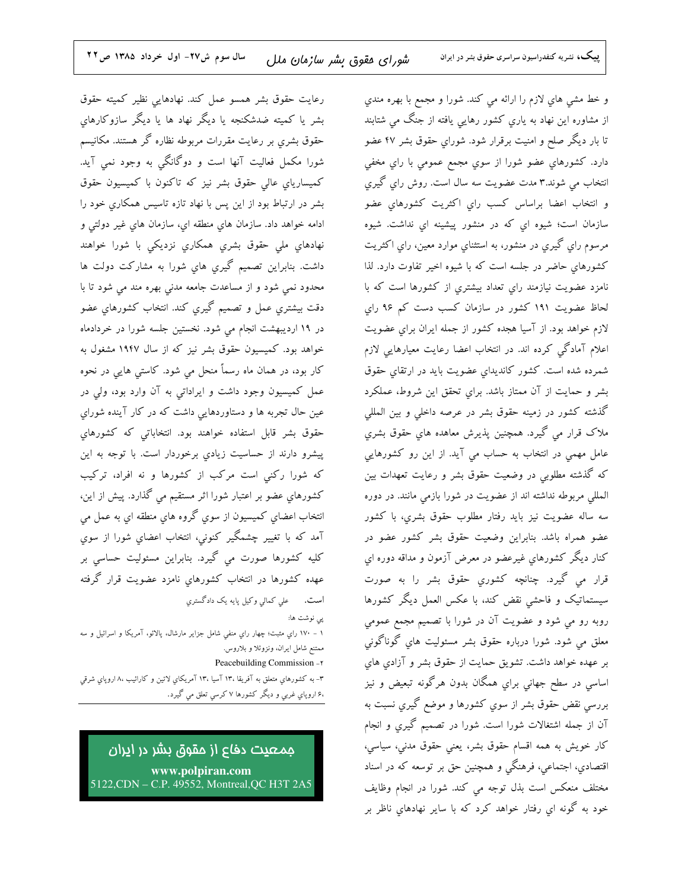و خط مشي هاي لازم را ارائه مي كند. شورا و مجمع با بهره مندي از مشاوره اين نهاد به ياري كشور رهايي يافته از جنگ مي شتابند تا بار ديگر صلح و امنيت برقرار شود. شوراي حقوق بشر ۴۷ عضو دارد. كشورهاي عضو شورا از سوي مجمع عمومي با راي مخفي انتخاب مي شوند.۳ مدت عضويت سه سال است. روش راي گيري و انتخاب اعضا براساس كسب راي اكثريت كشورهاي عضو سازمان است؛ شيوه اي كه در منشور پيشينه اي نداشت. شيوه مرسوم راي گيري در منشور، به استثناي موارد معين، راي اكثريت كشورهاي حاضر در جلسه است كه با شيوه اخير تفاوت دارد. لذا نامزد عضويت نيازمند راي تعداد بيشتري از كشورها است كه با لحاظ عضويت ۱۹۱ كشور در سازمان كسب دست كم ۹۶ راي لازم خواهد بود. از آسيا هجده كشور از جمله ايران براي عضويت اعلام آمادگي كرده اند. در انتخاب اعضا رعايت معيارهايي لازم شمرده شده است. كشور كانديداي عضويت بايد در ارتقاي حقوق بشر و حمايت از آن ممتاز باشد. براي تحقق اين شروط، عملكرد گذشته كشور در زمينه حقوق بشر در عرصه داخلي و بين المللي ملاک قرار مي گيرد. همچنين پذيرش معاهده هاي حقوق بشري عامل مهمي در انتخاب به حساب مي آيد. از اين رو كشورهايي كه گذشته مطلوبي در وضعيت حقوق بشر و رعايت تعهدات بين المللي مربوطه نداشته اند از عضويت در شورا بازمي مانند. در دوره سه ساله عضويت نيز بايد رفتار مطلوب حقوق بشري، با كشور عضو همراه باشد. بنابراين وضعيت حقوق بشر كشور عضو در كنار ديگر كشورهاي غيرعضو در معرض آزمون و مداقه دوره اي قرار مي گيرد. چنانچه كشوري حقوق بشر را به صورت سيستماتيک و فاحشي نقض كند، با عكس العمل ديگر كشورها روبه رو مي شود و عضويت آن در شورا با تصميم مجمع عمومي معلق مي شود. شورا درباره حقوق بشر مسئوليت هاي گوناگوني بر عهده خواهد داشت. تشويق حمايت از حقوق بشر و آزادي هاي اساسي در سطح جهاني براي همگان بدون هرگونه تبعيض و نيز بررسي نقض حقوق بشر از سوي كشورها و موضع گيري نسبت به آن از جمله اشتغالات شورا است. شورا در تصميم گيري و انجام كار خويش به همه اقسام حقوق بشر، يعني حقوق مدني، سياسي، اقتصادي، اجتماعي، فرهنگي و همچنين حق بر توسعه كه در اسناد مختلف منعكس است بذل توجه مي كند. شورا در انجام وظايف خود به گونه اي رفتار خواهد كرد كه با ساير نهادهاي ناظر بر رعايت حقوق بشر همسو عمل كند. نهادهايي نظير كميته حقوق بشر يا كميته ضدشكنجه يا ديگر نهاد ها يا ديگر سازوكارهاي حقوق بشري بر رعايت مقررات مربوطه نظاره گر هستند. مكانيسم شورا مكمل فعاليت آنها است و دوگانگي به وجود نمي آيد. كميسارياي عالي حقوق بشر نيز كه تاكنون با كميسيون حقوق بشر در ارتباط بود از اين پس با نهاد تازه تاسيس همكاري خود را ادامه خواهد داد. سازمان هاي منطقه اي، سازمان هاي غير دولتي و نهادهاي ملي حقوق بشري همكاري نزديكي با شورا خواهند داشت. بنابراين تصميم گيري هاي شورا به مشاركت دولت ها محدود نمي شود و از مساعدت جامعه مدني بهره مند مي شود تا با دقت بيشتري عمل و تصميم گيري كند. انتخاب كشورهاي عضو در ۱۹ ارديبهشت انجام مي شود. نخستين جلسه شورا در خردادماه خواهد بود. كميسيون حقوق بشر نيز كه از سال ۱۹۴۷ مشغول به كار بود، در همان ماه رسماً منحل مي شود. كاستي هايي در نحوه عمل كميسيون وجود داشت و ايراداتي به آن وارد بود، ولي در عين حال تجربه ها و دستاوردهايي داشت كه در كار آينده شوراي حقوق بشر قابل استفاده خواهند بود. انتخاباتي كه كشورهاي پيشرو دارند از حساسيت زيادي برخوردار است. با توجه به اين كه شورا ركني است مركب از كشورها و نه افراد، تركيب كشورهاي عضو بر اعتبار شورا اثر مستقيم مي گذارد. پيش از اين، انتخاب اعضاي كميسيون از سوي گروه هاي منطقه اي به عمل مي آمد كه با تغيير چشمگير كنوني، انتخاب اعضاي شورا از سوي كليه كشورها صورت مي گيرد. بنابراين مسئوليت حساسي بر عهده كشورها در انتخاب كشورهاي نامزد عضويت قرار گرفته است.

علي كمالي وكيل پايه يک دادگستري

پي نوشت ها:

۱ - ۱۷۰ راي مثبت؛ چهار راي منفي شامل جزاير مارشال، پالائو، آمريكا و اسرائيل و سه ممتنع شامل ايران، ونزوئلا و بلاروس.

۲- Peacebuilding Commission

۳- به كشورهاي متعلق به آفريقا ۱۳، آسيا ۱۳، آمريكاي لاتين و كارائيب ۸، اروپاي شرقي ۶، اروپاي غربي و ديگر كشورها ۷ كرسي تعلق مي گيرد.

**جمعيت دفاع از حقوق بشر در ايران**

www.polpiran.com

5122,CDN – C.P. 49552, Montreal,QC H3T 2A5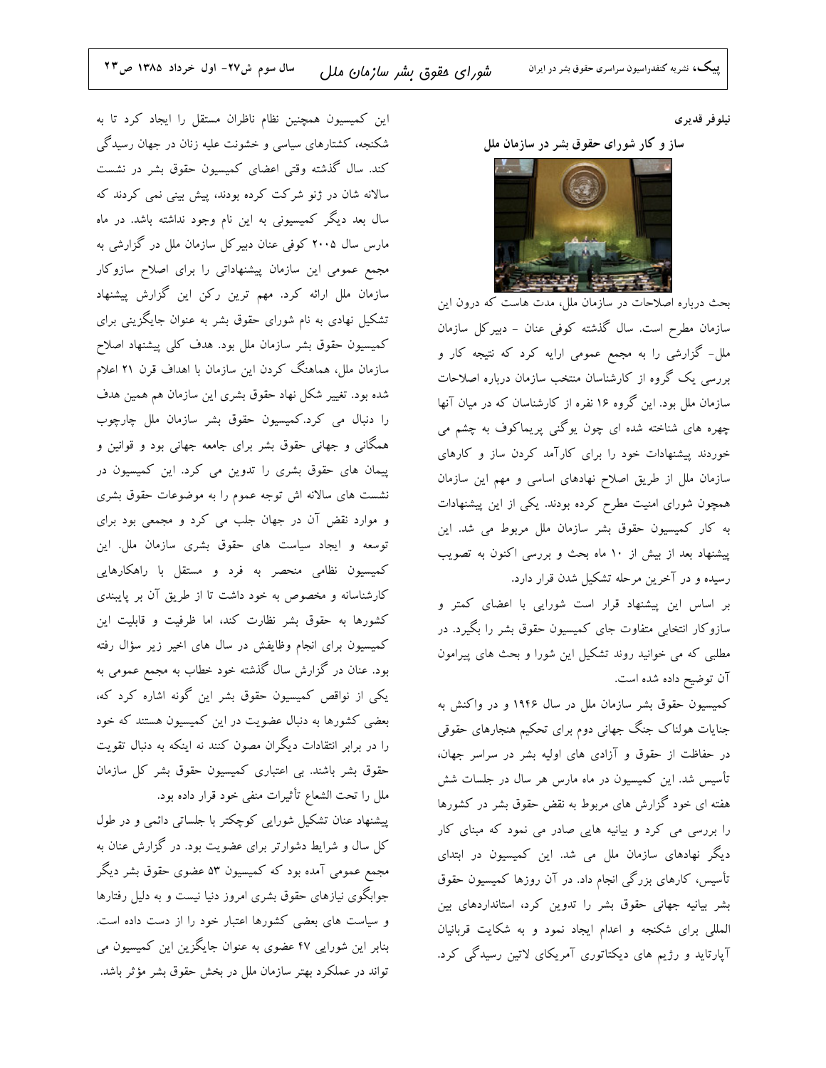نیلوفر قدیری

## ساز و کار شورای حقوق بشر در سازمان ملل

بحث درباره اصلاحات در سازمان ملل، مدت هاست که درون این سازمان مطرح است. سال گذشته کوفی عنان - دبیرکل سازمان ملل- گزارشی را به مجمع عمومی ارایه کرد که نتیجه کار و بررسی یک گروه از کارشناسان منتخب سازمان درباره اصلاحات سازمان ملل بود. این گروه ۱۶ نفره از کارشناسان که در میان آنها چهره های شناخته شده ای چون یوگنی پریماکوف به چشم می خوردند پیشنهادات خود را برای کارآمد کردن ساز و کارهای سازمان ملل از طریق اصلاح نهادهای اساسی و مهم این سازمان همچون شورای امنیت مطرح کرده بودند. یکی از این پیشنهادات به کار کمیسیون حقوق بشر سازمان ملل مربوط می شد. این پیشنهاد بعد از بیش از ۱۰ ماه بحث و بررسی اکنون به تصویب رسیده و در آخرین مرحله تشکیل شدن قرار دارد.

بر اساس این پیشنهاد قرار است شورایی با اعضای کمتر و سازوکار انتخابی متفاوت جای کمیسیون حقوق بشر را بگیرد. در مطلبی که می خوانید روند تشکیل این شورا و بحث های پیرامون آن توضیح داده شده است.

کمیسیون حقوق بشر سازمان ملل در سال ۱۹۴۶ و در واکنش به جنایات هولناک جنگ جهانی دوم برای تحکیم هنجارهای حقوقی در حفاظت از حقوق و آزادی های اولیه بشر در سراسر جهان، تأسیس شد. این کمیسیون در ماه مارس هر سال در جلسات شش هفته ای خود گزارش های مربوط به نقض حقوق بشر در کشورها را بررسی می کرد و بیانیه هایی صادر می نمود که مبنای کار دیگر نهادهای سازمان ملل می شد. این کمیسیون در ابتدای تأسیس، کارهای بزرگی انجام داد. در آن روزها کمیسیون حقوق بشر بیانیه جهانی حقوق بشر را تدوین کرد، استانداردهای بین المللی برای شکنجه و اعدام ایجاد نمود و به شکایت قربانیان آپارتاید و رژیم های دیکتاتوری آمریکای لاتین رسیدگی کرد.

این کمیسیون همچنین نظام ناظران مستقل را ایجاد کرد تا به شکنجه، کشتارهای سیاسی و خشونت علیه زنان در جهان رسیدگی کند. سال گذشته وقتی اعضای کمیسیون حقوق بشر در نشست سالانه شان در ژنو شرکت کرده بودند، پیش بینی نمی کردند که سال بعد دیگر کمیسیونی به این نام وجود نداشته باشد. در ماه مارس سال ۲۰۰۵ کوفی عنان دبیرکل سازمان ملل در گزارشی به مجمع عمومی این سازمان پیشنهاداتی را برای اصلاح سازوکار سازمان ملل ارائه کرد. مهم ترین رکن این گزارش پیشنهاد تشکیل نهادی به نام شورای حقوق بشر به عنوان جایگزینی برای کمیسیون حقوق بشر سازمان ملل بود. هدف کلی پیشنهاد اصلاح سازمان ملل، هماهنگ کردن این سازمان با اهداف قرن ۲۱ اعلام شده بود. تغییر شکل نهاد حقوق بشری این سازمان هم همین هدف را دنبال می کرد.کمیسیون حقوق بشر سازمان ملل چارچوب همگانی و جهانی حقوق بشر برای جامعه جهانی بود و قوانین و پیمان های حقوق بشری را تدوین می کرد. این کمیسیون در نشست های سالانه اش توجه عموم را به موضوعات حقوق بشری و موارد نقض آن در جهان جلب می کرد و مجمعی بود برای توسعه و ایجاد سیاست های حقوق بشری سازمان ملل. این کمیسیون نظامی منحصر به فرد و مستقل با راهکارهایی کارشناسانه و مخصوص به خود داشت تا از طریق آن بر پایبندی کشورها به حقوق بشر نظارت کند، اما ظرفیت و قابلیت این کمیسیون برای انجام وظایفش در سال های اخیر زیر سؤال رفته بود. عنان در گزارش سال گذشته خود خطاب به مجمع عمومی به یکی از نواقص کمیسیون حقوق بشر این گونه اشاره کرد که، بعضی کشورها به دنبال عضویت در این کمیسیون هستند که خود را در برابر انتقادات دیگران مصون کنند نه اینکه به دنبال تقویت حقوق بشر باشند. بی اعتباری کمیسیون حقوق بشر کل سازمان ملل را تحت الشعاع تأثیرات منفی خود قرار داده بود.

پیشنهاد عنان تشکیل شورایی کوچکتر با جلساتی دائمی و در طول کل سال و شرایط دشوارتر برای عضویت بود. در گزارش عنان به مجمع عمومی آمده بود که کمیسیون ۵۳ عضوی حقوق بشر دیگر جوابگوی نیازهای حقوق بشری امروز دنیا نیست و به دلیل رفتارها و سیاست های بعضی کشورها اعتبار خود را از دست داده است. بنابر این شورایی ۴۷ عضوی به عنوان جایگزین این کمیسیون می تواند در عملکرد بهتر سازمان ملل در بخش حقوق بشر مؤثر باشد.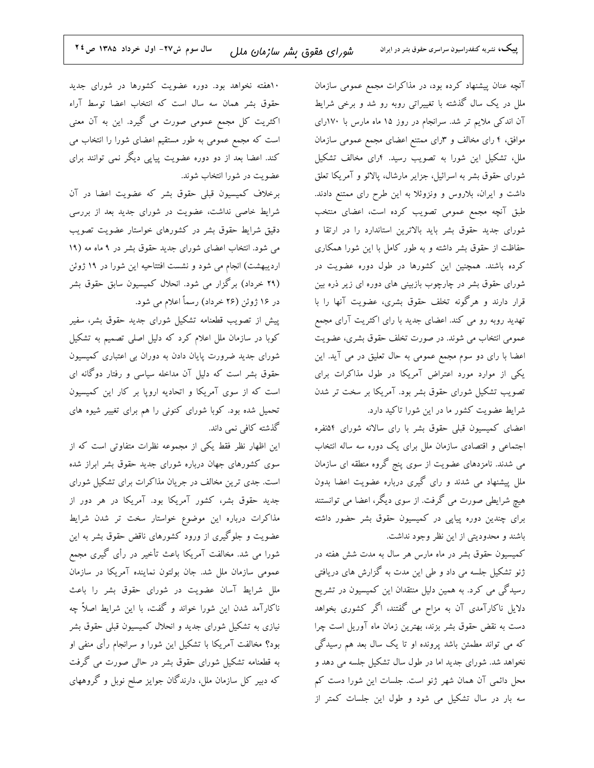آنچه عنان پیشنهاد کرده بود، در مذاکرات مجمع عمومی سازمان ملل در یک سال گذشته با تغییراتی روبه رو شد و برخی شرایط آن اندکی ملایم تر شد. سرانجام در روز ۱۵ ماه مارس با ۱۷۰رای موافق، ۴ رای مخالف و ۳رای ممتنع اعضای مجمع عمومی سازمان ملل، تشکیل این شورا به تصویب رسید. ۴رای مخالف تشکیل شورای حقوق بشر به اسرائیل، جزایر مارشال، پالائو و آمریکا تعلق داشت و ایران، بلاروس و ونزوئلا به این طرح رای ممتنع دادند. طبق آنچه مجمع عمومی تصویب کرده است، اعضای منتخب شورای جدید حقوق بشر باید بالاترین استاندارد را در ارتقا و حفاظت از حقوق بشر داشته و به طور کامل با این شورا همکاری کرده باشند. همچنین این کشورها در طول دوره عضویت در شورای حقوق بشر در چارچوب بازبینی های دوره ای زیر ذره بین قرار دارند و هرگونه تخلف حقوق بشری، عضویت آنها را با تهدید روبه رو می کند. اعضای جدید با رای اکثریت آرای مجمع عمومی انتخاب می شوند. در صورت تخلف حقوق بشری، عضویت اعضا با رای دو سوم مجمع عمومی به حال تعلیق در می آید. این یکی از موارد مورد اعتراض آمریکا در طول مذاکرات برای تصویب تشکیل شورای حقوق بشر بود. آمریکا بر سخت تر شدن شرایط عضویت کشور ها در این شورا تاکید دارد.

اعضای کمیسیون قبلی حقوق بشر با رای سالانه شورای ۵۴نفره اجتماعی و اقتصادی سازمان ملل برای یک دوره سه ساله انتخاب می شدند. نامزدهای عضویت از سوی پنج گروه منطقه ای سازمان ملل پیشنهاد می شدند و رای گیری درباره عضویت اعضا بدون هیچ شرایطی صورت می گرفت. از سوی دیگر، اعضا می توانستند برای چندین دوره پیاپی در کمیسیون حقوق بشر حضور داشته باشند و محدودیتی از این نظر وجود نداشت.

کمیسیون حقوق بشر در ماه مارس هر سال به مدت شش هفته در ژنو تشکیل جلسه می داد و طی این مدت به گزارش های دریافتی رسیدگی می کرد. به همین دلیل منتقدان این کمیسیون در تشریح دلایل ناکارآمدی آن به مزاح می گفتند، اگر کشوری بخواهد دست به نقض حقوق بشر بزند، بهترین زمان ماه آوریل است چرا که می تواند مطمئن باشد پرونده او تا یک سال بعد هم رسیدگی نخواهد شد. شورای جدید اما در طول سال تشکیل جلسه می دهد و محل دائمی آن همان شهر ژنو است. جلسات این شورا دست کم سه بار در سال تشکیل می شود و طول این جلسات کمتر از ۱۰هفته نخواهد بود. دوره عضویت کشورها در شورای جدید حقوق بشر همان سه سال است که انتخاب اعضا توسط آراء اکثریت کل مجمع عمومی صورت می گیرد. این به آن معنی است که مجمع عمومی به طور مستقیم اعضای شورا را انتخاب می کند. اعضا بعد از دو دوره عضویت پیاپی دیگر نمی توانند برای عضویت در شورا انتخاب شوند.

برخلاف کمیسیون قبلی حقوق بشر که عضویت اعضا در آن شرایط خاصی نداشت، عضویت در شورای جدید بعد از بررسی دقیق شرایط حقوق بشر در کشورهای خواستار عضویت تصویب می شود. انتخاب اعضای شورای جدید حقوق بشر در ۹ ماه مه (۱۹ اردیبهشت) انجام می شود و نشست افتتاحیه این شورا در ۱۹ ژوئن (۲۹ خرداد) برگزار می شود. انحلال کمیسیون سابق حقوق بشر در ۱۶ ژوئن (۲۶ خرداد) رسماً اعلام می شود.

پیش از تصویب قطعنامه تشکیل شورای جدید حقوق بشر، سفیر کوبا در سازمان ملل اعلام کرد که دلیل اصلی تصمیم به تشکیل شورای جدید ضرورت پایان دادن به دوران بی اعتباری کمیسیون حقوق بشر است که دلیل آن مداخله سیاسی و رفتار دوگانه ای است که از سوی آمریکا و اتحادیه اروپا بر کار این کمیسیون تحمیل شده بود. کوبا شورای کنونی را هم برای تغییر شیوه های گذشته کافی نمی داند.

این اظهار نظر فقط یکی از مجموعه نظرات متفاوتی است که از سوی کشورهای جهان درباره شورای جدید حقوق بشر ابراز شده است. جدی ترین مخالف در جریان مذاکرات برای تشکیل شورای جدید حقوق بشر، کشور آمریکا بود. آمریکا در هر دور از مذاکرات درباره این موضوع خواستار سخت تر شدن شرایط عضویت و جلوگیری از ورود کشورهای ناقض حقوق بشر به این شورا می شد. مخالفت آمریکا باعث تأخیر در رأی گیری مجمع عمومی سازمان ملل شد. جان بولتون نماینده آمریکا در سازمان ملل شرایط آسان عضویت در شورای حقوق بشر را باعث ناکارآمد شدن این شورا خواند و گفت، با این شرایط اصلاً چه نیازی به تشکیل شورای جدید و انحلال کمیسیون قبلی حقوق بشر بود؟ مخالفت آمریکا با تشکیل این شورا و سرانجام رأی منفی او به قطعنامه تشکیل شورای حقوق بشر در حالی صورت می گرفت که دبیر کل سازمان ملل، دارندگان جوایز صلح نوبل و گروههای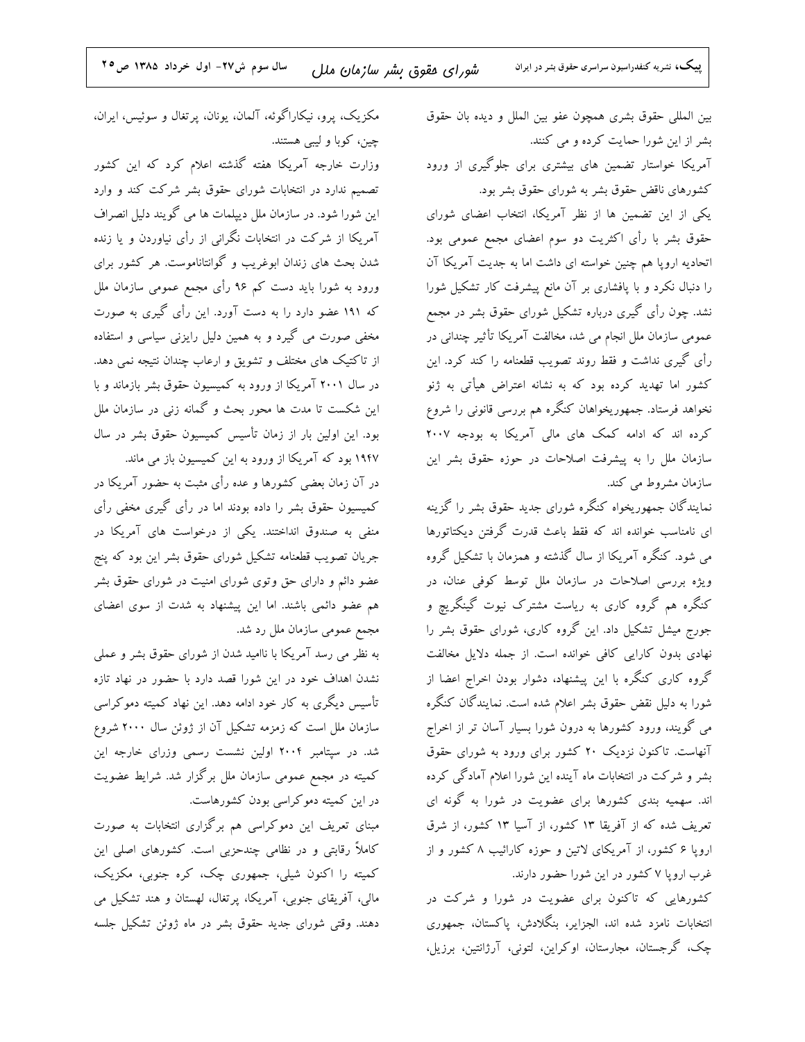بین المللی حقوق بشری همچون عفو بین الملل و دیده بان حقوق بشر از این شورا حمایت کرده و می کنند.

آمریکا خواستار تضمین های بیشتری برای جلوگیری از ورود کشورهای ناقض حقوق بشر به شورای حقوق بشر بود.

یکی از این تضمین ها از نظر آمریکا، انتخاب اعضای شورای حقوق بشر با رأی اکثریت دو سوم اعضای مجمع عمومی بود. اتحادیه اروپا هم چنین خواسته ای داشت اما به جدیت آمریکا آن را دنبال نکرد و با پافشاری بر آن مانع پیشرفت کار تشکیل شورا نشد. چون رأی گیری درباره تشکیل شورای حقوق بشر در مجمع عمومی سازمان ملل انجام می شد، مخالفت آمریکا تأثیر چندانی در رأی گیری نداشت و فقط روند تصویب قطعنامه را کند کرد. این کشور اما تهدید کرده بود که به نشانه اعتراض هیأتی به ژنو نخواهد فرستاد. جمهوریخواهان کنگره هم بررسی قانونی را شروع کرده اند که ادامه کمک های مالی آمریکا به بودجه ۲۰۰۷ سازمان ملل را به پیشرفت اصلاحات در حوزه حقوق بشر این سازمان مشروط می کند.

نمایندگان جمهوریخواه کنگره شورای جدید حقوق بشر را گزینه ای نامناسب خوانده اند که فقط باعث قدرت گرفتن دیکتاتورها می شود. کنگره آمریکا از سال گذشته و همزمان با تشکیل گروه ویژه بررسی اصلاحات در سازمان ملل توسط کوفی عنان، در کنگره هم گروه کاری به ریاست مشترک نیوت گینگریچ و جورج میشل تشکیل داد. این گروه کاری، شورای حقوق بشر را نهادی بدون کارایی کافی خوانده است. از جمله دلایل مخالفت گروه کاری کنگره با این پیشنهاد، دشوار بودن اخراج اعضا از شورا به دلیل نقض حقوق بشر اعلام شده است. نمایندگان کنگره می گویند، ورود کشورها به درون شورا بسیار آسان تر از اخراج آنهاست. تاکنون نزدیک ۲۰ کشور برای ورود به شورای حقوق بشر و شرکت در انتخابات ماه آینده این شورا اعلام آمادگی کرده اند. سهمیه بندی کشورها برای عضویت در شورا به گونه ای تعریف شده که از آفریقا ۱۳ کشور، از آسیا ۱۳ کشور، از شرق اروپا ۶ کشور، از آمریکای لاتین و حوزه کارائیب ۸ کشور و از غرب اروپا ۷ کشور در این شورا حضور دارند.

کشورهایی که تاکنون برای عضویت در شورا و شرکت در انتخابات نامزد شده اند، الجزایر، بنگلادش، پاکستان، جمهوری چک، گرجستان، مجارستان، اوکراین، لتونی، آرژانتین، برزیل، مکزیک، پرو، نیکاراگوئه، آلمان، یونان، پرتغال و سوئیس، ایران، چین، کوبا و لیبی هستند.

وزارت خارجه آمریکا هفته گذشته اعلام کرد که این کشور تصمیم ندارد در انتخابات شورای حقوق بشر شرکت کند و وارد این شورا شود. در سازمان ملل دیپلمات ها می گویند دلیل انصراف آمریکا از شرکت در انتخابات نگرانی از رأی نیاوردن و یا زنده شدن بحث های زندان ابوغریب و گوانتانامو است. هر کشور برای ورود به شورا باید دست کم ۹۶ رأی مجمع عمومی سازمان ملل که ۱۹۱ عضو دارد را به دست آورد. این رأی گیری به صورت مخفی صورت می گیرد و به همین دلیل رایزنی سیاسی و استفاده از تاکتیک های مختلف و تشویق و ارعاب چندان نتیجه نمی دهد. در سال ۲۰۰۱ آمریکا از ورود به کمیسیون حقوق بشر بازماند و با این شکست تا مدت ها محور بحث و گمانه زنی در سازمان ملل بود. این اولین بار از زمان تأسیس کمیسیون حقوق بشر در سال ۱۹۴۷ بود که آمریکا از ورود به این کمیسیون باز می ماند.

در آن زمان بعضی کشورها و عده رأی مثبت به حضور آمریکا در کمیسیون حقوق بشر را داده بودند اما در رأی گیری مخفی رأی منفی به صندوق انداختند. یکی از درخواست های آمریکا در جریان تصویب قطعنامه تشکیل شورای حقوق بشر این بود که پنج عضو دائم و دارای حق وتوی شورای امنیت در شورای حقوق بشر هم عضو دائمی باشند. اما این پیشنهاد به شدت از سوی اعضای مجمع عمومی سازمان ملل رد شد.

به نظر می رسد آمریکا با ناامید شدن از شورای حقوق بشر و عملی نشدن اهداف خود در این شورا قصد دارد با حضور در نهاد تازه تأسیس دیگری به کار خود ادامه دهد. این نهاد کمیته دموکراسی سازمان ملل است که زمزمه تشکیل آن از ژوئن سال ۲۰۰۰ شروع شد. در سپتامبر ۲۰۰۴ اولین نشست رسمی وزرای خارجه این کمیته در مجمع عمومی سازمان ملل برگزار شد. شرایط عضویت در این کمیته دموکراسی بودن کشورهاست.

مبنای تعریف این دموکراسی هم برگزاری انتخابات به صورت کاملاً رقابتی و در نظامی چندحزبی است. کشورهای اصلی این کمیته را اکنون شیلی، جمهوری چک، کره جنوبی، مکزیک، مالی، آفریقای جنوبی، آمریکا، پرتغال، لهستان و هند تشکیل می دهند. وقتی شورای جدید حقوق بشر در ماه ژوئن تشکیل جلسه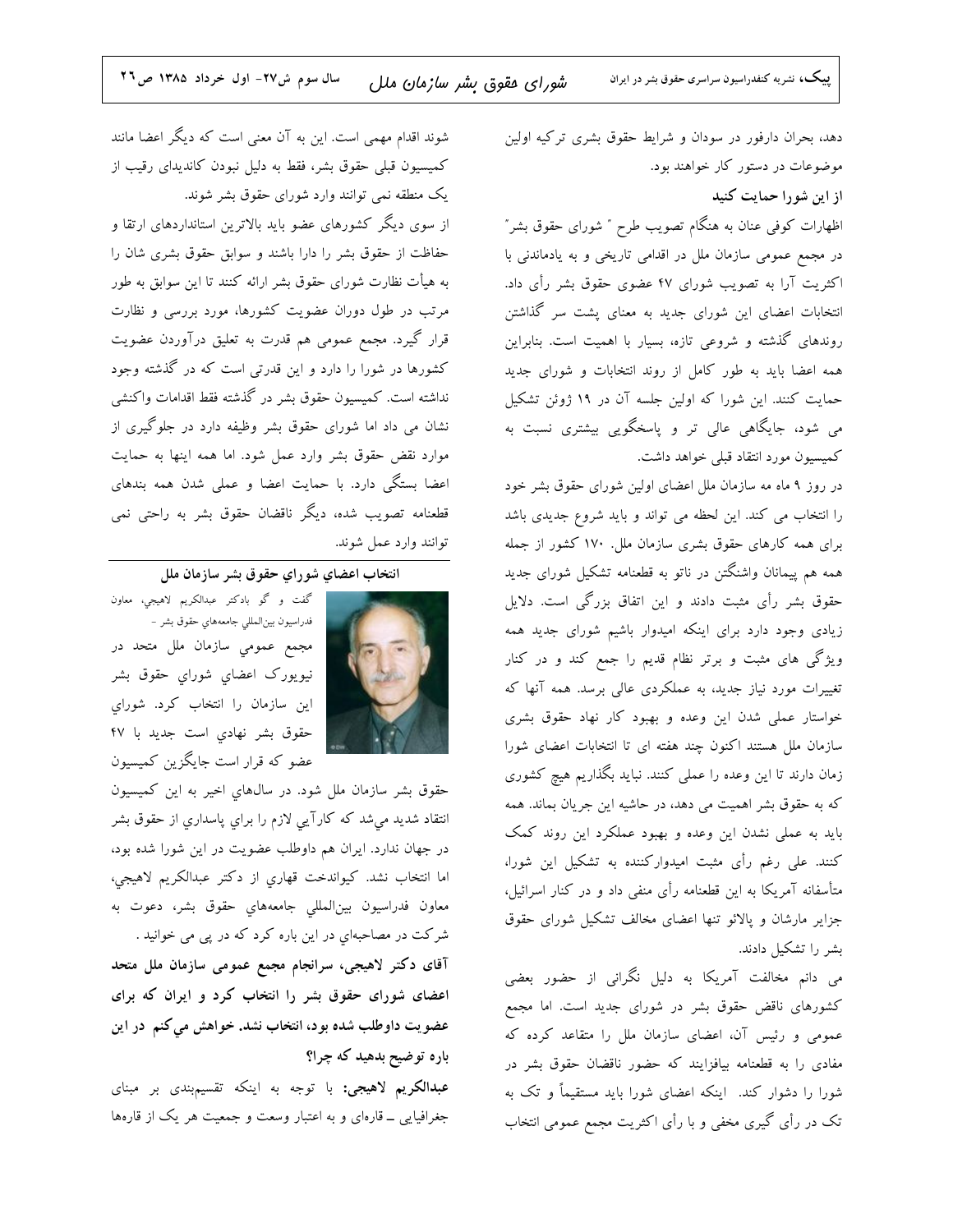دهد، بحران دارفور در سودان و شرایط حقوق بشری ترکیه اولین موضوعات در دستور کار خواهند بود.

**از این شورا حمایت کنید**

اظهارات کوفی عنان به هنگام تصویب طرح " شورای حقوق بشر" در مجمع عمومی سازمان ملل در اقدامی تاریخی و به یادماندنی با اکثریت آرا به تصویب شورای ۴۷ عضوی حقوق بشر رأی داد. انتخابات اعضای این شورای جدید به معنای پشت سر گذاشتن روندهای گذشته و شروعی تازه، بسیار با اهمیت است. بنابراین همه اعضا باید به طور کامل از روند انتخابات و شورای جدید حمایت کنند. این شورا که اولین جلسه آن در ۱۹ ژوئن تشکیل می شود، جایگاهی عالی تر و پاسخگویی بیشتری نسبت به کمیسیون مورد انتقاد قبلی خواهد داشت.

در روز ۹ ماه مه سازمان ملل اعضای اولین شورای حقوق بشر خود را انتخاب می کند. این لحظه می تواند و باید شروع جدیدی باشد برای همه کارهای حقوق بشری سازمان ملل. ۱۷۰ کشور از جمله همه هم پیمانان واشنگتن در ناتو به قطعنامه تشکیل شورای جدید حقوق بشر رأی مثبت دادند و این اتفاق بزرگی است. دلایل زیادی وجود دارد برای اینکه امیدوار باشیم شورای جدید همه ویژگی های مثبت و برتر نظام قدیم را جمع کند و در کنار تغییرات مورد نیاز جدید، به عملکردی عالی برسد. همه آنها که خواستار عملی شدن این وعده و بهبود کار نهاد حقوق بشری سازمان ملل هستند اکنون چند هفته ای تا انتخابات اعضای شورا زمان دارند تا این وعده را عملی کنند. نباید بگذاریم هیچ کشوری که به حقوق بشر اهمیت می دهد، در حاشیه این جریان بماند. همه باید به عملی نشدن این وعده و بهبود عملکرد این روند کمک کنند. علی رغم رأی مثبت امیدوارکننده به تشکیل این شورا، متأسفانه آمریکا به این قطعنامه رأی منفی داد و در کنار اسرائیل، جزایر مارشان و پالائو تنها اعضای مخالف تشکیل شورای حقوق بشر را تشکیل دادند.

می دانم مخالفت آمریکا به دلیل نگرانی از حضور بعضی کشورهای ناقض حقوق بشر در شورای جدید است. اما مجمع عمومی و رئیس آن، اعضای سازمان ملل را متقاعد کرده که مفادی را به قطعنامه بیافزایند که حضور ناقضان حقوق بشر در شورا را دشوار کند. اینکه اعضای شورا باید مستقیماً و تک به تک در رأی گیری مخفی و با رأی اکثریت مجمع عمومی انتخاب شوند اقدام مهمی است. این به آن معنی است که دیگر اعضا مانند کمیسیون قبلی حقوق بشر، فقط به دلیل نبودن کاندیدای رقیب از یک منطقه نمی توانند وارد شورای حقوق بشر شوند.

از سوی دیگر کشورهای عضو باید بالاترین استانداردهای ارتقا و حفاظت از حقوق بشر را دارا باشند و سوابق حقوق بشری شان را به هیأت نظارت شورای حقوق بشر ارائه کنند تا این سوابق به طور مرتب در طول دوران عضویت کشورها، مورد بررسی و نظارت قرار گیرد. مجمع عمومی هم قدرت به تعلیق درآوردن عضویت کشورها در شورا را دارد و این قدرتی است که در گذشته وجود نداشته است. کمیسیون حقوق بشر در گذشته فقط اقدامات واکنشی نشان می داد اما شورای حقوق بشر وظیفه دارد در جلوگیری از موارد نقض حقوق بشر وارد عمل شود. اما همه اینها به حمایت اعضا بستگی دارد. با حمایت اعضا و عملی شدن همه بندهای قطعنامه تصویب شده، دیگر ناقضان حقوق بشر به راحتی نمی توانند وارد عمل شوند.

## انتخاب اعضاي شوراي حقوق بشر سازمان ملل

گفت و گو بادكتر عبدالكريم لاهيجي، معاون فدراسيون بين‌المللي جامعه‌هاي حقوق بشر -

مجمع عمومي سازمان ملل متحد در نيويورک اعضاي شوراي حقوق بشر اين سازمان را انتخاب كرد. شوراي حقوق بشر نهادي است جديد با ۴۷ عضو كه قرار است جايگزين كميسيون حقوق بشر سازمان ملل شود. در سال‌هاي اخير به اين كميسيون انتقاد شديد مي‌شد كه كارآيي لازم را براي پاسداري از حقوق بشر در جهان ندارد. ايران هم داوطلب عضويت در اين شورا شده بود، اما انتخاب نشد. كيواندخت قهاري از دكتر عبدالكريم لاهيجي، معاون فدراسيون بين‌المللي جامعه‌هاي حقوق بشر، دعوت به شركت در مصاحبه‌اي در اين باره كرد كه در پي مي خوانيد .

**آقای دکتر لاهیجی، سرانجام مجمع عمومی سازمان ملل متحد اعضای شورای حقوق بشر را انتخاب کرد و ایران که برای عضویت داوطلب شده بود، انتخاب نشد. خواهش مي‌كنم در اين باره توضيح بدهيد که چرا؟**

**عبدالكريم لاهيجي:** با توجه به اينكه تقسيم‌بندي بر مبناي جغرافيايي ـ قاره‌اي و به اعتبار وسعت و جمعيت هر يك از قاره‌ها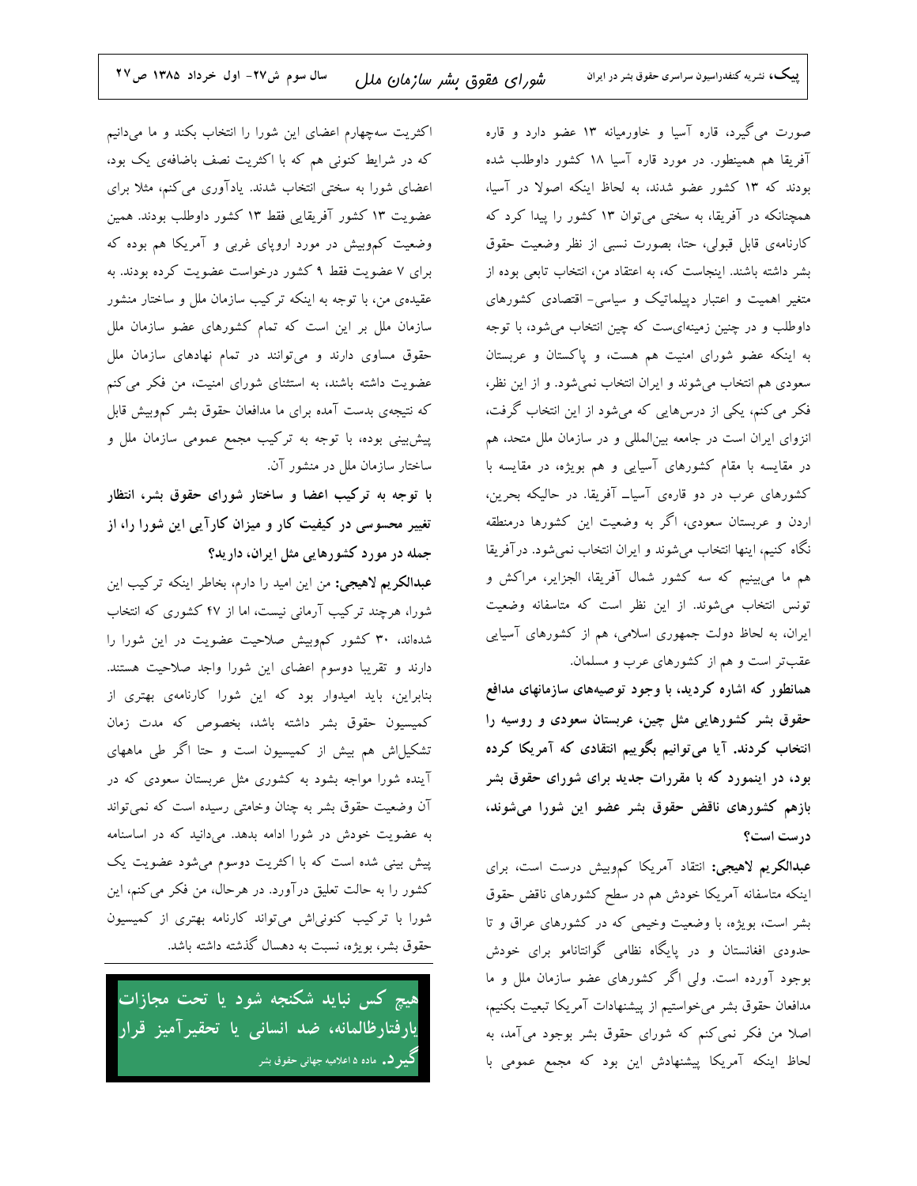صورت می‌گیرد، قاره آسیا و خاورمیانه ۱۳ عضو دارد و قاره آفریقا هم همینطور. در مورد قاره آسیا ۱۸ کشور داوطلب شده بودند که ۱۳ کشور عضو شدند، به لحاظ اینکه اصولا در آسیا، همچنانکه در آفریقا، به سختی می‌توان ۱۳ کشور را پیدا کرد که کارنامه‌ی قابل قبولی، حتا، بصورت نسبی از نظر وضعیت حقوق بشر داشته باشند. اینجاست که، به اعتقاد من، انتخاب تابعی بوده از متغیر اهمیت و اعتبار دیپلماتیک و سیاسی- اقتصادی کشورهای داوطلب و در چنین زمینه‌ای‌ست که چین انتخاب می‌شود، با توجه به اینکه عضو شورای امنیت هم هست، و پاکستان و عربستان سعودی هم انتخاب می‌شوند و ایران انتخاب نمی‌شود. و از این نظر، فکر می‌کنم، یکی از درس‌هایی که می‌شود از این انتخاب گرفت، انزوای ایران است در جامعه بین‌المللی و در سازمان ملل متحد، هم در مقایسه با مقام کشورهای آسیایی و هم بویژه، در مقایسه با کشورهای عرب در دو قاره‌ی آسیا_ آفریقا. در حالیکه بحرین، اردن و عربستان سعودی، اگر به وضعیت این کشورها درمنطقه نگاه کنیم، اینها انتخاب می‌شوند و ایران انتخاب نمی‌شود. درآفریقا هم ما می‌بینیم که سه کشور شمال آفریقا، الجزایر، مراکش و تونس انتخاب می‌شوند. از این نظر است که متاسفانه وضعیت ایران، به لحاظ دولت جمهوری اسلامی، هم از کشورهای آسیایی عقب‌تر است و هم از کشورهای عرب و مسلمان.

**همانطور که اشاره کردید، با وجود توصیه‌های سازمانهای مدافع حقوق بشر کشورهایی مثل چین، عربستان سعودی و روسیه را انتخاب کردند. آیا می‌توانیم بگوییم انتقادی که آمریکا کرده بود، در اینمورد که با مقررات جدید برای شورای حقوق بشر بازهم کشورهای ناقض حقوق بشر عضو این شورا می‌شوند، درست است؟**

**عبدالکریم لاهیجی:** انتقاد آمریکا کم‌وبیش درست است، برای اینکه متاسفانه آمریکا خودش هم در سطح کشورهای ناقض حقوق بشر است، بویژه، با وضعیت وخیمی که در کشورهای عراق و تا حدودی افغانستان و در پایگاه نظامی گوانتانامو برای خودش بوجود آورده است. ولی اگر کشورهای عضو سازمان ملل و ما مدافعان حقوق بشر می‌خواستیم از پیشنهادات آمریکا تبعیت بکنیم، اصلا من فکر نمی‌کنم که شورای حقوق بشر بوجود می‌آمد، به لحاظ اینکه آمریکا پیشنهادش این بود که مجمع عمومی با اکثریت سه‌چهارم اعضای این شورا را انتخاب بکند و ما می‌دانیم که در شرایط کنونی هم که با اکثریت نصف باضافه‌ی یک بود، اعضای شورا به سختی انتخاب شدند. یادآوری می‌کنم، مثلا برای عضویت ۱۳ کشور آفریقایی فقط ۱۳ کشور داوطلب بودند. همین وضعیت کم‌وبیش در مورد اروپای غربی و آمریکا هم بوده که برای ۷ عضویت فقط ۹ کشور درخواست عضویت کرده بودند. به عقیده‌ی من، با توجه به اینکه ترکیب سازمان ملل و ساختار منشور سازمان ملل بر این است که تمام کشورهای عضو سازمان ملل حقوق مساوی دارند و می‌توانند در تمام نهادهای سازمان ملل عضویت داشته باشند، به استثنای شورای امنیت، من فکر می‌کنم که نتیجه‌ی بدست آمده برای ما مدافعان حقوق بشر کم‌وبیش قابل پیش‌بینی بوده، با توجه به ترکیب مجمع عمومی سازمان ملل و ساختار سازمان ملل در منشور آن.

**با توجه به ترکیب اعضا و ساختار شورای حقوق بشر، انتظار تغییر محسوسی در کیفیت کار و میزان کارآیی این شورا را، از جمله در مورد کشورهایی مثل ایران، دارید؟**

**عبدالکریم لاهیجی:** من این امید را دارم، بخاطر اینکه ترکیب این شورا، هرچند ترکیب آرمانی نیست، اما از ۴۷ کشوری که انتخاب شده‌اند، ۳۰ کشور کم‌وبیش صلاحیت عضویت در این شورا را دارند و تقریبا دوسوم اعضای این شورا واجد صلاحیت هستند. بنابراین، باید امیدوار بود که این شورا کارنامه‌ی بهتری از کمیسیون حقوق بشر داشته باشد، بخصوص که مدت زمان تشکیل‌اش هم بیش از کمیسیون است و حتا اگر طی ماههای آینده شورا مواجه بشود به کشوری مثل عربستان سعودی که در آن وضعیت حقوق بشر به چنان وخامتی رسیده است که نمی‌تواند به عضویت خودش در شورا ادامه بدهد. می‌دانید که در اساسنامه پیش بینی شده است که با اکثریت دوسوم می‌شود عضویت یک کشور را به حالت تعلیق درآورد. در هرحال، من فکر می‌کنم، این شورا با ترکیب کنونی‌اش می‌تواند کارنامه بهتری از کمیسیون حقوق بشر، بویژه، نسبت به دهسال گذشته داشته باشد.

**هیچ کس نباید شکنجه شود یا تحت مجازات یارفتارظالمانه، ضد انسانی یا تحقیرآمیز قرار گیرد.** ماده ۵ اعلامیه جهانی حقوق بشر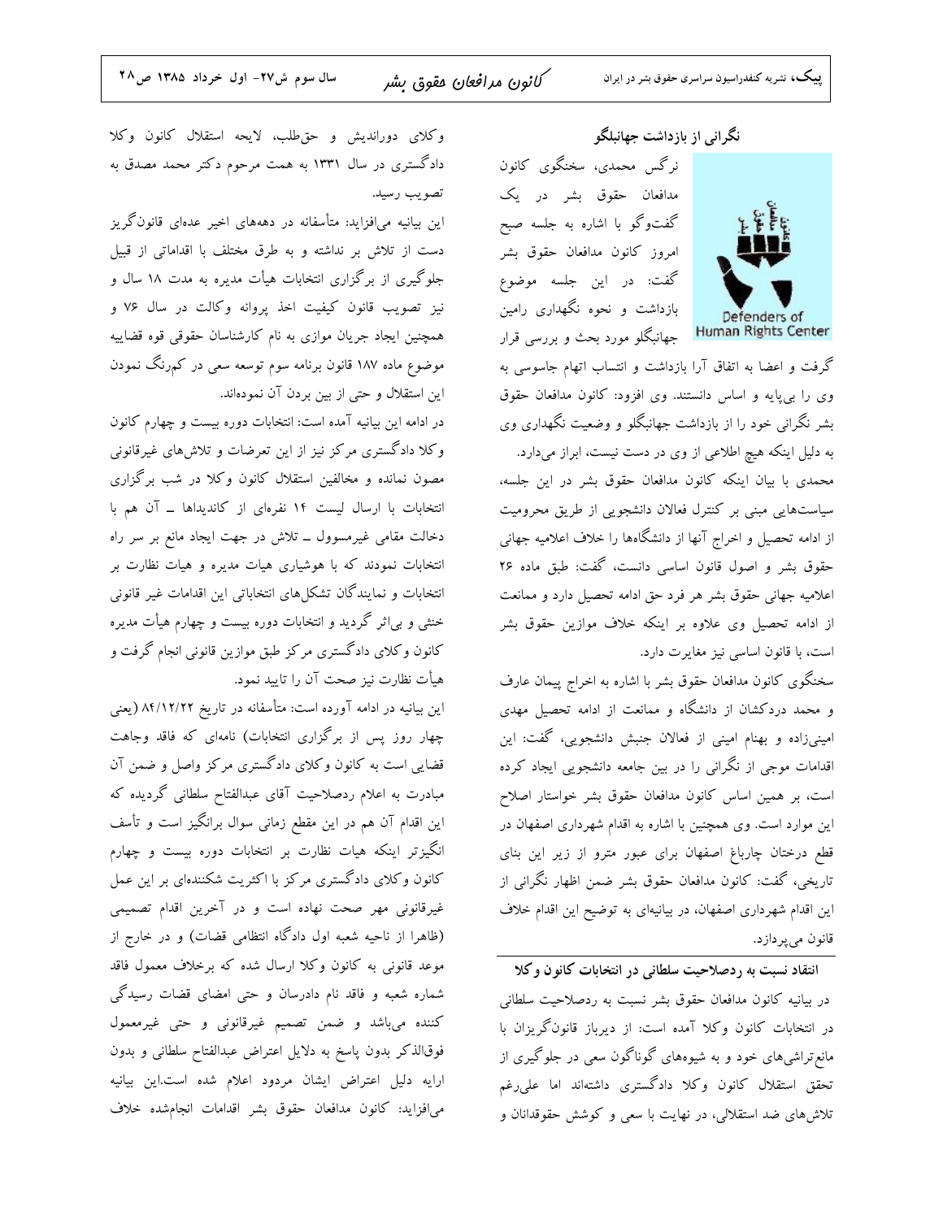## نگرانی از بازداشت جهانبگلو

نرگس محمدی، سخنگوی کانون مدافعان حقوق بشر در یک گفت‌وگو با اشاره به جلسه صبح امروز کانون مدافعان حقوق بشر گفت: در این جلسه موضوع بازداشت و نحوه نگهداری رامین جهانبگلو مورد بحث و بررسی قرار گرفت و اعضا به اتفاق آرا بازداشت و انتساب اتهام جاسوسی به وی را بی‌پایه و اساس دانستند. وی افزود: کانون مدافعان حقوق بشر نگرانی خود را از بازداشت جهانبگلو و وضعیت نگهداری وی به دلیل اینکه هیچ اطلاعی از وی در دست نیست، ابراز می‌دارد.

محمدی با بیان اینکه کانون مدافعان حقوق بشر در این جلسه، سیاست‌هایی مبنی بر کنترل فعالان دانشجویی از طریق محرومیت از ادامه تحصیل و اخراج آنها از دانشگاه‌ها را خلاف اعلامیه جهانی حقوق بشر و اصول قانون اساسی دانست، گفت: طبق ماده ۲۶ اعلامیه جهانی حقوق بشر هر فرد حق ادامه تحصیل دارد و ممانعت از ادامه تحصیل وی علاوه بر اینکه خلاف موازین حقوق بشر است، با قانون اساسی نیز مغایرت دارد.

سخنگوی کانون مدافعان حقوق بشر با اشاره به اخراج پیمان عارف و محمد دردکشان از دانشگاه و ممانعت از ادامه تحصیل مهدی امینی‌زاده و بهنام امینی از فعالان جنبش دانشجویی، گفت: این اقدامات موجی از نگرانی را در بین جامعه دانشجویی ایجاد کرده است، بر همین اساس کانون مدافعان حقوق بشر خواستار اصلاح این موارد است. وی همچنین با اشاره به اقدام شهرداری اصفهان در قطع درختان چارباغ اصفهان برای عبور مترو از زیر این بنای تاریخی، گفت: کانون مدافعان حقوق بشر ضمن اظهار نگرانی از این اقدام شهرداری اصفهان، در بیانیه‌ای به توضیح این اقدام خلاف قانون می‌پردازد.

## انتقاد نسبت به ردصلاحیت سلطانی در انتخابات کانون وکلا

در بیانیه کانون مدافعان حقوق بشر نسبت به ردصلاحیت سلطانی در انتخابات کانون وکلا آمده است: از دیرباز قانون‌گریزان با مانع‌تراشی‌های خود و به شیوه‌های گوناگون سعی در جلوگیری از تحقق استقلال کانون وکلا دادگستری داشته‌اند اما علی‌رغم تلاش‌های ضد استقلالی، در نهایت با سعی و کوشش حقوقدانان و وکلای دوراندیش و حق‌طلب، لایحه استقلال کانون وکلا دادگستری در سال ۱۳۳۱ به همت مرحوم دکتر محمد مصدق به تصویب رسید.

این بیانیه می‌افزاید: متأسفانه در دهه‌های اخیر عده‌ای قانون‌گریز دست از تلاش بر نداشته و به طرق مختلف با اقداماتی از قبیل جلوگیری از برگزاری انتخابات هیأت مدیره به مدت ۱۸ سال و نیز تصویب قانون کیفیت اخذ پروانه وکالت در سال ۷۶ و همچنین ایجاد جریان موازی به نام کارشناسان حقوقی قوه قضاییه موضوع ماده ۱۸۷ قانون برنامه سوم توسعه سعی در کم‌رنگ نمودن این استقلال و حتی از بین بردن آن نموده‌اند.

در ادامه این بیانیه آمده است: انتخابات دوره بیست و چهارم کانون وکلا دادگستری مرکز نیز از این تعرضات و تلاش‌های غیرقانونی مصون نمانده و مخالفین استقلال کانون وکلا در شب برگزاری انتخابات با ارسال لیست ۱۴ نفره‌ای از کاندیداها ـ آن هم با دخالت مقامی غیرمسوول ـ تلاش در جهت ایجاد مانع بر سر راه انتخابات نمودند که با هوشیاری هیات مدیره و هیات نظارت بر انتخابات و نمایندگان تشکل‌های انتخاباتی این اقدامات غیر قانونی خنثی و بی‌اثر گردید و انتخابات دوره بیست و چهارم هیأت مدیره کانون وکلای دادگستری مرکز طبق موازین قانونی انجام گرفت و هیأت نظارت نیز صحت آن را تایید نمود.

این بیانیه در ادامه آورده است: متأسفانه در تاریخ ۸۴/۱۲/۲۲ (یعنی چهار روز پس از برگزاری انتخابات) نامه‌ای که فاقد وجاهت قضایی است به کانون وکلای دادگستری مرکز واصل و ضمن آن مبادرت به اعلام ردصلاحیت آقای عبدالفتاح سلطانی گردیده که این اقدام آن هم در این مقطع زمانی سوال برانگیز است و تأسف انگیزتر اینکه هیات نظارت بر انتخابات دوره بیست و چهارم کانون وکلای دادگستری مرکز با اکثریت شکننده‌ای بر این عمل غیرقانونی مهر صحت نهاده است و در آخرین اقدام تصمیمی (ظاهرا از ناحیه شعبه اول دادگاه انتظامی قضات) و در خارج از موعد قانونی به کانون وکلا ارسال شده که برخلاف معمول فاقد شماره شعبه و فاقد نام دادرسان و حتی امضای قضات رسیدگی کننده می‌باشد و ضمن تصمیم غیرقانونی و حتی غیرمعمول فوق‌الذکر بدون پاسخ به دلایل اعتراض عبدالفتاح سلطانی و بدون ارایه دلیل اعتراض ایشان مردود اعلام شده است.این بیانیه می‌افزاید: کانون مدافعان حقوق بشر اقدامات انجام‌شده خلاف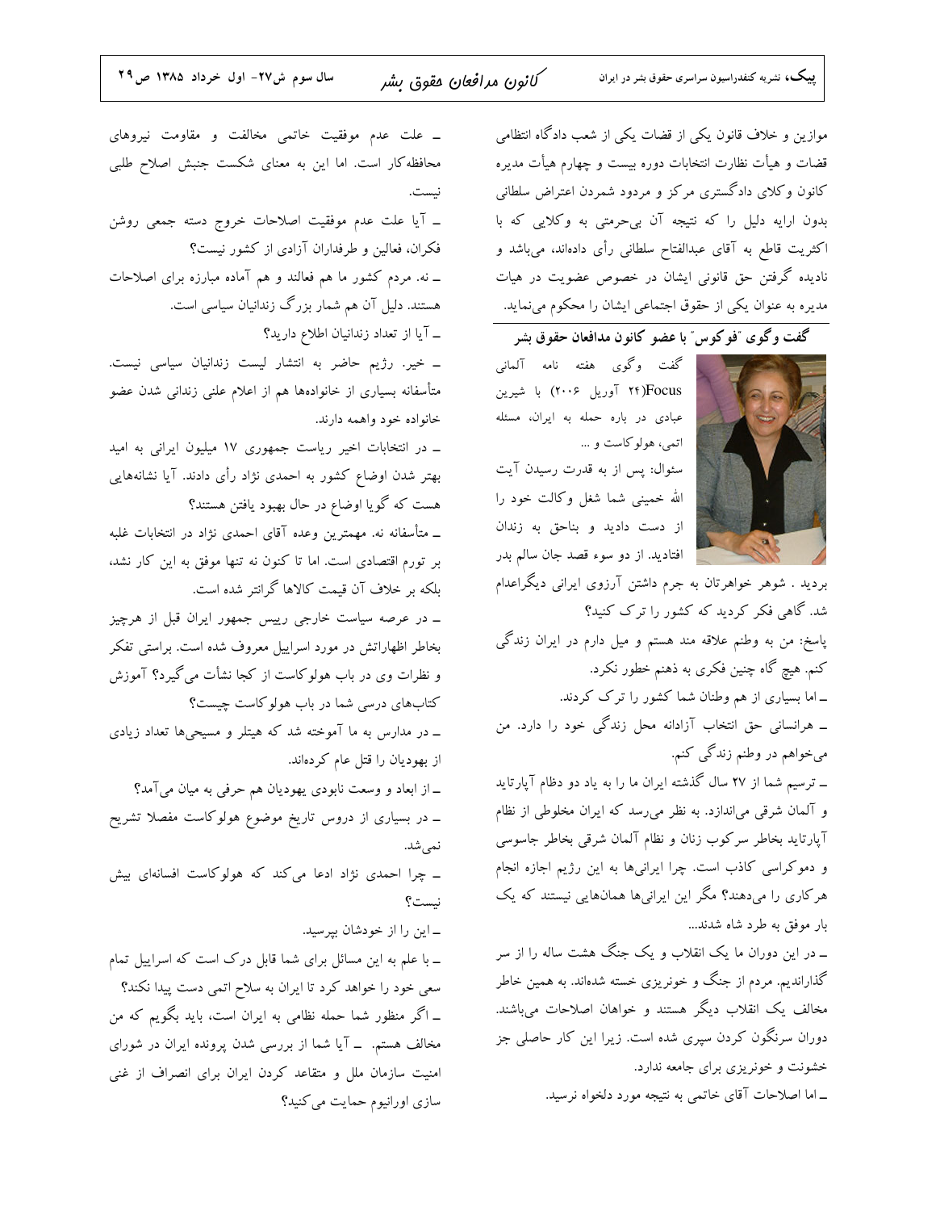موازین و خلاف قانون یکی از قضات یکی از شعب دادگاه انتظامی قضات و هیأت نظارت انتخابات دوره بیست و چهارم هیأت مدیره کانون وکلای دادگستری مرکز و مردود شمردن اعتراض سلطانی بدون ارایه دلیل را که نتیجه آن بی‌حرمتی به وکلایی که با اکثریت قاطع به آقای عبدالفتاح سلطانی رأی داده‌اند، می‌باشد و نادیده گرفتن حق قانونی ایشان در خصوص عضویت در هیات مدیره به عنوان یکی از حقوق اجتماعی ایشان را محکوم می‌نماید.

## گفت وگوی "فوکوس" با عضو کانون مدافعان حقوق بشر

گفت وگوی هفته نامه آلمانی Focus(۲۴ آوریل ۲۰۰۶) با شیرین عبادی در باره حمله به ایران، مسئله اتمی، هولوکاست و ...

سئوال: پس از به قدرت رسیدن آیت الله خمینی شما شغل وکالت خود را از دست دادید و بناحق به زندان افتادید. از دو سوء قصد جان سالم بدر بردید . شوهر خواهرتان به جرم داشتن آرزوی ایرانی دیگراعدام شد. گاهی فکر کردید که کشور را ترک کنید؟

پاسخ: من به وطنم علاقه مند هستم و میل دارم در ایران زندگی کنم. هیچ گاه چنین فکری به ذهنم خطور نکرد.

ـ اما بسیاری از هم وطنان شما کشور را ترک کردند.

ـ هرانسانی حق انتخاب آزادانه محل زندگی خود را دارد. من می‌خواهم در وطنم زندگی کنم.

ـ ترسیم شما از ۲۷ سال گذشته ایران ما را به یاد دو نظام آپارتاید و آلمان شرقی می‌اندازد. به نظر می‌رسد که ایران مخلوطی از نظام آپارتاید بخاطر سرکوب زنان و نظام آلمان شرقی بخاطر جاسوسی و دموکراسی کاذب است. چرا ایرانی‌ها به این رژیم اجازه انجام هرکاری را می‌دهند؟ مگر این ایرانی‌ها همان‌هایی نیستند که یک بار موفق به طرد شاه شدند...

ـ در این دوران ما یک انقلاب و یک جنگ هشت ساله را از سر گذارانده‌ایم. مردم از جنگ و خونریزی خسته شده‌اند. به همین خاطر مخالف یک انقلاب دیگر هستند و خواهان اصلاحات می‌باشند. دوران سرنگون کردن سپری شده است. زیرا این کار حاصلی جز خشونت و خونریزی برای جامعه ندارد.

ـ اما اصلاحات آقای خاتمی به نتیجه مورد دلخواه نرسید.

ـ علت عدم موفقیت خاتمی مخالفت و مقاومت نیروهای محافظه‌کار است. اما این به معنای شکست جنبش اصلاح طلبی نیست.

ـ آیا علت عدم موفقیت اصلاحات خروج دسته جمعی روشن فکران، فعالین و طرفداران آزادی از کشور نیست؟

ـ نه. مردم کشور ما هم فعالند و هم آماده مبارزه برای اصلاحات هستند. دلیل آن هم شمار بزرگ زندانیان سیاسی است.

ـ آیا از تعداد زندانیان اطلاع دارید؟

ـ خیر. رژیم حاضر به انتشار لیست زندانیان سیاسی نیست. متأسفانه بسیاری از خانواده‌ها هم از اعلام علنی زندانی شدن عضو خانواده خود واهمه دارند.

ـ در انتخابات اخیر ریاست جمهوری ۱۷ میلیون ایرانی به امید بهتر شدن اوضاع کشور به احمدی نژاد رأی دادند. آیا نشانه‌هایی هست که گویا اوضاع در حال بهبود یافتن هستند؟

ـ متأسفانه نه. مهمترین وعده آقای احمدی نژاد در انتخابات غلبه بر تورم اقتصادی است. اما تا کنون نه تنها موفق به این کار نشد، بلکه بر خلاف آن قیمت کالاها گرانتر شده است.

ـ در عرصه سیاست خارجی رییس جمهور ایران قبل از هرچیز بخاطر اظهاراتش در مورد اسراییل معروف شده است. براستی تفکر و نظرات وی در باب هولوکاست از کجا نشأت می‌گیرد؟ آموزش کتاب‌های درسی شما در باب هولوکاست چیست؟

ـ در مدارس به ما آموخته شد که هیتلر و مسیحی‌ها تعداد زیادی از یهودیان را قتل عام کرده‌اند.

ـ از ابعاد و وسعت نابودی یهودیان هم حرفی به میان می‌آمد؟

ـ در بسیاری از دروس تاریخ موضوع هولوکاست مفصلا تشریح نمی‌شد.

ـ چرا احمدی نژاد ادعا می‌کند که هولوکاست افسانه‌ای بیش نیست؟

ـ این را از خودشان بپرسید.

ـ با علم به این مسائل برای شما قابل درک است که اسراییل تمام سعی خود را خواهد کرد تا ایران به سلاح اتمی دست پیدا نکند؟

ـ اگر منظور شما حمله نظامی به ایران است، باید بگویم که من مخالف هستم. ـ آیا شما از بررسی شدن پرونده ایران در شورای امنیت سازمان ملل و متقاعد کردن ایران برای انصراف از غنی سازی اورانیوم حمایت می‌کنید؟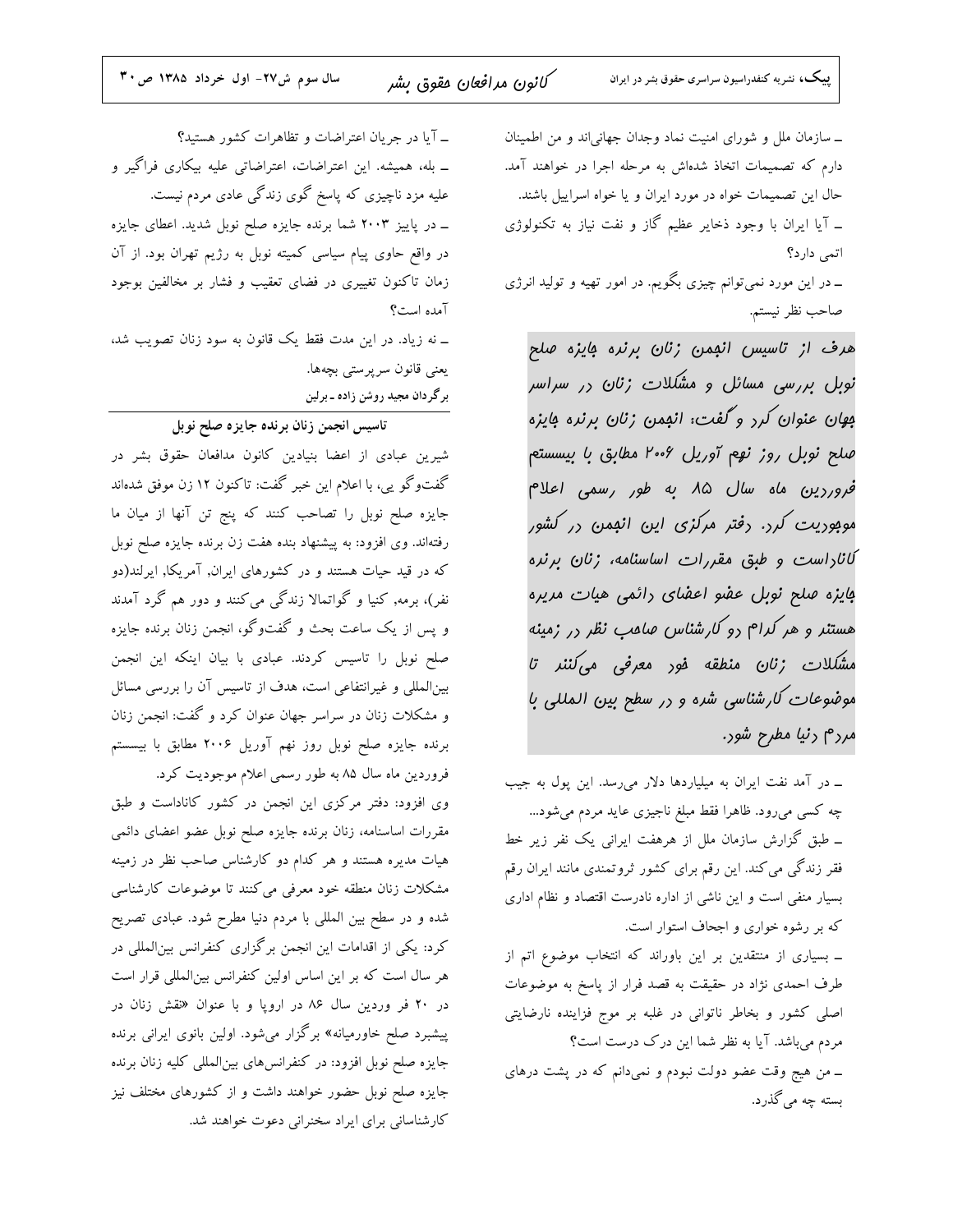ـ سازمان ملل و شورای امنیت نماد وجدان جهانی‌اند و من اطمینان دارم که تصمیمات اتخاذ شده‌اش به مرحله اجرا در خواهند آمد. حال این تصمیمات خواه در مورد ایران و یا خواه اسراییل باشند.

ـ آیا ایران با وجود ذخایر عظیم گاز و نفت نیاز به تکنولوژی اتمی دارد؟

ـ در این مورد نمی‌توانم چیزی بگویم. در امور تهیه و تولید انرژی صاحب نظر نیستم.

> هدف از تاسیس انجمن زنان برنده جایزه صلح نوبل بررسی مسائل و مشکلات زنان در سراسر جهان عنوان کرد و گفت: انجمن زنان برنده جایزه صلح نوبل روز نهم آوریل ۲۰۰۶ مطابق با بیستم فروردین ماه سال ۸۵ به طور رسمی اعلام موجودیت کرد. دفتر مرکزی این انجمن در کشور کاناداست و طبق مقررات اساسنامه، زنان برنده جایزه صلح نوبل عضو اعضای دائمی هیات مدیره هستند و هر کدام دو کارشناس صاحب نظر در زمینه مشکلات زنان منطقه خود معرفی می‌کنند تا موضوعات کارشناسی شده و در سطح بین المللی با مردم دنیا مطرح شود.

ـ در آمد نفت ایران به میلیاردها دلار می‌رسد. این پول به جیب چه کسی می‌رود. ظاهرا فقط مبلغ ناچیزی عاید مردم می‌شود...

ـ طبق گزارش سازمان ملل از هرهفت ایرانی یک نفر زیر خط فقر زندگی می‌کند. این رقم برای کشور ثروتمندی مانند ایران رقم بسیار منفی است و این ناشی از اداره نادرست اقتصاد و نظام اداری که بر رشوه خواری و اجحاف استوار است.

ـ بسیاری از منتقدین بر این باوراند که انتخاب موضوع اتم از طرف احمدی نژاد در حقیقت به قصد فرار از پاسخ به موضوعات اصلی کشور و بخاطر ناتوانی در غلبه بر موج فزاینده نارضایتی مردم می‌باشد. آیا به نظر شما این درک درست است؟

ـ من هیچ وقت عضو دولت نبودم و نمی‌دانم که در پشت درهای بسته چه می‌گذرد.

ـ آیا در جریان اعتراضات و تظاهرات کشور هستید؟

ـ بله، همیشه. این اعتراضات، اعتراضاتی علیه بیکاری فراگیر و علیه مزد ناچیزی که پاسخ گوی زندگی عادی مردم نیست.

ـ در پاییز ۲۰۰۳ شما برنده جایزه صلح نوبل شدید. اعطای جایزه در واقع حاوی پیام سیاسی کمیته نوبل به رژیم تهران بود. از آن زمان تاکنون تغییری در فضای تعقیب و فشار بر مخالفین بوجود آمده است؟

ـ نه زیاد. در این مدت فقط یک قانون به سود زنان تصویب شد، یعنی قانون سرپرستی بچه‌ها.

**برگردان مجید روشن زاده ـ برلین**

---

### تاسیس انجمن زنان برنده جایزه صلح نوبل

شیرین عبادی از اعضا بنیادین کانون مدافعان حقوق بشر در گفت‌وگو یی، با اعلام این خبر گفت: تاکنون ۱۲ زن موفق شده‌اند جایزه صلح نوبل را تصاحب کنند که پنج تن آنها از میان ما رفته‌اند. وی افزود: به پیشنهاد بنده هفت زن برنده جایزه صلح نوبل که در قید حیات هستند و در کشورهای ایران، آمریکا، ایرلند(دو نفر)، برمه، کنیا و گواتمالا زندگی می‌کنند و دور هم گرد آمدند و پس از یک ساعت بحث و گفت‌وگو، انجمن زنان برنده جایزه صلح نوبل را تاسیس کردند. عبادی با بیان اینکه این انجمن بین‌المللی و غیرانتفاعی است، هدف از تاسیس آن را بررسی مسائل و مشکلات زنان در سراسر جهان عنوان کرد و گفت: انجمن زنان برنده جایزه صلح نوبل روز نهم آوریل ۲۰۰۶ مطابق با بیستم فروردین ماه سال ۸۵ به طور رسمی اعلام موجودیت کرد.

وی افزود: دفتر مرکزی این انجمن در کشور کاناداست و طبق مقررات اساسنامه، زنان برنده جایزه صلح نوبل عضو اعضای دائمی هیات مدیره هستند و هر کدام دو کارشناس صاحب نظر در زمینه مشکلات زنان منطقه خود معرفی می‌کنند تا موضوعات کارشناسی شده و در سطح بین المللی با مردم دنیا مطرح شود. عبادی تصریح کرد: یکی از اقدامات این انجمن برگزاری کنفرانس بین‌المللی در هر سال است که بر این اساس اولین کنفرانس بین‌المللی قرار است در ۲۰ فر وردین سال ۸۶ در اروپا و با عنوان «نقش زنان در پیشبرد صلح خاورمیانه» برگزار می‌شود. اولین بانوی ایرانی برنده جایزه صلح نوبل افزود: در کنفرانس‌های بین‌المللی کلیه زنان برنده جایزه صلح نوبل حضور خواهند داشت و از کشورهای مختلف نیز کارشناسانی برای ایراد سخنرانی دعوت خواهند شد.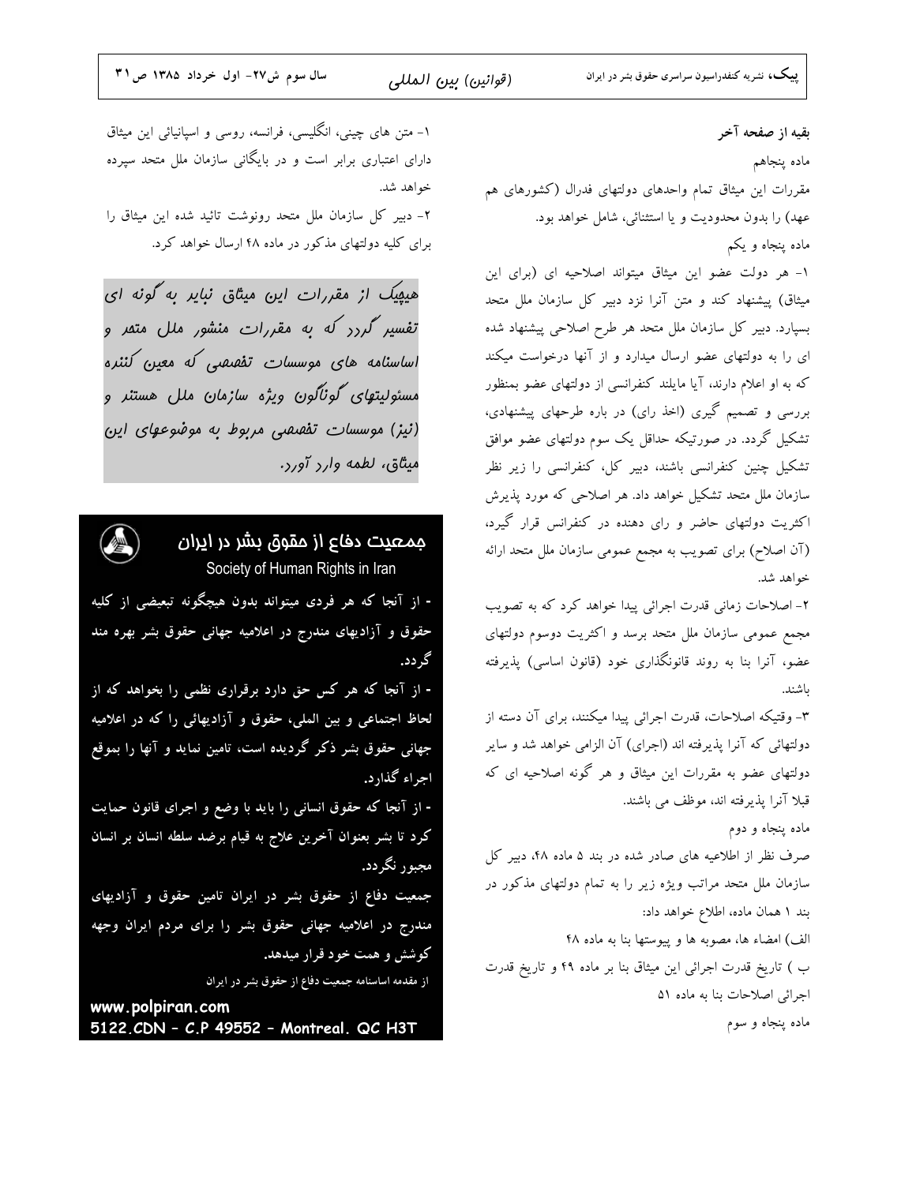**بقیه از صفحه آخر**

ماده پنجاهم

مقررات این میثاق تمام واحدهای دولتهای فدرال (کشورهای هم عهد) را بدون محدودیت و یا استثنائی، شامل خواهد بود.

ماده پنجاه و یکم

۱- هر دولت عضو این میثاق میتواند اصلاحیه ای (برای این میثاق) پیشنهاد کند و متن آنرا نزد دبیر کل سازمان ملل متحد بسپارد. دبیر کل سازمان ملل متحد هر طرح اصلاحی پیشنهاد شده ای را به دولتهای عضو ارسال میدارد و از آنها درخواست میکند که به او اعلام دارند، آیا مایلند کنفرانسی از دولتهای عضو بمنظور بررسی و تصمیم گیری (اخذ رای) در باره طرحهای پیشنهادی، تشکیل گردد. در صورتیکه حداقل یک سوم دولتهای عضو موافق تشکیل چنین کنفرانسی باشند، دبیر کل، کنفرانسی را زیر نظر سازمان ملل متحد تشکیل خواهد داد. هر اصلاحی که مورد پذیرش اکثریت دولتهای حاضر و رای دهنده در کنفرانس قرار گیرد، (آن اصلاح) برای تصویب به مجمع عمومی سازمان ملل متحد ارائه خواهد شد.

۲- اصلاحات زمانی قدرت اجرائی پیدا خواهد کرد که به تصویب مجمع عمومی سازمان ملل متحد برسد و اکثریت دوسوم دولتهای عضو، آنرا بنا به روند قانونگذاری خود (قانون اساسی) پذیرفته باشند.

۳- وقتیکه اصلاحات، قدرت اجرائی پیدا میکنند، برای آن دسته از دولتهائی که آنرا پذیرفته اند (اجرای) آن الزامی خواهد شد و سایر دولتهای عضو به مقررات این میثاق و هر گونه اصلاحیه ای که قبلا آنرا پذیرفته اند، موظف می باشند.

ماده پنجاه و دوم

صرف نظر از اطلاعیه های صادر شده در بند ۵ ماده ۴۸، دبیر کل سازمان ملل متحد مراتب ویژه زیر را به تمام دولتهای مذکور در بند ۱ همان ماده، اطلاع خواهد داد:

الف) امضاء ها، مصوبه ها و پیوستها بنا به ماده ۴۸

ب ) تاریخ قدرت اجرائی این میثاق بنا بر ماده ۴۹ و تاریخ قدرت اجرائی اصلاحات بنا به ماده ۵۱

ماده پنجاه و سوم

۱- متن های چینی، انگلیسی، فرانسه، روسی و اسپانیائی این میثاق دارای اعتباری برابر است و در بایگانی سازمان ملل متحد سپرده خواهد شد.

۲- دبیر کل سازمان ملل متحد رونوشت تائید شده این میثاق را برای کلیه دولتهای مذکور در ماده ۴۸ ارسال خواهد کرد.

*هیچیک از مقررات این میثاق نباید به گونه ای تفسیر گردد که به مقررات منشور ملل متحد و اساسنامه های موسسات تخصصی که معین کننده مسئولیتهای گوناگون ویژه سازمان ملل هستند و (نیز) موسسات تخصصی مربوط به موضوعهای این میثاق، لطمه وارد آورد.*

## جمعیت دفاع از حقوق بشر در ایران

Society of Human Rights in Iran

**- از آنجا که هر فردی میتواند بدون هیچگونه تبعیضی از کلیه حقوق و آزادیهای مندرج در اعلامیه جهانی حقوق بشر بهره مند گردد.**

**- از آنجا که هر کس حق دارد برقراری نظمی را بخواهد که از لحاظ اجتماعی و بین المللی، حقوق و آزادیهائی را که در اعلامیه جهانی حقوق بشر ذکر گردیده است، تامین نماید و آنها را بموقع اجراء گذارد.**

**- از آنجا که حقوق انسانی را باید با وضع و اجرای قانون حمایت کرد تا بشر بعنوان آخرین علاج به قیام برضد سلطه انسان بر انسان مجبور نگردد.**

**جمعیت دفاع از حقوق بشر در ایران تامین حقوق و آزادیهای مندرج در اعلامیه جهانی حقوق بشر را برای مردم ایران وجهه کوشش و همت خود قرار میدهد.**

از مقدمه اساسنامه جمعیت دفاع از حقوق بشر در ایران

**www.polpiran.com**

**5122.CDN - C.P 49552 - Montreal. QC H3T**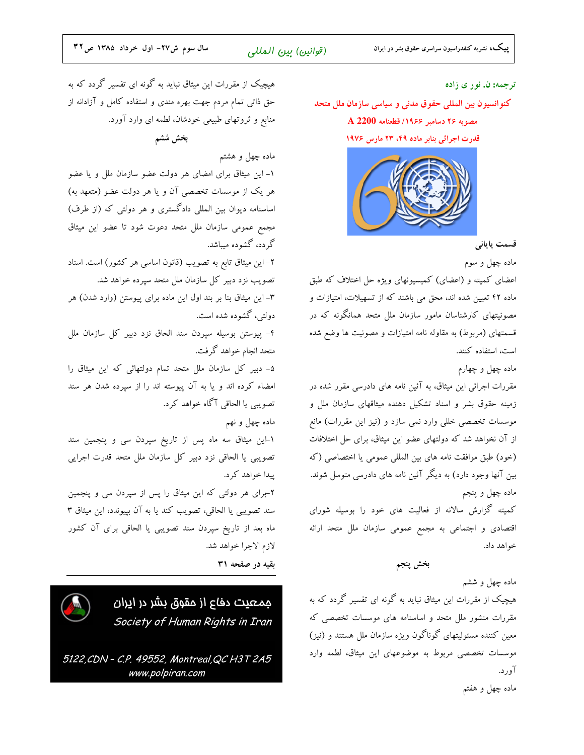ترجمه: ن. نور ی زاده

**کنوانسیون بین المللی حقوق مدنی و سیاسی سازمان ملل متحد**

**مصوبه ۲۶ دسامبر ۱۹۶۶/ قطعنامه A 2200**

**قدرت اجرائی بنابر ماده ۴۹، ۲۳ مارس ۱۹۷۶**

### قسمت پایانی

ماده چهل و سوم

اعضای کمیته و (اعضای) کمیسیونهای ویژه حل اختلاف که طبق ماده ۴۲ تعیین شده اند، محق می باشند که از تسهیلات، امتیازات و مصونیتهای کارشناسان مامور سازمان ملل متحد همانگونه که در قسمتهای (مربوط) به مقاوله نامه امتیازات و مصونیت ها وضع شده است، استفاده کنند.

ماده چهل و چهارم

مقررات اجرائی این میثاق، به آئین نامه های دادرسی مقرر شده در زمینه حقوق بشر و اسناد تشکیل دهنده میثاقهای سازمان ملل و موسسات تخصصی خللی وارد نمی سازد و (نیز این مقررات) مانع از آن نخواهد شد که دولتهای عضو این میثاق، برای حل اختلافات (خود) طبق موافقت نامه های بین المللی عمومی یا اختصاصی (که بین آنها وجود دارد) به دیگر آئین نامه های دادرسی متوسل شوند.

ماده چهل و پنجم

کمیته گزارش سالانه از فعالیت های خود را بوسیله شورای اقتصادی و اجتماعی به مجمع عمومی سازمان ملل متحد ارائه خواهد داد.

### بخش پنجم

ماده چهل و ششم

هیچیک از مقررات این میثاق نباید به گونه ای تفسیر گردد که به مقررات منشور ملل متحد و اساسنامه های موسسات تخصصی که معین کننده مسئولیتهای گوناگون ویژه سازمان ملل هستند و (نیز) موسسات تخصصی مربوط به موضوعهای این میثاق، لطمه وارد آورد.

ماده چهل و هفتم

هیچیک از مقررات این میثاق نباید به گونه ای تفسیر گردد که به حق ذاتی تمام مردم جهت بهره مندی و استفاده کامل و آزادانه از منابع و ثروتهای طبیعی خودشان، لطمه ای وارد آورد.

### بخش ششم

ماده چهل و هشتم

۱- این میثاق برای امضای هر دولت عضو سازمان ملل و یا عضو هر یک از موسسات تخصصی آن و یا هر دولت عضو (متعهد به) اساسنامه دیوان بین المللی دادگستری و هر دولتی که (از طرف) مجمع عمومی سازمان ملل متحد دعوت شود تا عضو این میثاق گردد، گشوده میباشد.

۲- این میثاق تابع به تصویب (قانون اساسی هر کشور) است. اسناد تصویب نزد دبیر کل سازمان ملل متحد سپرده خواهد شد.

۳- این میثاق بنا بر بند اول این ماده برای پیوستن (وارد شدن) هر دولتی، گشوده شده است.

۴- پیوستن بوسیله سپردن سند الحاق نزد دبیر کل سازمان ملل متحد انجام خواهد گرفت.

۵- دبیر کل سازمان ملل متحد تمام دولتهائی که این میثاق را امضاء کرده اند و یا به آن پیوسته اند را از سپرده شدن هر سند تصویبی یا الحاقی آگاه خواهد کرد.

ماده چهل و نهم

۱-این میثاق سه ماه پس از تاریخ سپردن سی و پنجمین سند تصویبی یا الحاقی نزد دبیر کل سازمان ملل متحد قدرت اجرایی پیدا خواهد کرد.

۲-برای هر دولتی که این میثاق را پس از سپردن سی و پنجمین سند تصویبی یا الحاقی، تصویب کند یا به آن بپیوندد، این میثاق ۳ ماه بعد از تاریخ سپردن سند تصویبی یا الحاقی برای آن کشور لازم الاجرا خواهد شد.

**بقیه در صفحه ۳۱**

---

**جمعیت دفاع از حقوق بشر در ایران**

*Society of Human Rights in Iran*

*5122,CDN - C.P. 49552, Montreal,QC H3T 2A5*

*www.polpiran.com*